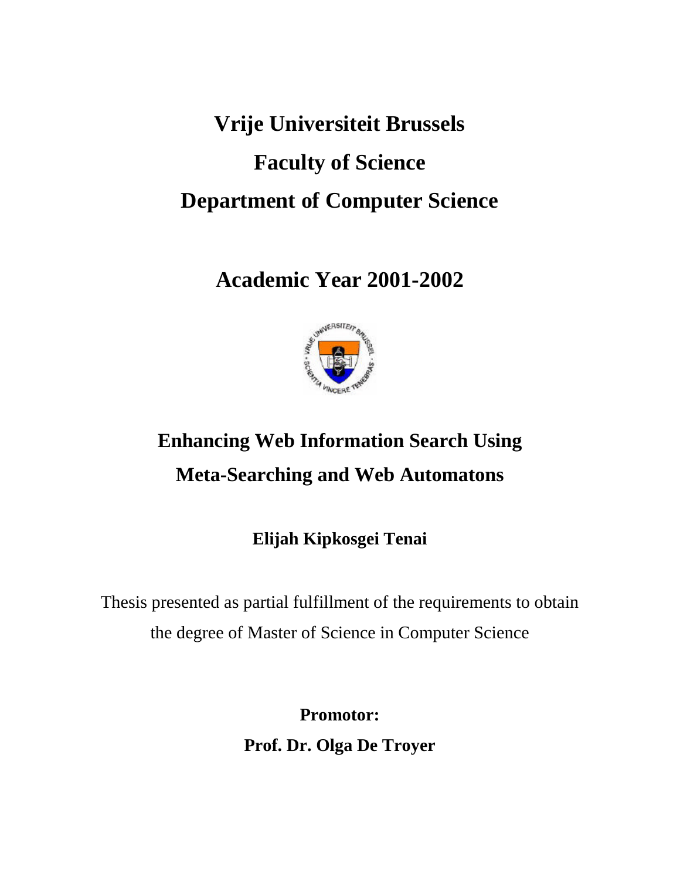**Vrije Universiteit Brussels**

**Faculty of Science**

**Department of Computer Science**

**Academic Year 2001-2002**

# Enhancing Web Information Search Using Meta-Searching and Web Automatons

**Elijah Kipkosgei Tenai**

Thesis presented as partial fulfillment of the requirements to obtain the degree of Master of Science in Computer Science

**Promotor:**

**Prof. Dr. Olga De Troyer**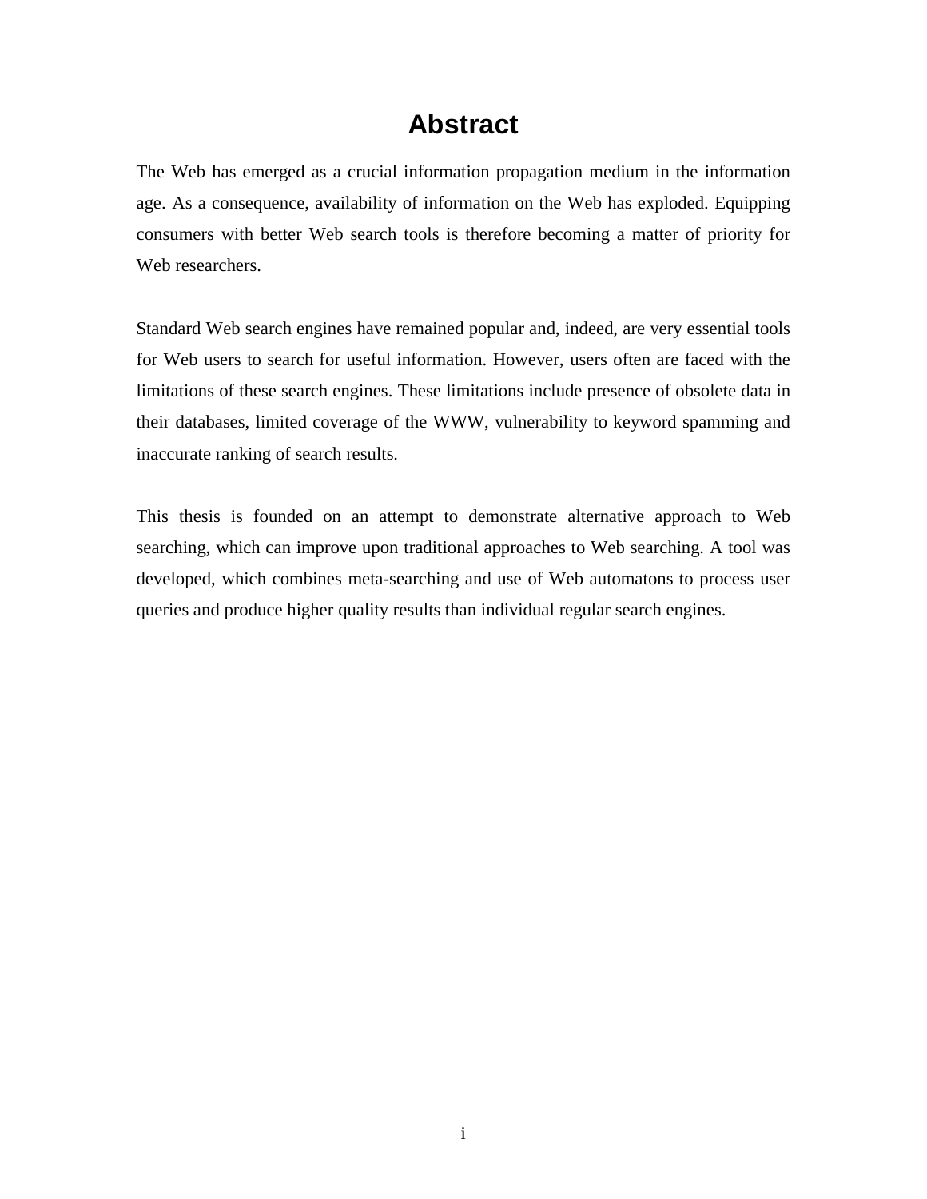# Abstract

The Web has emerged as a crucial information propagation medium in the information age. As a consequence, availability of information on the Web has exploded. Equipping consumers with better Web search tools is therefore becoming a matter of priority for Web researchers.

Standard Web search engines have remained popular and, indeed, are very essential tools for Web users to search for useful information. However, users often are faced with the limitations of these search engines. These limitations include presence of obsolete data in their databases, limited coverage of the WWW, vulnerability to keyword spamming and inaccurate ranking of search results.

This thesis is founded on an attempt to demonstrate alternative approach to Web searching, which can improve upon traditional approaches to Web searching. A tool was developed, which combines meta-searching and use of Web automatons to process user queries and produce higher quality results than individual regular search engines.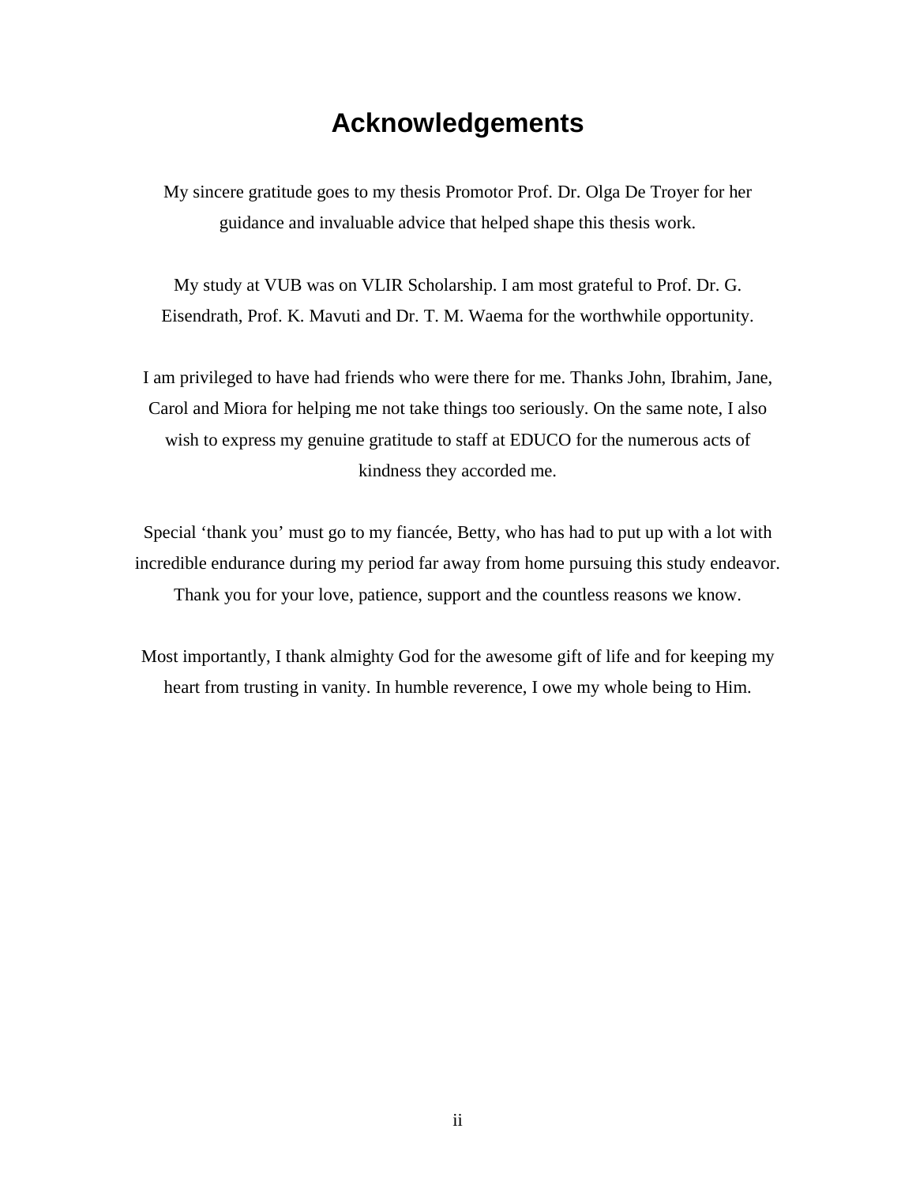# Acknowledgements

My sincere gratitude goes to my thesis Promotor Prof. Dr. Olga De Troyer for her guidance and invaluable advice that helped shape this thesis work.

My study at VUB was on VLIR Scholarship. I am most grateful to Prof. Dr. G. Eisendrath, Prof. K. Mavuti and Dr. T. M. Waema for the worthwhile opportunity.

I am privileged to have had friends who were there for me. Thanks John, Ibrahim, Jane, Carol and Miora for helping me not take things too seriously. On the same note, I also wish to express my genuine gratitude to staff at EDUCO for the numerous acts of kindness they accorded me.

Special 'thank you' must go to my fiancée, Betty, who has had to put up with a lot with incredible endurance during my period far away from home pursuing this study endeavor. Thank you for your love, patience, support and the countless reasons we know.

Most importantly, I thank almighty God for the awesome gift of life and for keeping my heart from trusting in vanity. In humble reverence, I owe my whole being to Him.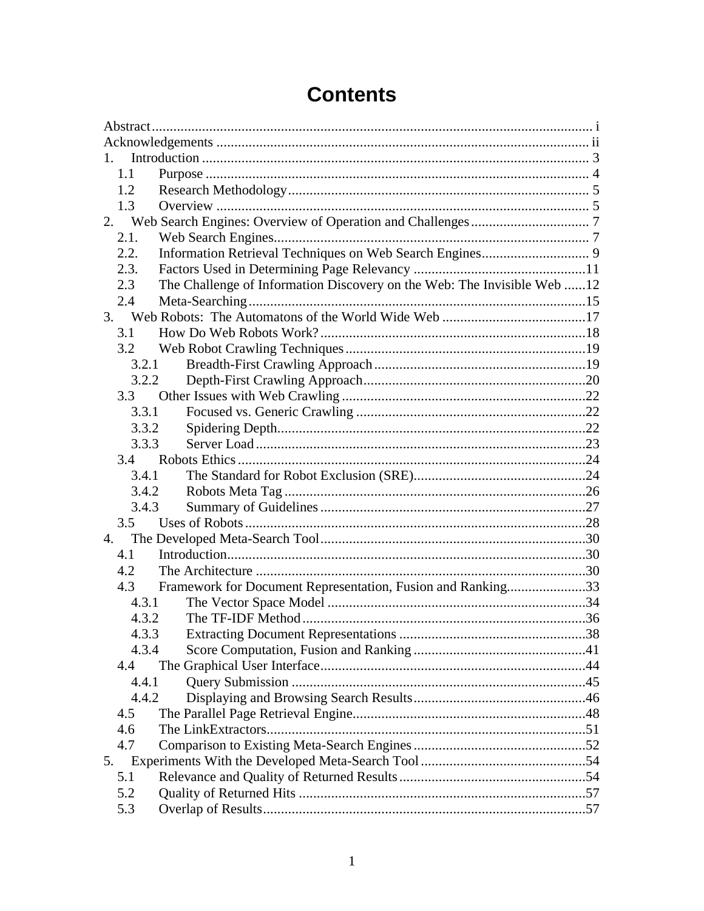# Contents

Abstract ........................................................................................................................ i
Acknowledgements ....................................................................................................... ii
1. Introduction ............................................................................................................ 3
  1.1 Purpose ............................................................................................................. 4
  1.2 Research Methodology ..................................................................................... 5
  1.3 Overview ........................................................................................................... 5
2. Web Search Engines: Overview of Operation and Challenges ................................. 7
  2.1. Web Search Engines ......................................................................................... 7
  2.2. Information Retrieval Techniques on Web Search Engines .............................. 9
  2.3. Factors Used in Determining Page Relevancy ................................................. 11
  2.3 The Challenge of Information Discovery on the Web: The Invisible Web ...... 12
  2.4 Meta-Searching ............................................................................................... 15
3. Web Robots: The Automatons of the World Wide Web ......................................... 17
  3.1 How Do Web Robots Work? ........................................................................... 18
  3.2 Web Robot Crawling Techniques ................................................................... 19
    3.2.1 Breadth-First Crawling Approach ............................................................ 19
    3.2.2 Depth-First Crawling Approach ............................................................... 20
  3.3 Other Issues with Web Crawling .................................................................... 22
    3.3.1 Focused vs. Generic Crawling ................................................................. 22
    3.3.2 Spidering Depth ....................................................................................... 22
    3.3.3 Server Load ............................................................................................. 23
  3.4 Robots Ethics ................................................................................................. 24
    3.4.1 The Standard for Robot Exclusion (SRE) ................................................. 24
    3.4.2 Robots Meta Tag ..................................................................................... 26
    3.4.3 Summary of Guidelines ........................................................................... 27
  3.5 Uses of Robots ............................................................................................... 28
4. The Developed Meta-Search Tool ......................................................................... 30
  4.1 Introduction .................................................................................................... 30
  4.2 The Architecture ............................................................................................ 30
  4.3 Framework for Document Representation, Fusion and Ranking ...................... 33
    4.3.1 The Vector Space Model ......................................................................... 34
    4.3.2 The TF-IDF Method ................................................................................. 36
    4.3.3 Extracting Document Representations ..................................................... 38
    4.3.4 Score Computation, Fusion and Ranking ................................................. 41
  4.4 The Graphical User Interface ........................................................................... 44
    4.4.1 Query Submission ................................................................................... 45
    4.4.2 Displaying and Browsing Search Results ................................................. 46
  4.5 The Parallel Page Retrieval Engine ................................................................. 48
  4.6 The LinkExtractors ......................................................................................... 51
  4.7 Comparison to Existing Meta-Search Engines ................................................ 52
5. Experiments With the Developed Meta-Search Tool ............................................. 54
  5.1 Relevance and Quality of Returned Results .................................................... 54
  5.2 Quality of Returned Hits ................................................................................ 57
  5.3 Overlap of Results .......................................................................................... 57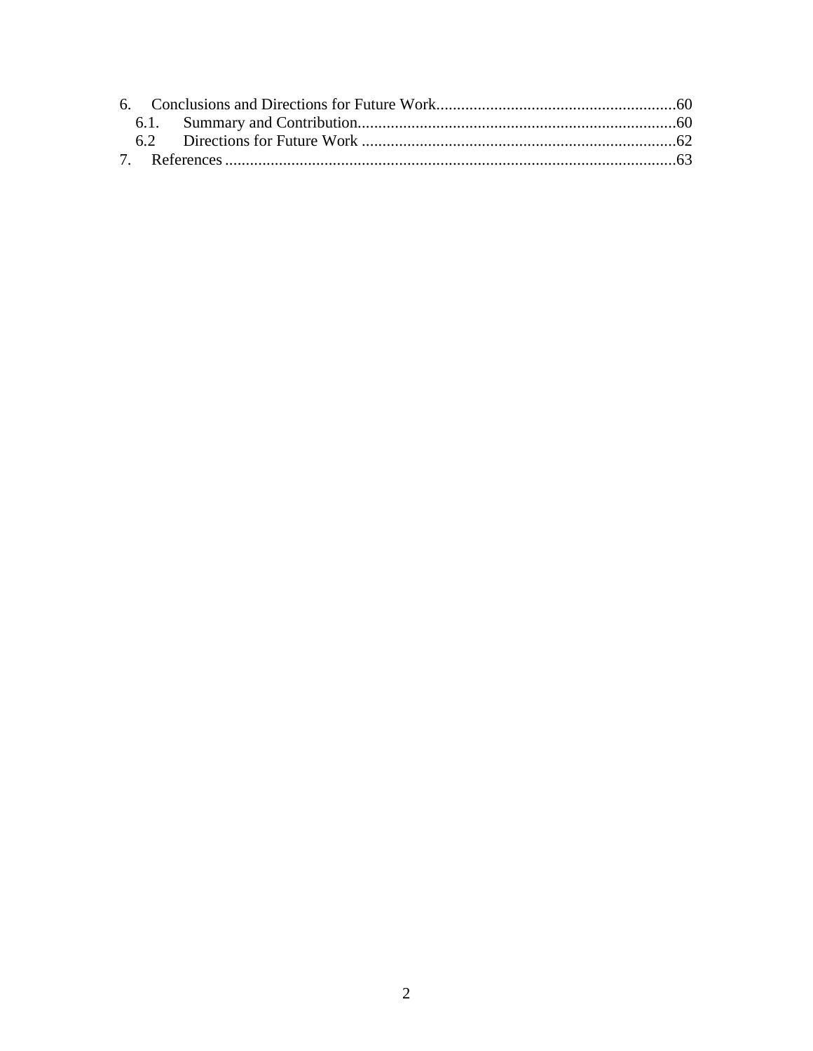6. Conclusions and Directions for Future Work .......................................................... 60
   6.1. Summary and Contribution ............................................................................ 60
   6.2 Directions for Future Work ............................................................................ 62
7. References ............................................................................................................ 63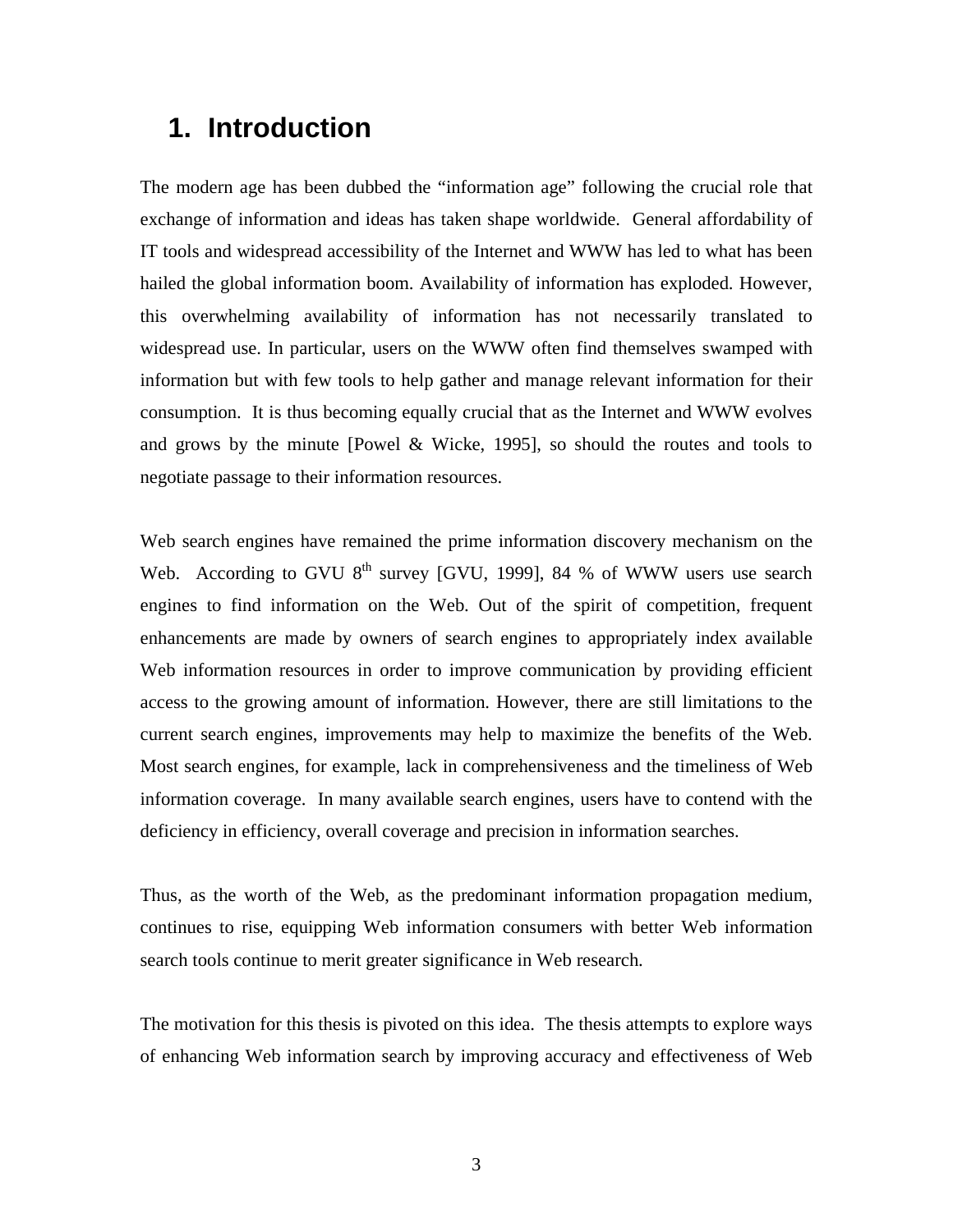# 1. Introduction

The modern age has been dubbed the "information age" following the crucial role that exchange of information and ideas has taken shape worldwide. General affordability of IT tools and widespread accessibility of the Internet and WWW has led to what has been hailed the global information boom. Availability of information has exploded. However, this overwhelming availability of information has not necessarily translated to widespread use. In particular, users on the WWW often find themselves swamped with information but with few tools to help gather and manage relevant information for their consumption. It is thus becoming equally crucial that as the Internet and WWW evolves and grows by the minute [Powel & Wicke, 1995], so should the routes and tools to negotiate passage to their information resources.

Web search engines have remained the prime information discovery mechanism on the Web. According to GVU 8th survey [GVU, 1999], 84 % of WWW users use search engines to find information on the Web. Out of the spirit of competition, frequent enhancements are made by owners of search engines to appropriately index available Web information resources in order to improve communication by providing efficient access to the growing amount of information. However, there are still limitations to the current search engines, improvements may help to maximize the benefits of the Web. Most search engines, for example, lack in comprehensiveness and the timeliness of Web information coverage. In many available search engines, users have to contend with the deficiency in efficiency, overall coverage and precision in information searches.

Thus, as the worth of the Web, as the predominant information propagation medium, continues to rise, equipping Web information consumers with better Web information search tools continue to merit greater significance in Web research.

The motivation for this thesis is pivoted on this idea. The thesis attempts to explore ways of enhancing Web information search by improving accuracy and effectiveness of Web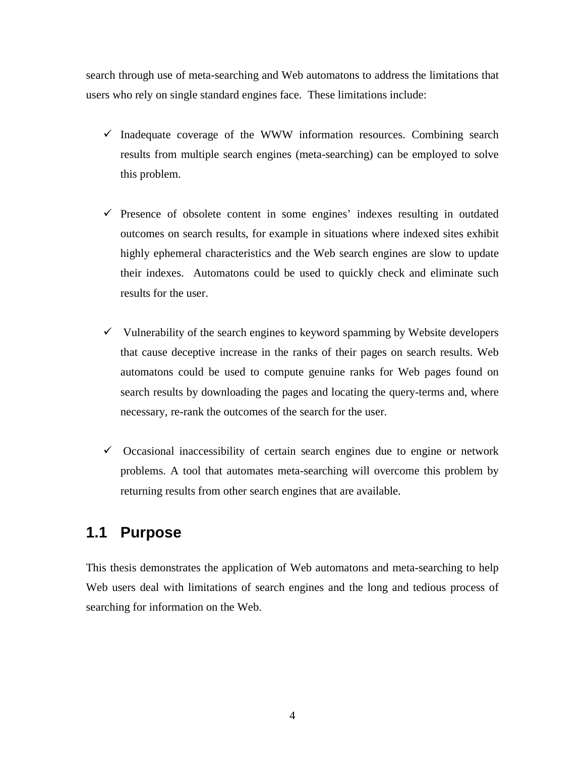search through use of meta-searching and Web automatons to address the limitations that users who rely on single standard engines face. These limitations include:

- ✓ Inadequate coverage of the WWW information resources. Combining search results from multiple search engines (meta-searching) can be employed to solve this problem.

- ✓ Presence of obsolete content in some engines' indexes resulting in outdated outcomes on search results, for example in situations where indexed sites exhibit highly ephemeral characteristics and the Web search engines are slow to update their indexes. Automatons could be used to quickly check and eliminate such results for the user.

- ✓ Vulnerability of the search engines to keyword spamming by Website developers that cause deceptive increase in the ranks of their pages on search results. Web automatons could be used to compute genuine ranks for Web pages found on search results by downloading the pages and locating the query-terms and, where necessary, re-rank the outcomes of the search for the user.

- ✓ Occasional inaccessibility of certain search engines due to engine or network problems. A tool that automates meta-searching will overcome this problem by returning results from other search engines that are available.

## 1.1 Purpose

This thesis demonstrates the application of Web automatons and meta-searching to help Web users deal with limitations of search engines and the long and tedious process of searching for information on the Web.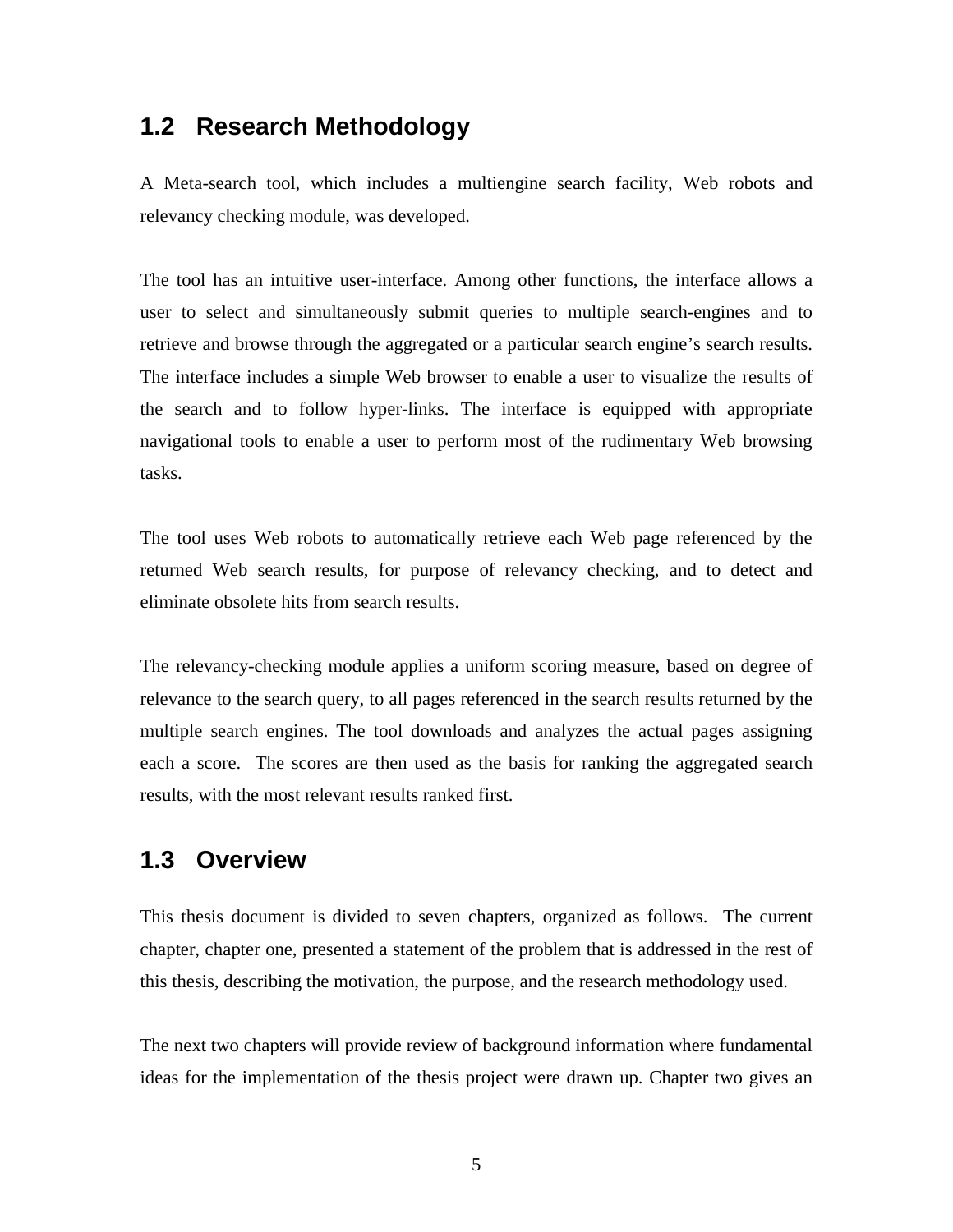## 1.2 Research Methodology

A Meta-search tool, which includes a multiengine search facility, Web robots and relevancy checking module, was developed.

The tool has an intuitive user-interface. Among other functions, the interface allows a user to select and simultaneously submit queries to multiple search-engines and to retrieve and browse through the aggregated or a particular search engine's search results. The interface includes a simple Web browser to enable a user to visualize the results of the search and to follow hyper-links. The interface is equipped with appropriate navigational tools to enable a user to perform most of the rudimentary Web browsing tasks.

The tool uses Web robots to automatically retrieve each Web page referenced by the returned Web search results, for purpose of relevancy checking, and to detect and eliminate obsolete hits from search results.

The relevancy-checking module applies a uniform scoring measure, based on degree of relevance to the search query, to all pages referenced in the search results returned by the multiple search engines. The tool downloads and analyzes the actual pages assigning each a score. The scores are then used as the basis for ranking the aggregated search results, with the most relevant results ranked first.

## 1.3 Overview

This thesis document is divided to seven chapters, organized as follows. The current chapter, chapter one, presented a statement of the problem that is addressed in the rest of this thesis, describing the motivation, the purpose, and the research methodology used.

The next two chapters will provide review of background information where fundamental ideas for the implementation of the thesis project were drawn up. Chapter two gives an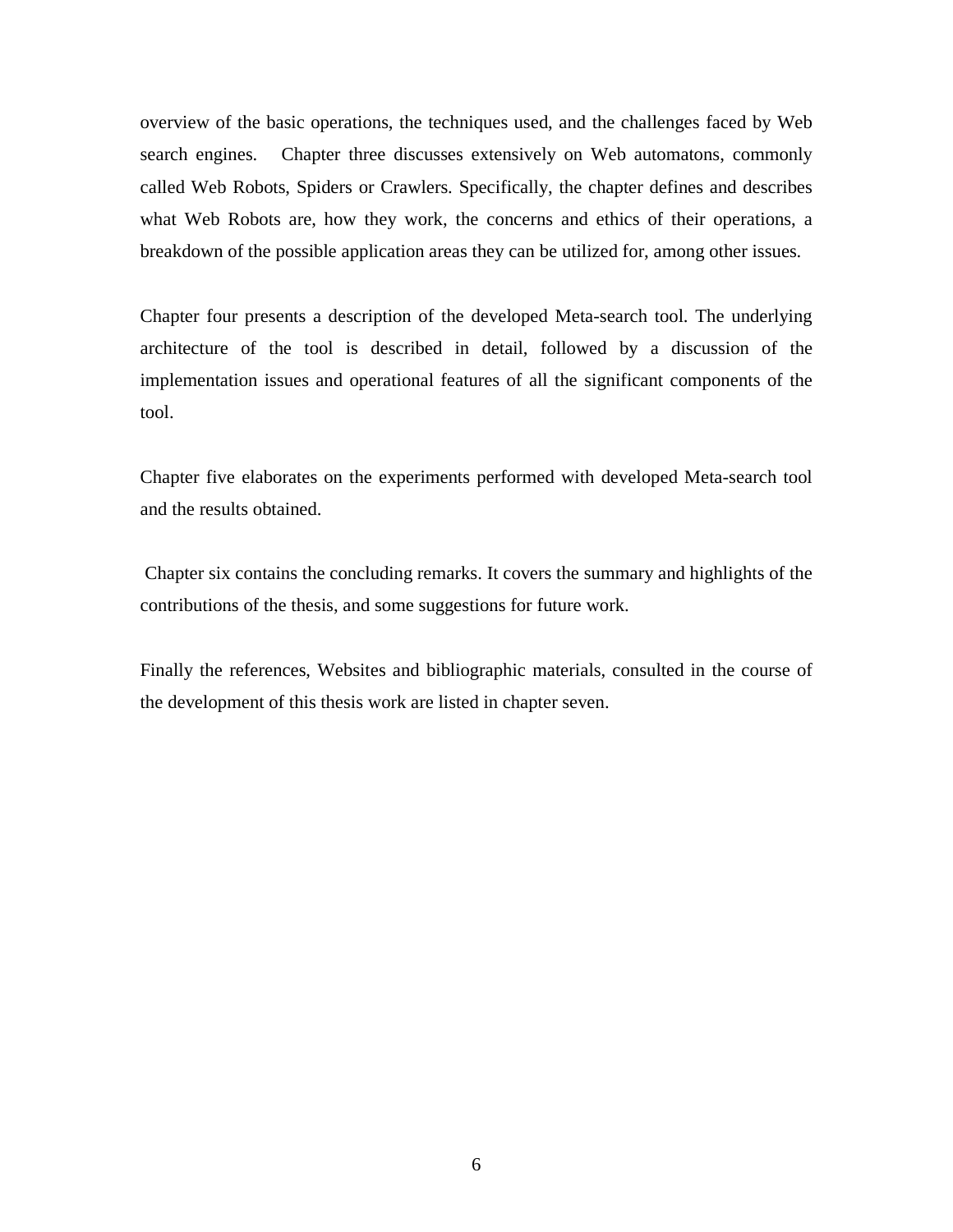overview of the basic operations, the techniques used, and the challenges faced by Web search engines. Chapter three discusses extensively on Web automatons, commonly called Web Robots, Spiders or Crawlers. Specifically, the chapter defines and describes what Web Robots are, how they work, the concerns and ethics of their operations, a breakdown of the possible application areas they can be utilized for, among other issues.

Chapter four presents a description of the developed Meta-search tool. The underlying architecture of the tool is described in detail, followed by a discussion of the implementation issues and operational features of all the significant components of the tool.

Chapter five elaborates on the experiments performed with developed Meta-search tool and the results obtained.

Chapter six contains the concluding remarks. It covers the summary and highlights of the contributions of the thesis, and some suggestions for future work.

Finally the references, Websites and bibliographic materials, consulted in the course of the development of this thesis work are listed in chapter seven.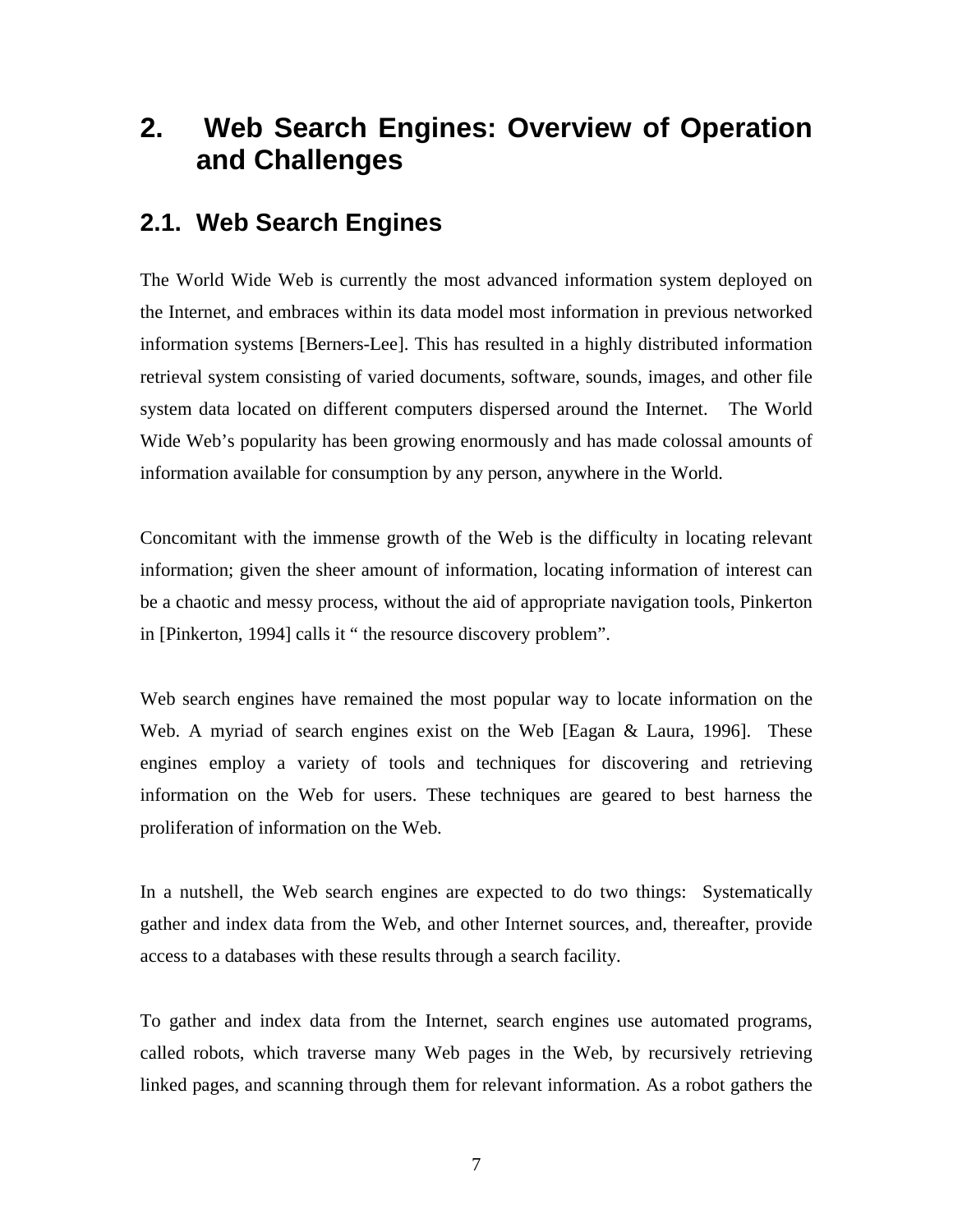# 2. Web Search Engines: Overview of Operation and Challenges

## 2.1. Web Search Engines

The World Wide Web is currently the most advanced information system deployed on the Internet, and embraces within its data model most information in previous networked information systems [Berners-Lee]. This has resulted in a highly distributed information retrieval system consisting of varied documents, software, sounds, images, and other file system data located on different computers dispersed around the Internet. The World Wide Web's popularity has been growing enormously and has made colossal amounts of information available for consumption by any person, anywhere in the World.

Concomitant with the immense growth of the Web is the difficulty in locating relevant information; given the sheer amount of information, locating information of interest can be a chaotic and messy process, without the aid of appropriate navigation tools, Pinkerton in [Pinkerton, 1994] calls it " the resource discovery problem".

Web search engines have remained the most popular way to locate information on the Web. A myriad of search engines exist on the Web [Eagan & Laura, 1996]. These engines employ a variety of tools and techniques for discovering and retrieving information on the Web for users. These techniques are geared to best harness the proliferation of information on the Web.

In a nutshell, the Web search engines are expected to do two things: Systematically gather and index data from the Web, and other Internet sources, and, thereafter, provide access to a databases with these results through a search facility.

To gather and index data from the Internet, search engines use automated programs, called robots, which traverse many Web pages in the Web, by recursively retrieving linked pages, and scanning through them for relevant information. As a robot gathers the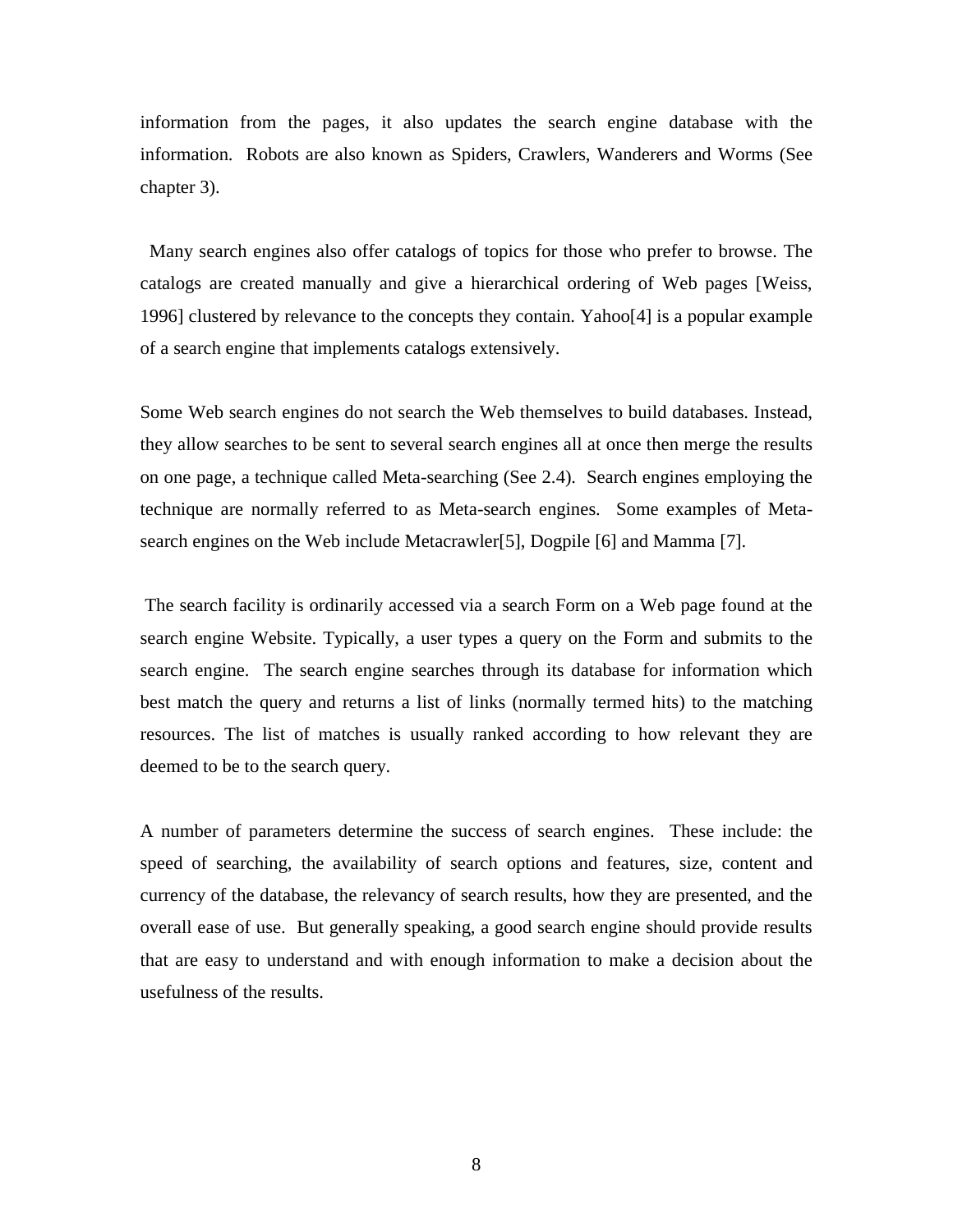information from the pages, it also updates the search engine database with the information. Robots are also known as Spiders, Crawlers, Wanderers and Worms (See chapter 3).

Many search engines also offer catalogs of topics for those who prefer to browse. The catalogs are created manually and give a hierarchical ordering of Web pages [Weiss, 1996] clustered by relevance to the concepts they contain. Yahoo[4] is a popular example of a search engine that implements catalogs extensively.

Some Web search engines do not search the Web themselves to build databases. Instead, they allow searches to be sent to several search engines all at once then merge the results on one page, a technique called Meta-searching (See 2.4). Search engines employing the technique are normally referred to as Meta-search engines. Some examples of Meta-search engines on the Web include Metacrawler[5], Dogpile [6] and Mamma [7].

The search facility is ordinarily accessed via a search Form on a Web page found at the search engine Website. Typically, a user types a query on the Form and submits to the search engine. The search engine searches through its database for information which best match the query and returns a list of links (normally termed hits) to the matching resources. The list of matches is usually ranked according to how relevant they are deemed to be to the search query.

A number of parameters determine the success of search engines. These include: the speed of searching, the availability of search options and features, size, content and currency of the database, the relevancy of search results, how they are presented, and the overall ease of use. But generally speaking, a good search engine should provide results that are easy to understand and with enough information to make a decision about the usefulness of the results.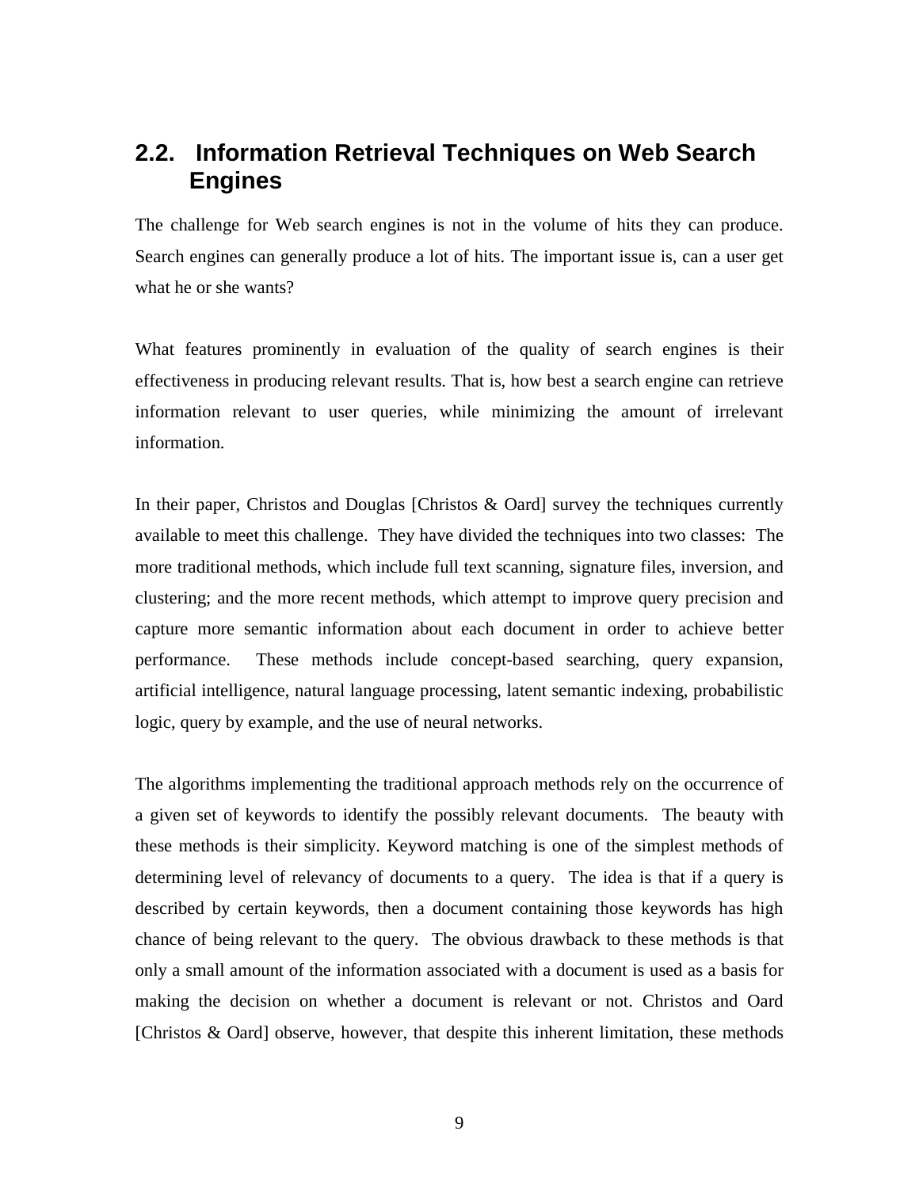## 2.2. Information Retrieval Techniques on Web Search Engines

The challenge for Web search engines is not in the volume of hits they can produce. Search engines can generally produce a lot of hits. The important issue is, can a user get what he or she wants?

What features prominently in evaluation of the quality of search engines is their effectiveness in producing relevant results. That is, how best a search engine can retrieve information relevant to user queries, while minimizing the amount of irrelevant information.

In their paper, Christos and Douglas [Christos & Oard] survey the techniques currently available to meet this challenge. They have divided the techniques into two classes: The more traditional methods, which include full text scanning, signature files, inversion, and clustering; and the more recent methods, which attempt to improve query precision and capture more semantic information about each document in order to achieve better performance. These methods include concept-based searching, query expansion, artificial intelligence, natural language processing, latent semantic indexing, probabilistic logic, query by example, and the use of neural networks.

The algorithms implementing the traditional approach methods rely on the occurrence of a given set of keywords to identify the possibly relevant documents. The beauty with these methods is their simplicity. Keyword matching is one of the simplest methods of determining level of relevancy of documents to a query. The idea is that if a query is described by certain keywords, then a document containing those keywords has high chance of being relevant to the query. The obvious drawback to these methods is that only a small amount of the information associated with a document is used as a basis for making the decision on whether a document is relevant or not. Christos and Oard [Christos & Oard] observe, however, that despite this inherent limitation, these methods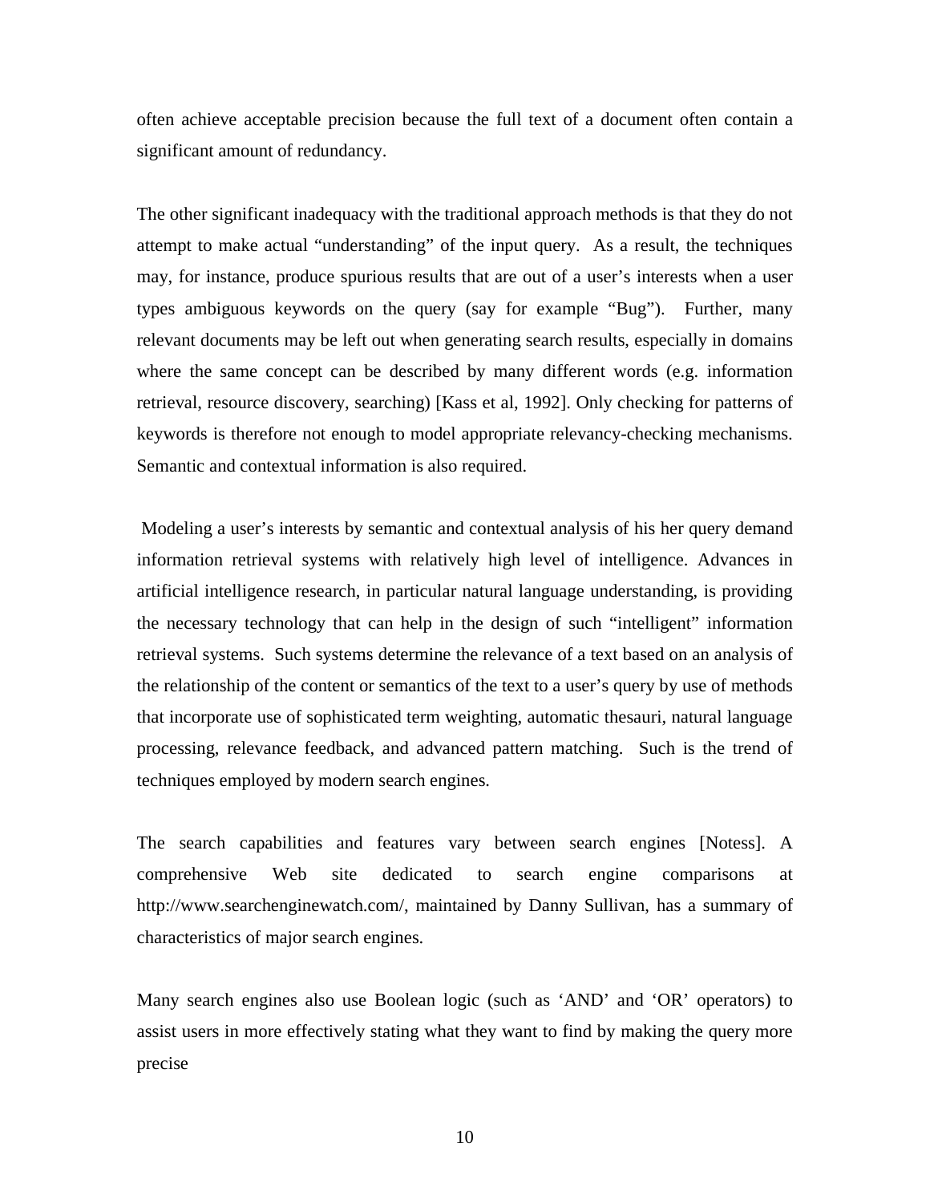often achieve acceptable precision because the full text of a document often contain a significant amount of redundancy.

The other significant inadequacy with the traditional approach methods is that they do not attempt to make actual "understanding" of the input query. As a result, the techniques may, for instance, produce spurious results that are out of a user's interests when a user types ambiguous keywords on the query (say for example "Bug"). Further, many relevant documents may be left out when generating search results, especially in domains where the same concept can be described by many different words (e.g. information retrieval, resource discovery, searching) [Kass et al, 1992]. Only checking for patterns of keywords is therefore not enough to model appropriate relevancy-checking mechanisms. Semantic and contextual information is also required.

Modeling a user's interests by semantic and contextual analysis of his her query demand information retrieval systems with relatively high level of intelligence. Advances in artificial intelligence research, in particular natural language understanding, is providing the necessary technology that can help in the design of such "intelligent" information retrieval systems. Such systems determine the relevance of a text based on an analysis of the relationship of the content or semantics of the text to a user's query by use of methods that incorporate use of sophisticated term weighting, automatic thesauri, natural language processing, relevance feedback, and advanced pattern matching. Such is the trend of techniques employed by modern search engines.

The search capabilities and features vary between search engines [Notess]. A comprehensive Web site dedicated to search engine comparisons at http://www.searchenginewatch.com/, maintained by Danny Sullivan, has a summary of characteristics of major search engines.

Many search engines also use Boolean logic (such as 'AND' and 'OR' operators) to assist users in more effectively stating what they want to find by making the query more precise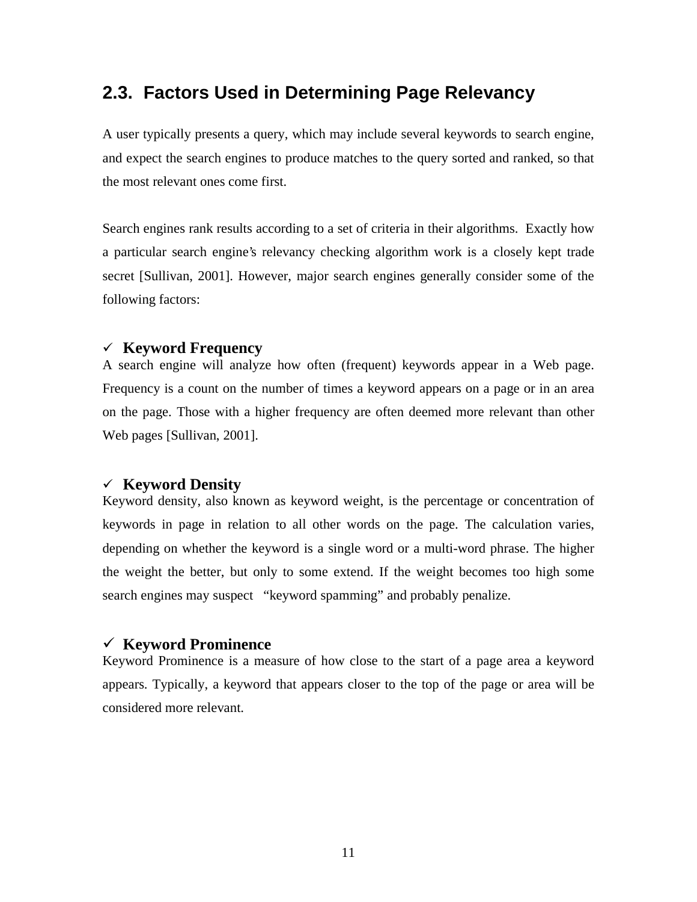## 2.3. Factors Used in Determining Page Relevancy

A user typically presents a query, which may include several keywords to search engine, and expect the search engines to produce matches to the query sorted and ranked, so that the most relevant ones come first.

Search engines rank results according to a set of criteria in their algorithms. Exactly how a particular search engine's relevancy checking algorithm work is a closely kept trade secret [Sullivan, 2001]. However, major search engines generally consider some of the following factors:

✓ **Keyword Frequency**

A search engine will analyze how often (frequent) keywords appear in a Web page. Frequency is a count on the number of times a keyword appears on a page or in an area on the page. Those with a higher frequency are often deemed more relevant than other Web pages [Sullivan, 2001].

✓ **Keyword Density**

Keyword density, also known as keyword weight, is the percentage or concentration of keywords in page in relation to all other words on the page. The calculation varies, depending on whether the keyword is a single word or a multi-word phrase. The higher the weight the better, but only to some extend. If the weight becomes too high some search engines may suspect "keyword spamming" and probably penalize.

✓ **Keyword Prominence**

Keyword Prominence is a measure of how close to the start of a page area a keyword appears. Typically, a keyword that appears closer to the top of the page or area will be considered more relevant.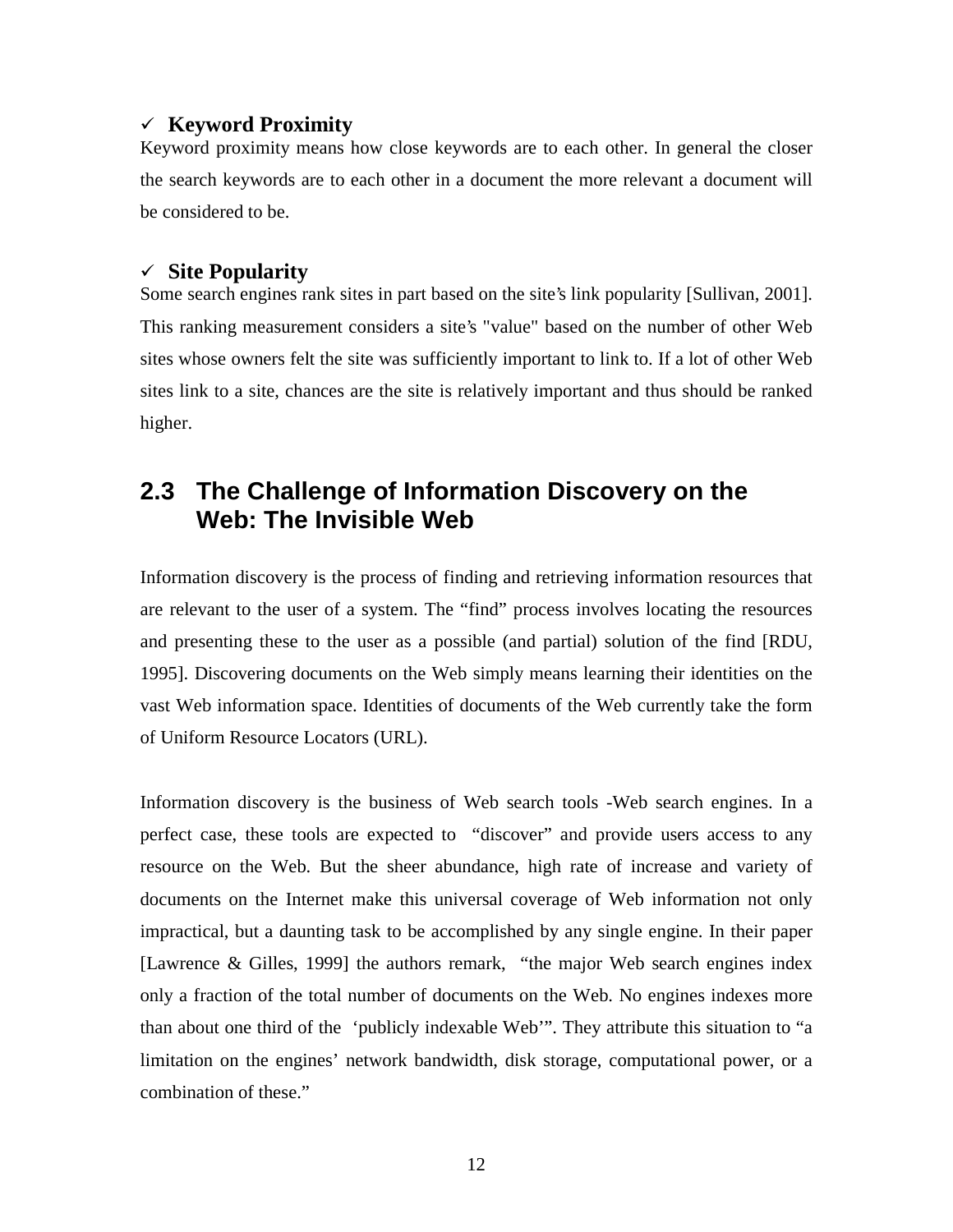- ✓ **Keyword Proximity**

Keyword proximity means how close keywords are to each other. In general the closer the search keywords are to each other in a document the more relevant a document will be considered to be.

- ✓ **Site Popularity**

Some search engines rank sites in part based on the site's link popularity [Sullivan, 2001]. This ranking measurement considers a site's "value" based on the number of other Web sites whose owners felt the site was sufficiently important to link to. If a lot of other Web sites link to a site, chances are the site is relatively important and thus should be ranked higher.

## 2.3 The Challenge of Information Discovery on the Web: The Invisible Web

Information discovery is the process of finding and retrieving information resources that are relevant to the user of a system. The "find" process involves locating the resources and presenting these to the user as a possible (and partial) solution of the find [RDU, 1995]. Discovering documents on the Web simply means learning their identities on the vast Web information space. Identities of documents of the Web currently take the form of Uniform Resource Locators (URL).

Information discovery is the business of Web search tools -Web search engines. In a perfect case, these tools are expected to "discover" and provide users access to any resource on the Web. But the sheer abundance, high rate of increase and variety of documents on the Internet make this universal coverage of Web information not only impractical, but a daunting task to be accomplished by any single engine. In their paper [Lawrence & Gilles, 1999] the authors remark, "the major Web search engines index only a fraction of the total number of documents on the Web. No engines indexes more than about one third of the 'publicly indexable Web'". They attribute this situation to "a limitation on the engines' network bandwidth, disk storage, computational power, or a combination of these."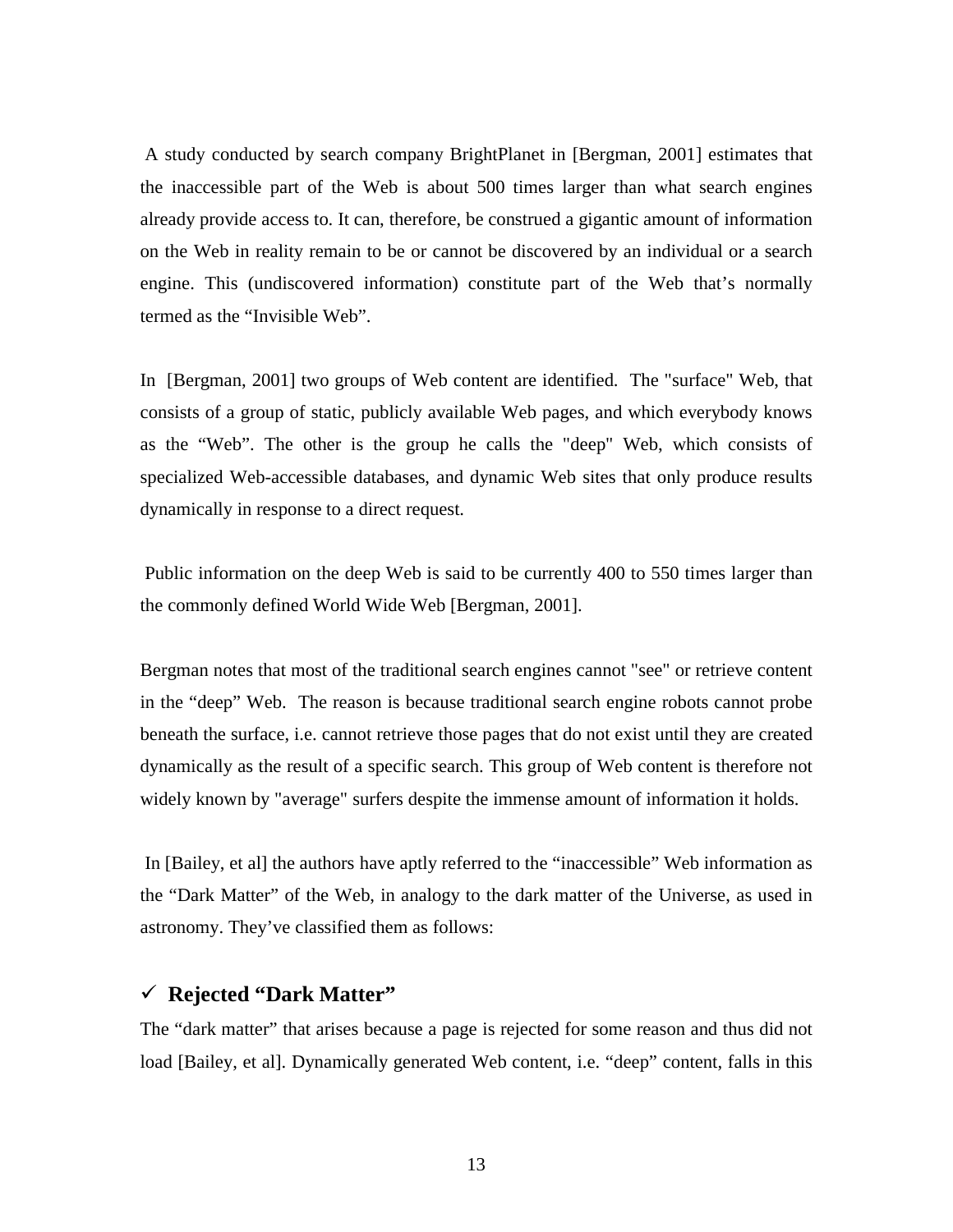A study conducted by search company BrightPlanet in [Bergman, 2001] estimates that the inaccessible part of the Web is about 500 times larger than what search engines already provide access to. It can, therefore, be construed a gigantic amount of information on the Web in reality remain to be or cannot be discovered by an individual or a search engine. This (undiscovered information) constitute part of the Web that's normally termed as the "Invisible Web".

In [Bergman, 2001] two groups of Web content are identified. The "surface" Web, that consists of a group of static, publicly available Web pages, and which everybody knows as the "Web". The other is the group he calls the "deep" Web, which consists of specialized Web-accessible databases, and dynamic Web sites that only produce results dynamically in response to a direct request.

Public information on the deep Web is said to be currently 400 to 550 times larger than the commonly defined World Wide Web [Bergman, 2001].

Bergman notes that most of the traditional search engines cannot "see" or retrieve content in the "deep" Web. The reason is because traditional search engine robots cannot probe beneath the surface, i.e. cannot retrieve those pages that do not exist until they are created dynamically as the result of a specific search. This group of Web content is therefore not widely known by "average" surfers despite the immense amount of information it holds.

In [Bailey, et al] the authors have aptly referred to the "inaccessible" Web information as the "Dark Matter" of the Web, in analogy to the dark matter of the Universe, as used in astronomy. They've classified them as follows:

### ✓ Rejected "Dark Matter"

The "dark matter" that arises because a page is rejected for some reason and thus did not load [Bailey, et al]. Dynamically generated Web content, i.e. "deep" content, falls in this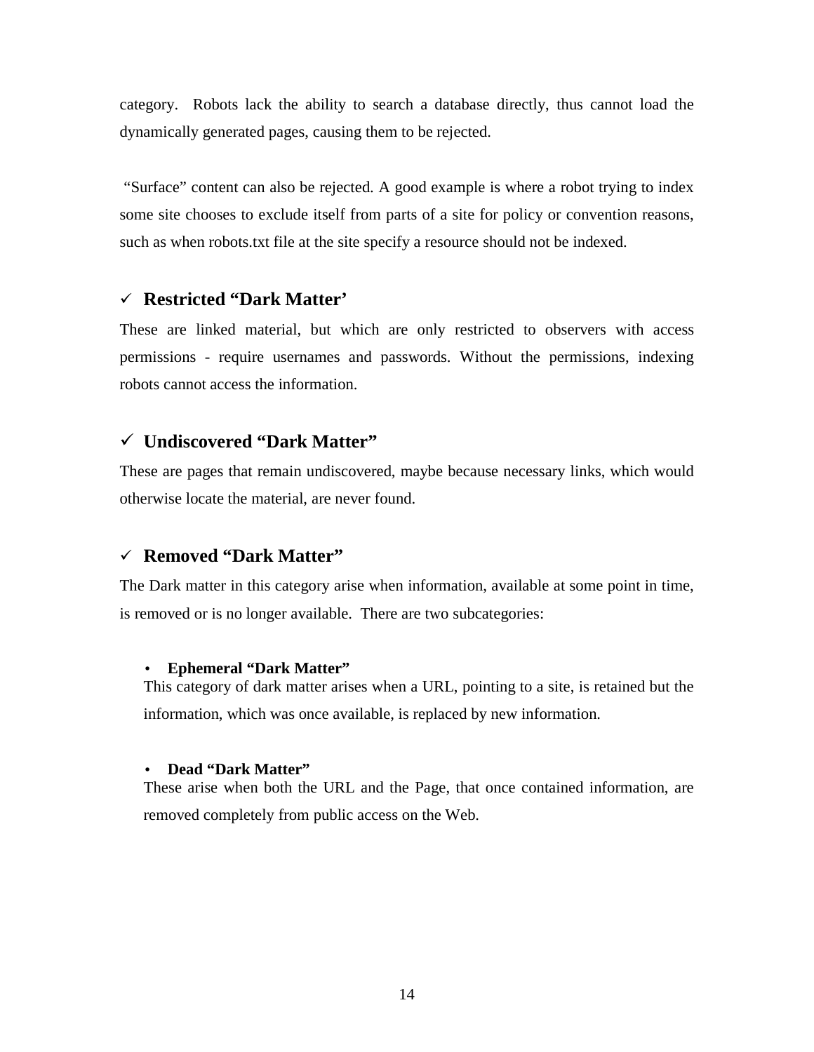category. Robots lack the ability to search a database directly, thus cannot load the dynamically generated pages, causing them to be rejected.

"Surface" content can also be rejected. A good example is where a robot trying to index some site chooses to exclude itself from parts of a site for policy or convention reasons, such as when robots.txt file at the site specify a resource should not be indexed.

### ✓ Restricted "Dark Matter'

These are linked material, but which are only restricted to observers with access permissions - require usernames and passwords. Without the permissions, indexing robots cannot access the information.

### ✓ Undiscovered "Dark Matter"

These are pages that remain undiscovered, maybe because necessary links, which would otherwise locate the material, are never found.

### ✓ Removed "Dark Matter"

The Dark matter in this category arise when information, available at some point in time, is removed or is no longer available. There are two subcategories:

- **Ephemeral "Dark Matter"**
  This category of dark matter arises when a URL, pointing to a site, is retained but the information, which was once available, is replaced by new information.

- **Dead "Dark Matter"**
  These arise when both the URL and the Page, that once contained information, are removed completely from public access on the Web.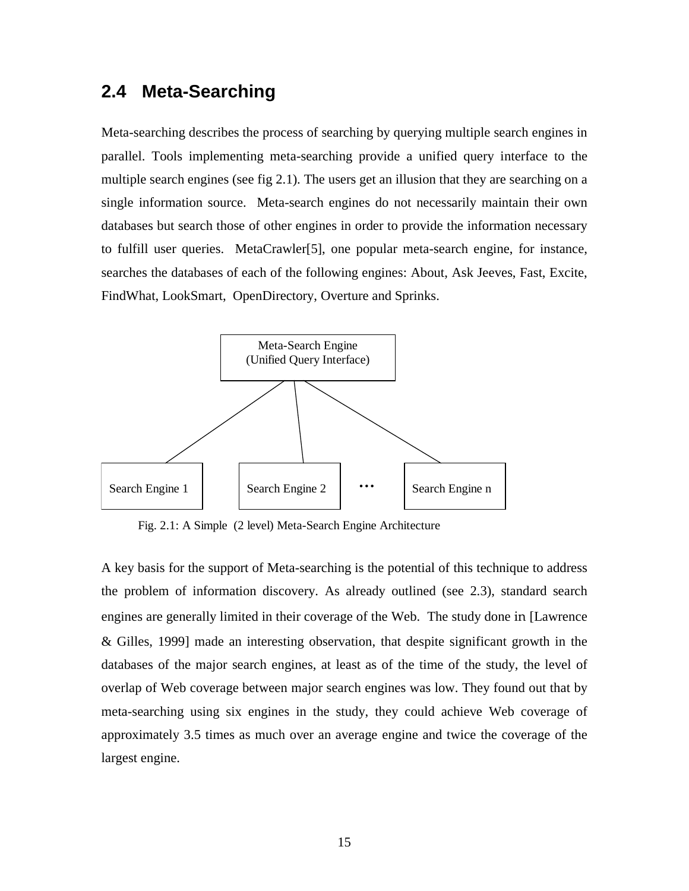## 2.4 Meta-Searching

Meta-searching describes the process of searching by querying multiple search engines in parallel. Tools implementing meta-searching provide a unified query interface to the multiple search engines (see fig 2.1). The users get an illusion that they are searching on a single information source. Meta-search engines do not necessarily maintain their own databases but search those of other engines in order to provide the information necessary to fulfill user queries. MetaCrawler[5], one popular meta-search engine, for instance, searches the databases of each of the following engines: About, Ask Jeeves, Fast, Excite, FindWhat, LookSmart, OpenDirectory, Overture and Sprinks.

Meta-Search Engine
(Unified Query Interface)

Search Engine 1 Search Engine 2 … Search Engine n

Fig. 2.1: A Simple (2 level) Meta-Search Engine Architecture

A key basis for the support of Meta-searching is the potential of this technique to address the problem of information discovery. As already outlined (see 2.3), standard search engines are generally limited in their coverage of the Web. The study done in [Lawrence & Gilles, 1999] made an interesting observation, that despite significant growth in the databases of the major search engines, at least as of the time of the study, the level of overlap of Web coverage between major search engines was low. They found out that by meta-searching using six engines in the study, they could achieve Web coverage of approximately 3.5 times as much over an average engine and twice the coverage of the largest engine.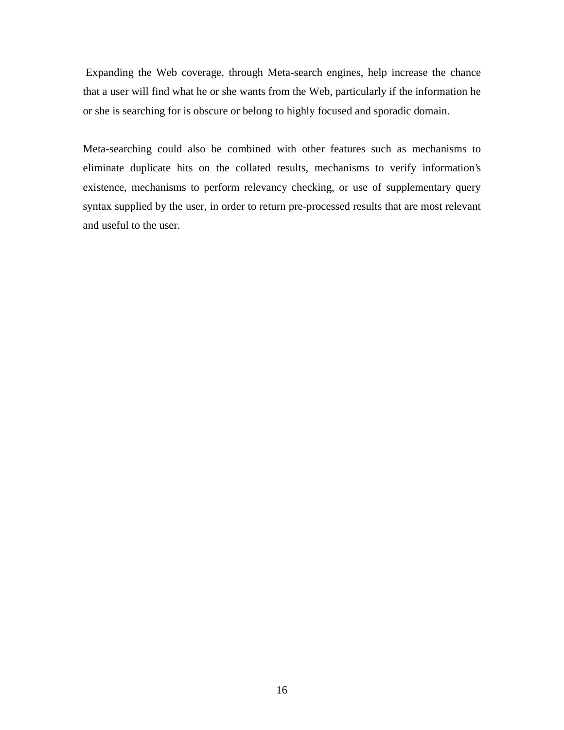Expanding the Web coverage, through Meta-search engines, help increase the chance that a user will find what he or she wants from the Web, particularly if the information he or she is searching for is obscure or belong to highly focused and sporadic domain.

Meta-searching could also be combined with other features such as mechanisms to eliminate duplicate hits on the collated results, mechanisms to verify information's existence, mechanisms to perform relevancy checking, or use of supplementary query syntax supplied by the user, in order to return pre-processed results that are most relevant and useful to the user.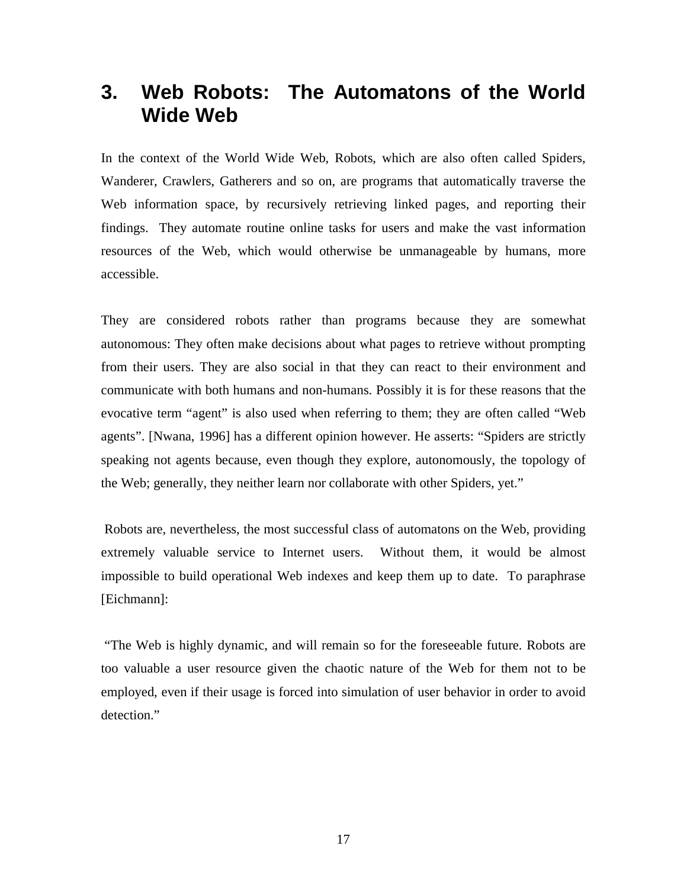# 3. Web Robots: The Automatons of the World Wide Web

In the context of the World Wide Web, Robots, which are also often called Spiders, Wanderer, Crawlers, Gatherers and so on, are programs that automatically traverse the Web information space, by recursively retrieving linked pages, and reporting their findings. They automate routine online tasks for users and make the vast information resources of the Web, which would otherwise be unmanageable by humans, more accessible.

They are considered robots rather than programs because they are somewhat autonomous: They often make decisions about what pages to retrieve without prompting from their users. They are also social in that they can react to their environment and communicate with both humans and non-humans. Possibly it is for these reasons that the evocative term "agent" is also used when referring to them; they are often called "Web agents". [Nwana, 1996] has a different opinion however. He asserts: "Spiders are strictly speaking not agents because, even though they explore, autonomously, the topology of the Web; generally, they neither learn nor collaborate with other Spiders, yet."

Robots are, nevertheless, the most successful class of automatons on the Web, providing extremely valuable service to Internet users. Without them, it would be almost impossible to build operational Web indexes and keep them up to date. To paraphrase [Eichmann]:

"The Web is highly dynamic, and will remain so for the foreseeable future. Robots are too valuable a user resource given the chaotic nature of the Web for them not to be employed, even if their usage is forced into simulation of user behavior in order to avoid detection."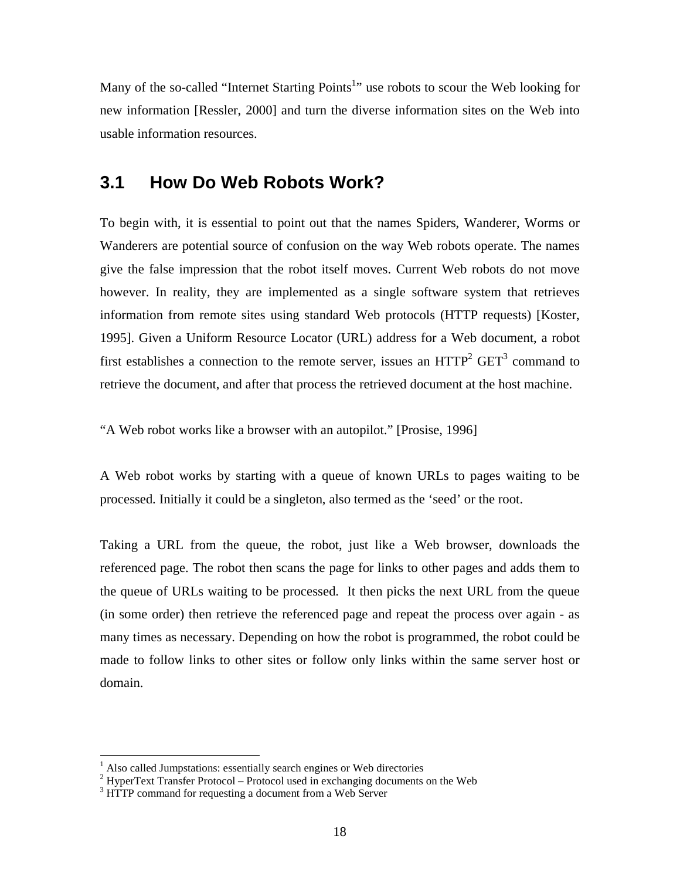Many of the so-called "Internet Starting Points[1]" use robots to scour the Web looking for new information [Ressler, 2000] and turn the diverse information sites on the Web into usable information resources.

## 3.1 How Do Web Robots Work?

To begin with, it is essential to point out that the names Spiders, Wanderer, Worms or Wanderers are potential source of confusion on the way Web robots operate. The names give the false impression that the robot itself moves. Current Web robots do not move however. In reality, they are implemented as a single software system that retrieves information from remote sites using standard Web protocols (HTTP requests) [Koster, 1995]. Given a Uniform Resource Locator (URL) address for a Web document, a robot first establishes a connection to the remote server, issues an HTTP[2] GET[3] command to retrieve the document, and after that process the retrieved document at the host machine.

"A Web robot works like a browser with an autopilot." [Prosise, 1996]

A Web robot works by starting with a queue of known URLs to pages waiting to be processed. Initially it could be a singleton, also termed as the 'seed' or the root.

Taking a URL from the queue, the robot, just like a Web browser, downloads the referenced page. The robot then scans the page for links to other pages and adds them to the queue of URLs waiting to be processed. It then picks the next URL from the queue (in some order) then retrieve the referenced page and repeat the process over again - as many times as necessary. Depending on how the robot is programmed, the robot could be made to follow links to other sites or follow only links within the same server host or domain.

---

[1] Also called Jumpstations: essentially search engines or Web directories

[2] HyperText Transfer Protocol – Protocol used in exchanging documents on the Web

[3] HTTP command for requesting a document from a Web Server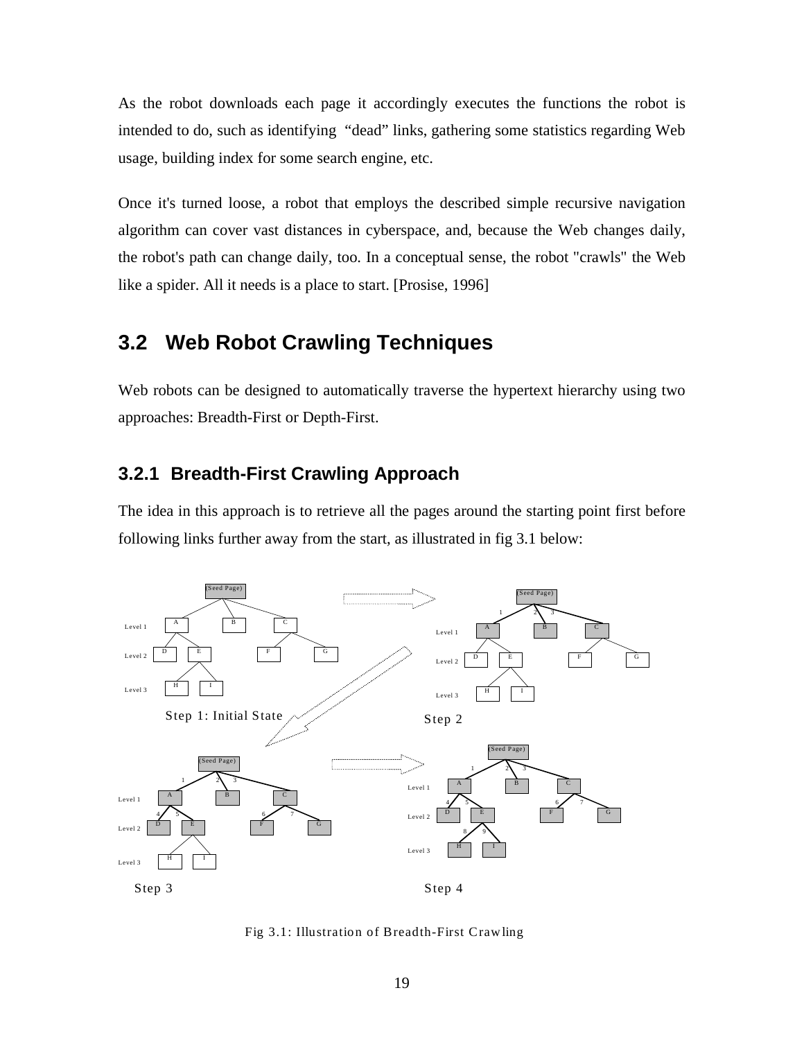As the robot downloads each page it accordingly executes the functions the robot is intended to do, such as identifying "dead" links, gathering some statistics regarding Web usage, building index for some search engine, etc.

Once it's turned loose, a robot that employs the described simple recursive navigation algorithm can cover vast distances in cyberspace, and, because the Web changes daily, the robot's path can change daily, too. In a conceptual sense, the robot "crawls" the Web like a spider. All it needs is a place to start. [Prosise, 1996]

## 3.2 Web Robot Crawling Techniques

Web robots can be designed to automatically traverse the hypertext hierarchy using two approaches: Breadth-First or Depth-First.

### 3.2.1 Breadth-First Crawling Approach

The idea in this approach is to retrieve all the pages around the starting point first before following links further away from the start, as illustrated in fig 3.1 below:

Fig 3.1: Illustration of Breadth-First Crawling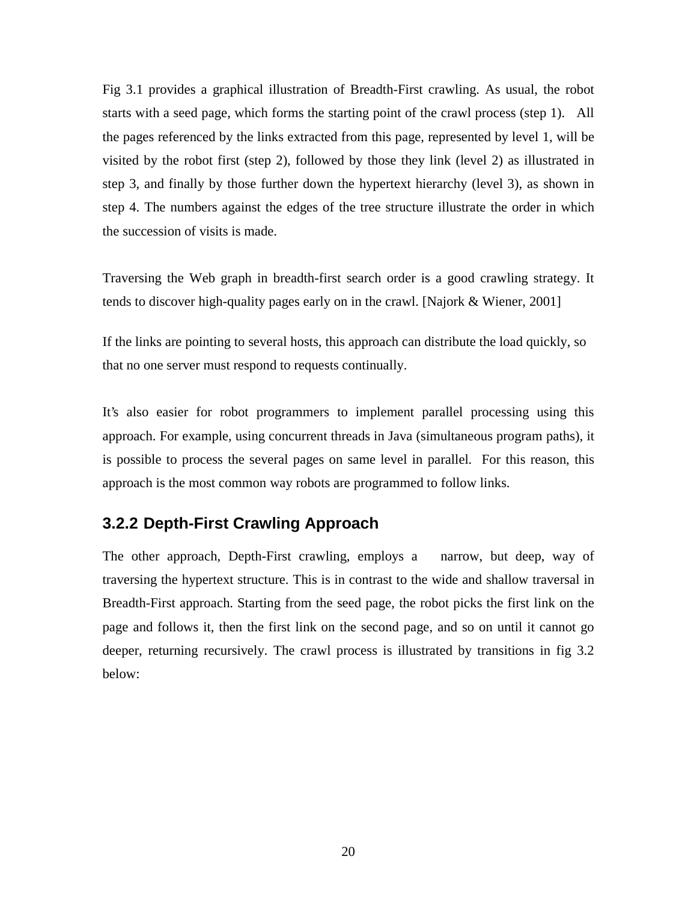Fig 3.1 provides a graphical illustration of Breadth-First crawling. As usual, the robot starts with a seed page, which forms the starting point of the crawl process (step 1). All the pages referenced by the links extracted from this page, represented by level 1, will be visited by the robot first (step 2), followed by those they link (level 2) as illustrated in step 3, and finally by those further down the hypertext hierarchy (level 3), as shown in step 4. The numbers against the edges of the tree structure illustrate the order in which the succession of visits is made.

Traversing the Web graph in breadth-first search order is a good crawling strategy. It tends to discover high-quality pages early on in the crawl. [Najork & Wiener, 2001]

If the links are pointing to several hosts, this approach can distribute the load quickly, so that no one server must respond to requests continually.

It's also easier for robot programmers to implement parallel processing using this approach. For example, using concurrent threads in Java (simultaneous program paths), it is possible to process the several pages on same level in parallel. For this reason, this approach is the most common way robots are programmed to follow links.

### 3.2.2 Depth-First Crawling Approach

The other approach, Depth-First crawling, employs a narrow, but deep, way of traversing the hypertext structure. This is in contrast to the wide and shallow traversal in Breadth-First approach. Starting from the seed page, the robot picks the first link on the page and follows it, then the first link on the second page, and so on until it cannot go deeper, returning recursively. The crawl process is illustrated by transitions in fig 3.2 below: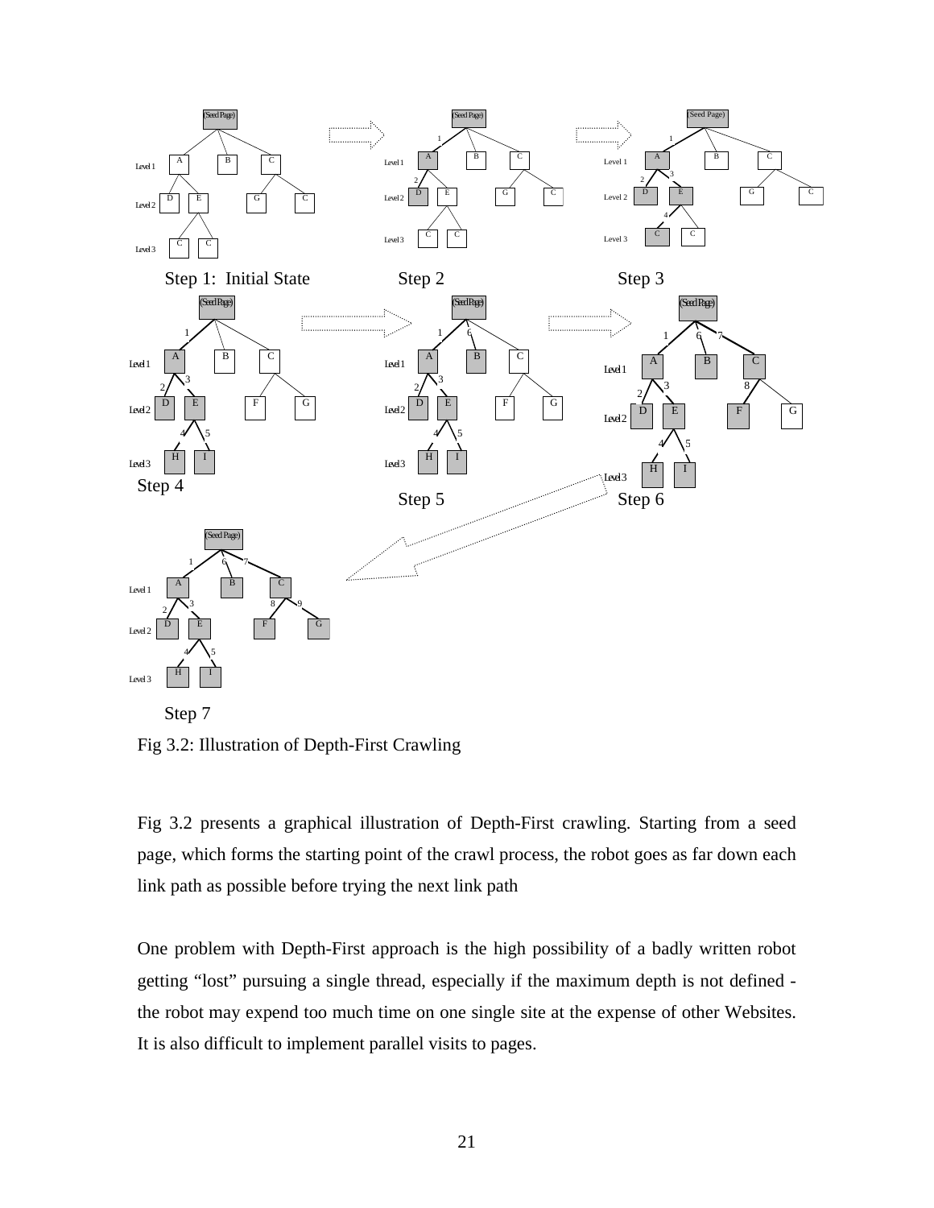Fig 3.2: Illustration of Depth-First Crawling

Fig 3.2 presents a graphical illustration of Depth-First crawling. Starting from a seed page, which forms the starting point of the crawl process, the robot goes as far down each link path as possible before trying the next link path

One problem with Depth-First approach is the high possibility of a badly written robot getting “lost” pursuing a single thread, especially if the maximum depth is not defined - the robot may expend too much time on one single site at the expense of other Websites. It is also difficult to implement parallel visits to pages.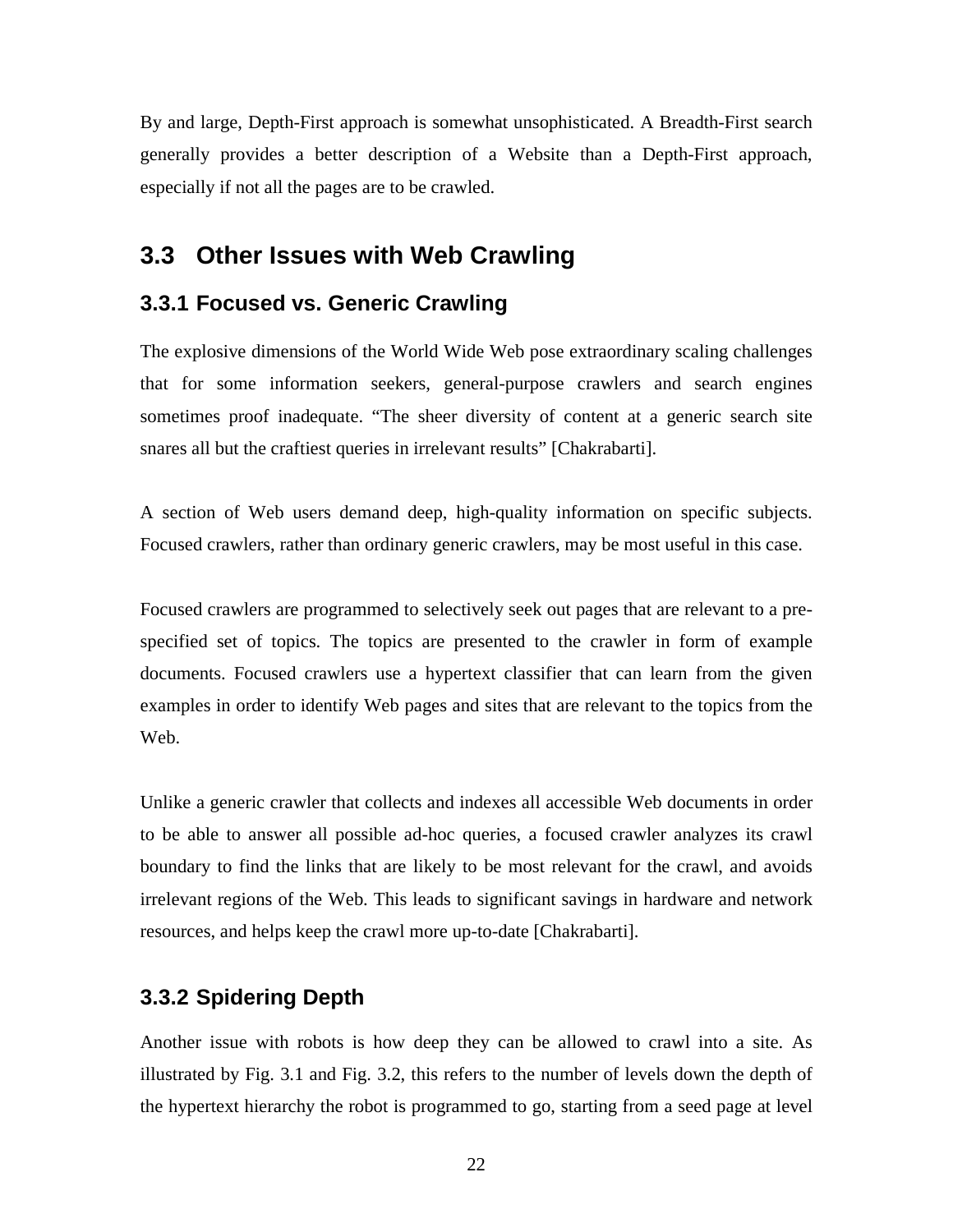By and large, Depth-First approach is somewhat unsophisticated. A Breadth-First search generally provides a better description of a Website than a Depth-First approach, especially if not all the pages are to be crawled.

## 3.3 Other Issues with Web Crawling

### 3.3.1 Focused vs. Generic Crawling

The explosive dimensions of the World Wide Web pose extraordinary scaling challenges that for some information seekers, general-purpose crawlers and search engines sometimes proof inadequate. "The sheer diversity of content at a generic search site snares all but the craftiest queries in irrelevant results" [Chakrabarti].

A section of Web users demand deep, high-quality information on specific subjects. Focused crawlers, rather than ordinary generic crawlers, may be most useful in this case.

Focused crawlers are programmed to selectively seek out pages that are relevant to a pre-specified set of topics. The topics are presented to the crawler in form of example documents. Focused crawlers use a hypertext classifier that can learn from the given examples in order to identify Web pages and sites that are relevant to the topics from the Web.

Unlike a generic crawler that collects and indexes all accessible Web documents in order to be able to answer all possible ad-hoc queries, a focused crawler analyzes its crawl boundary to find the links that are likely to be most relevant for the crawl, and avoids irrelevant regions of the Web. This leads to significant savings in hardware and network resources, and helps keep the crawl more up-to-date [Chakrabarti].

### 3.3.2 Spidering Depth

Another issue with robots is how deep they can be allowed to crawl into a site. As illustrated by Fig. 3.1 and Fig. 3.2, this refers to the number of levels down the depth of the hypertext hierarchy the robot is programmed to go, starting from a seed page at level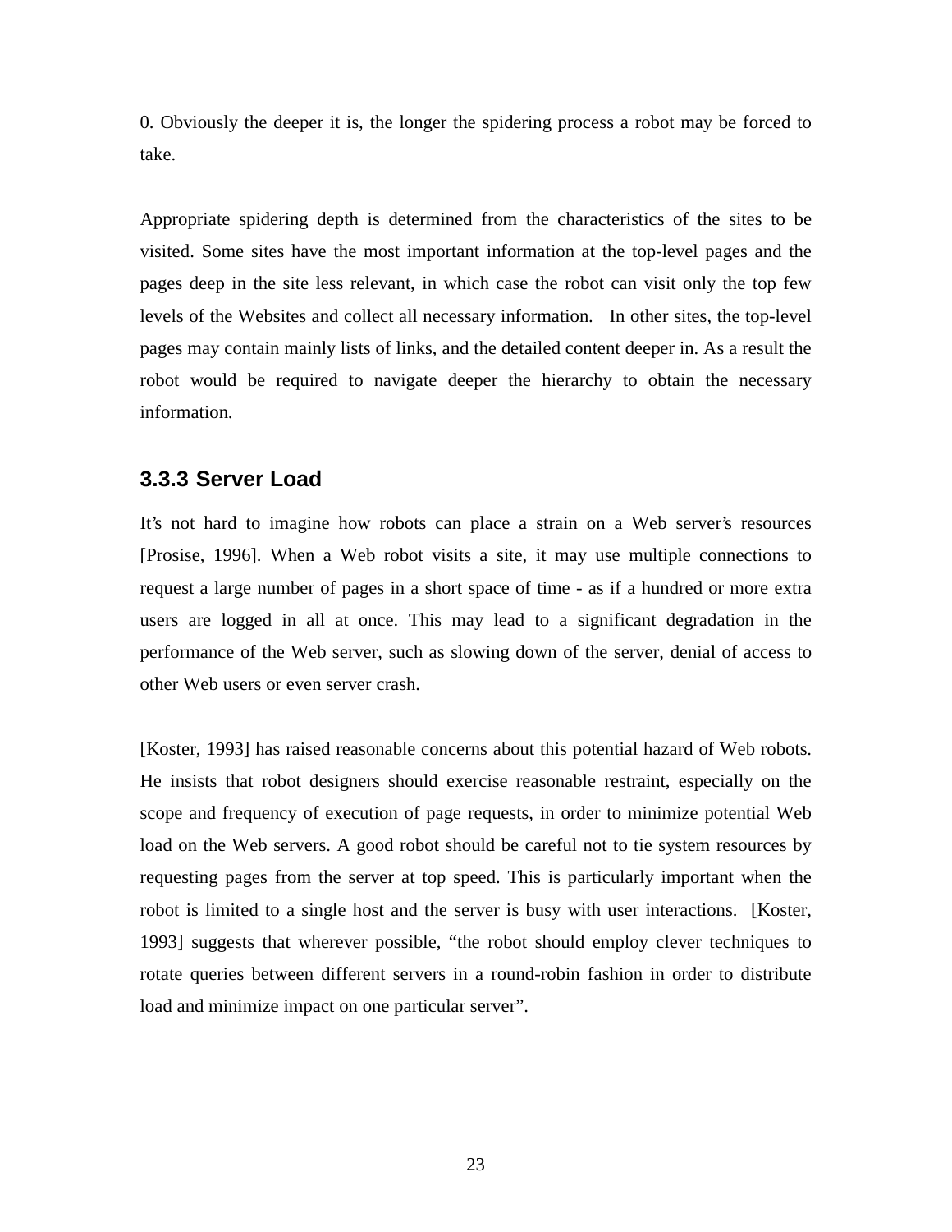0. Obviously the deeper it is, the longer the spidering process a robot may be forced to take.

Appropriate spidering depth is determined from the characteristics of the sites to be visited. Some sites have the most important information at the top-level pages and the pages deep in the site less relevant, in which case the robot can visit only the top few levels of the Websites and collect all necessary information. In other sites, the top-level pages may contain mainly lists of links, and the detailed content deeper in. As a result the robot would be required to navigate deeper the hierarchy to obtain the necessary information.

### 3.3.3 Server Load

It's not hard to imagine how robots can place a strain on a Web server's resources [Prosise, 1996]. When a Web robot visits a site, it may use multiple connections to request a large number of pages in a short space of time - as if a hundred or more extra users are logged in all at once. This may lead to a significant degradation in the performance of the Web server, such as slowing down of the server, denial of access to other Web users or even server crash.

[Koster, 1993] has raised reasonable concerns about this potential hazard of Web robots. He insists that robot designers should exercise reasonable restraint, especially on the scope and frequency of execution of page requests, in order to minimize potential Web load on the Web servers. A good robot should be careful not to tie system resources by requesting pages from the server at top speed. This is particularly important when the robot is limited to a single host and the server is busy with user interactions. [Koster, 1993] suggests that wherever possible, "the robot should employ clever techniques to rotate queries between different servers in a round-robin fashion in order to distribute load and minimize impact on one particular server".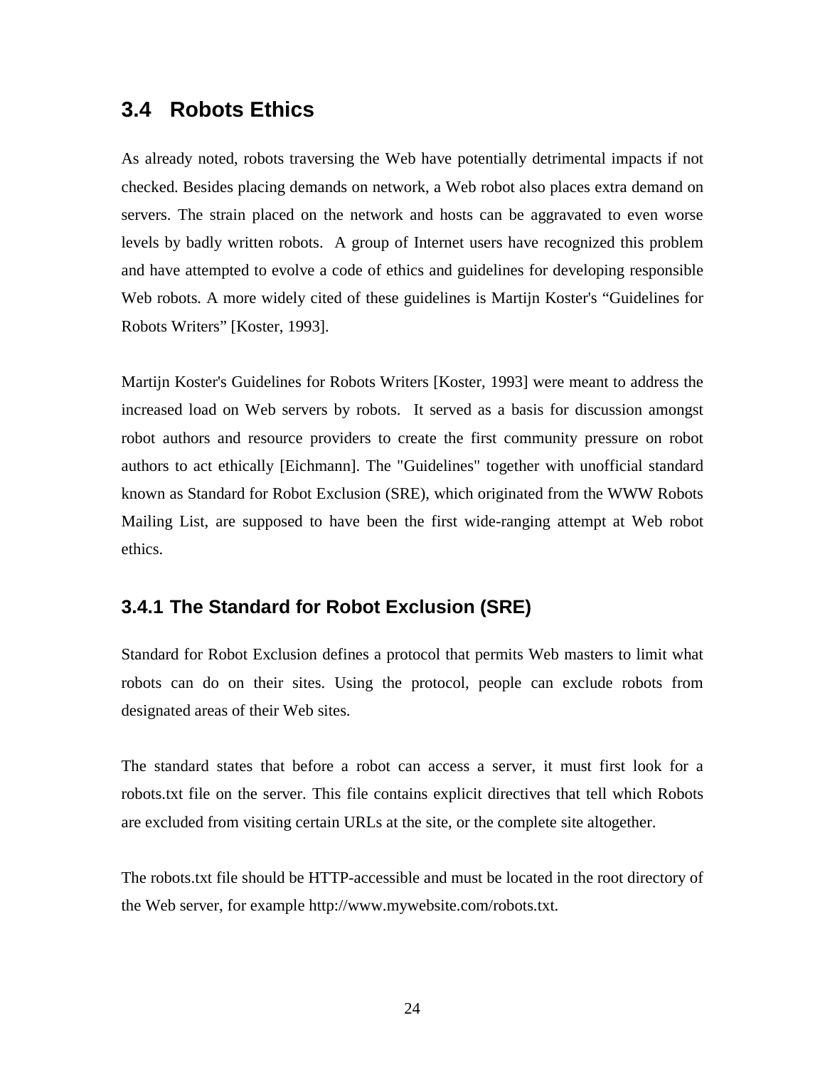## 3.4 Robots Ethics

As already noted, robots traversing the Web have potentially detrimental impacts if not checked. Besides placing demands on network, a Web robot also places extra demand on servers. The strain placed on the network and hosts can be aggravated to even worse levels by badly written robots. A group of Internet users have recognized this problem and have attempted to evolve a code of ethics and guidelines for developing responsible Web robots. A more widely cited of these guidelines is Martijn Koster's “Guidelines for Robots Writers” [Koster, 1993].

Martijn Koster's Guidelines for Robots Writers [Koster, 1993] were meant to address the increased load on Web servers by robots. It served as a basis for discussion amongst robot authors and resource providers to create the first community pressure on robot authors to act ethically [Eichmann]. The "Guidelines" together with unofficial standard known as Standard for Robot Exclusion (SRE), which originated from the WWW Robots Mailing List, are supposed to have been the first wide-ranging attempt at Web robot ethics.

### 3.4.1 The Standard for Robot Exclusion (SRE)

Standard for Robot Exclusion defines a protocol that permits Web masters to limit what robots can do on their sites. Using the protocol, people can exclude robots from designated areas of their Web sites.

The standard states that before a robot can access a server, it must first look for a robots.txt file on the server. This file contains explicit directives that tell which Robots are excluded from visiting certain URLs at the site, or the complete site altogether.

The robots.txt file should be HTTP-accessible and must be located in the root directory of the Web server, for example http://www.mywebsite.com/robots.txt.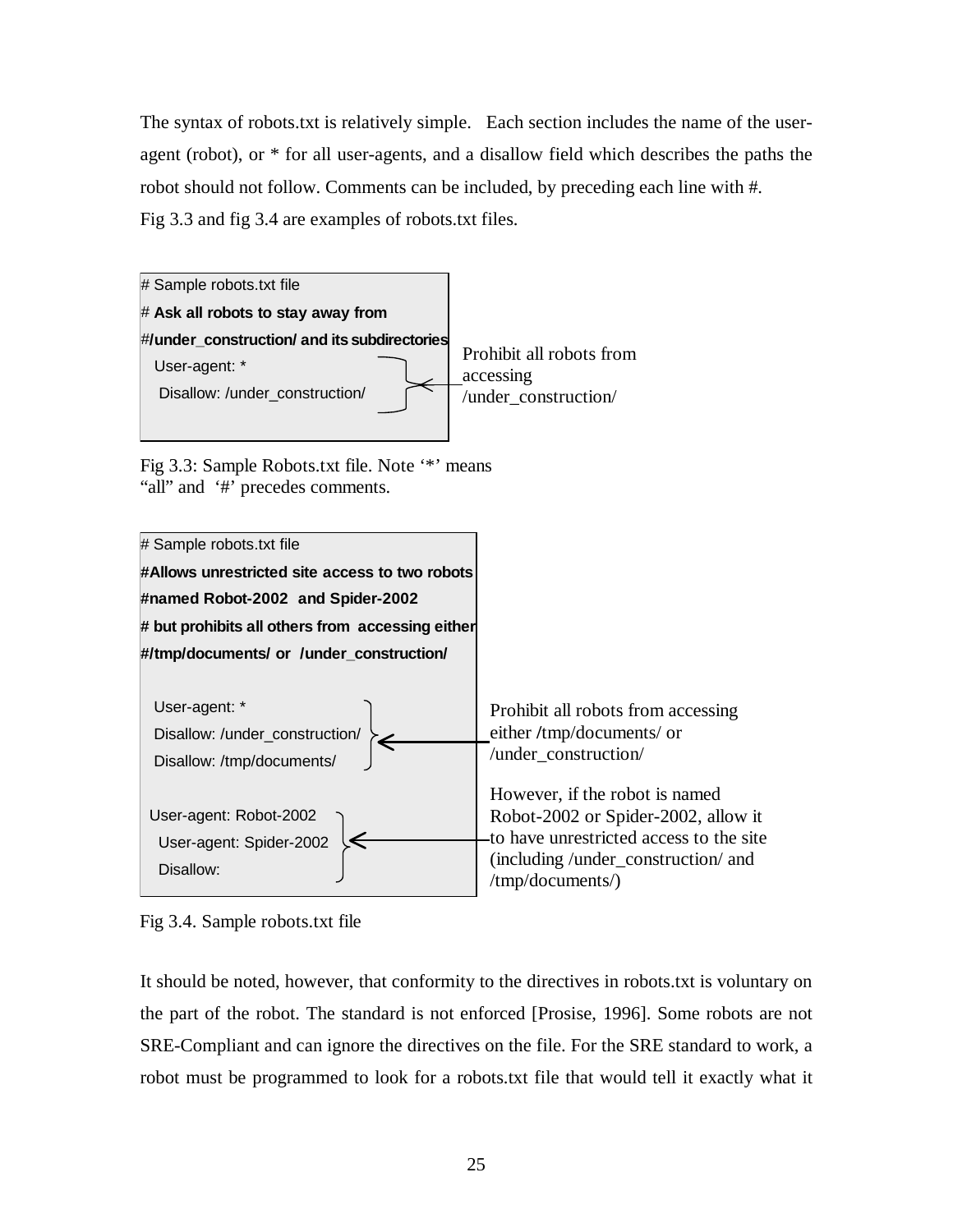The syntax of robots.txt is relatively simple. Each section includes the name of the user-agent (robot), or * for all user-agents, and a disallow field which describes the paths the robot should not follow. Comments can be included, by preceding each line with #.
Fig 3.3 and fig 3.4 are examples of robots.txt files.

```
# Sample robots.txt file
# Ask all robots to stay away from
#/under_construction/ and its subdirectories
  User-agent: *
   Disallow: /under_construction/
```

Prohibit all robots from accessing /under_construction/

Fig 3.3: Sample Robots.txt file. Note '*' means "all" and '#' precedes comments.

```
# Sample robots.txt file
#Allows unrestricted site access to two robots
#named Robot-2002 and Spider-2002
# but prohibits all others from accessing either
#/tmp/documents/ or /under_construction/

  User-agent: *
  Disallow: /under_construction/
  Disallow: /tmp/documents/

 User-agent: Robot-2002
  User-agent: Spider-2002
  Disallow:
```

Prohibit all robots from accessing either /tmp/documents/ or /under_construction/

However, if the robot is named Robot-2002 or Spider-2002, allow it to have unrestricted access to the site (including /under_construction/ and /tmp/documents/)

Fig 3.4. Sample robots.txt file

It should be noted, however, that conformity to the directives in robots.txt is voluntary on the part of the robot. The standard is not enforced [Prosise, 1996]. Some robots are not SRE-Compliant and can ignore the directives on the file. For the SRE standard to work, a robot must be programmed to look for a robots.txt file that would tell it exactly what it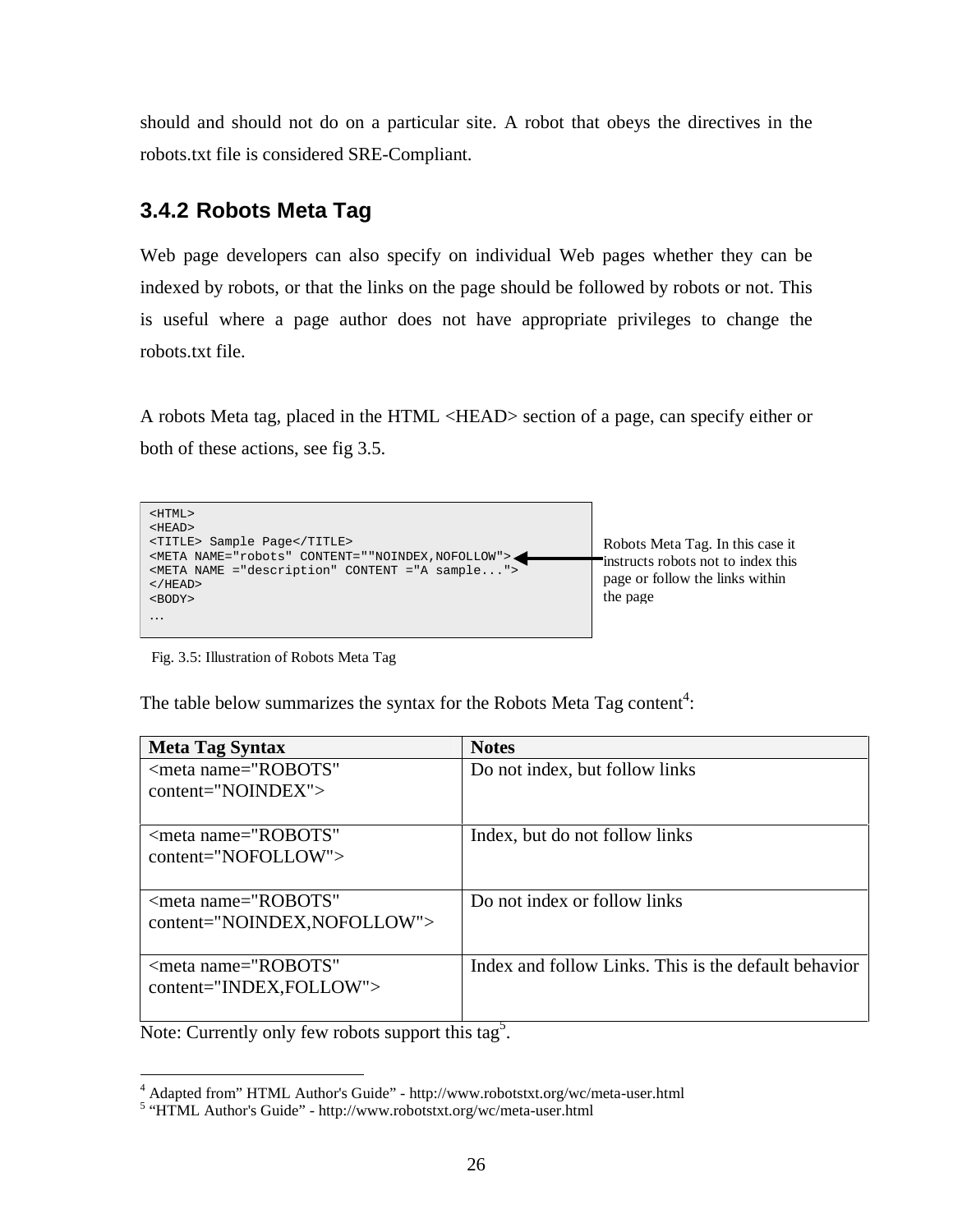should and should not do on a particular site. A robot that obeys the directives in the robots.txt file is considered SRE-Compliant.

### 3.4.2 Robots Meta Tag

Web page developers can also specify on individual Web pages whether they can be indexed by robots, or that the links on the page should be followed by robots or not. This is useful where a page author does not have appropriate privileges to change the robots.txt file.

A robots Meta tag, placed in the HTML <HEAD> section of a page, can specify either or both of these actions, see fig 3.5.

```
<HTML>
<HEAD>
<TITLE> Sample Page</TITLE>
<META NAME="robots" CONTENT=""NOINDEX,NOFOLLOW">
<META NAME ="description" CONTENT ="A sample...">
</HEAD>
<BODY>
…
```

Robots Meta Tag. In this case it instructs robots not to index this page or follow the links within the page

Fig. 3.5: Illustration of Robots Meta Tag

The table below summarizes the syntax for the Robots Meta Tag content[4]:

| Meta Tag Syntax | Notes |
|---|---|
| <meta name="ROBOTS" content="NOINDEX"> | Do not index, but follow links |
| <meta name="ROBOTS" content="NOFOLLOW"> | Index, but do not follow links |
| <meta name="ROBOTS" content="NOINDEX,NOFOLLOW"> | Do not index or follow links |
| <meta name="ROBOTS" content="INDEX,FOLLOW"> | Index and follow Links. This is the default behavior |

Note: Currently only few robots support this tag[5].

[4] Adapted from" HTML Author's Guide" - http://www.robotstxt.org/wc/meta-user.html
[5] "HTML Author's Guide" - http://www.robotstxt.org/wc/meta-user.html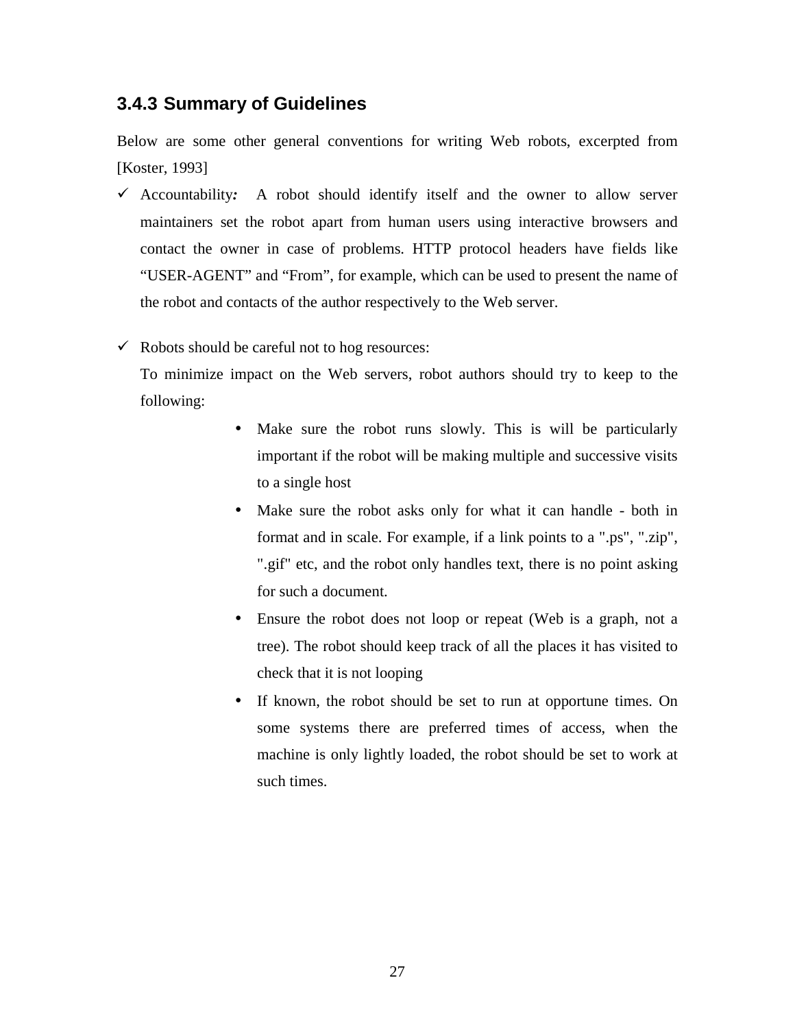### 3.4.3 Summary of Guidelines

Below are some other general conventions for writing Web robots, excerpted from [Koster, 1993]

- ✓ Accountability***:*** A robot should identify itself and the owner to allow server maintainers set the robot apart from human users using interactive browsers and contact the owner in case of problems. HTTP protocol headers have fields like “USER-AGENT” and “From”, for example, which can be used to present the name of the robot and contacts of the author respectively to the Web server.

- ✓ Robots should be careful not to hog resources:

  To minimize impact on the Web servers, robot authors should try to keep to the following:

  - Make sure the robot runs slowly. This is will be particularly important if the robot will be making multiple and successive visits to a single host
  - Make sure the robot asks only for what it can handle - both in format and in scale. For example, if a link points to a ".ps", ".zip", ".gif" etc, and the robot only handles text, there is no point asking for such a document.
  - Ensure the robot does not loop or repeat (Web is a graph, not a tree). The robot should keep track of all the places it has visited to check that it is not looping
  - If known, the robot should be set to run at opportune times. On some systems there are preferred times of access, when the machine is only lightly loaded, the robot should be set to work at such times.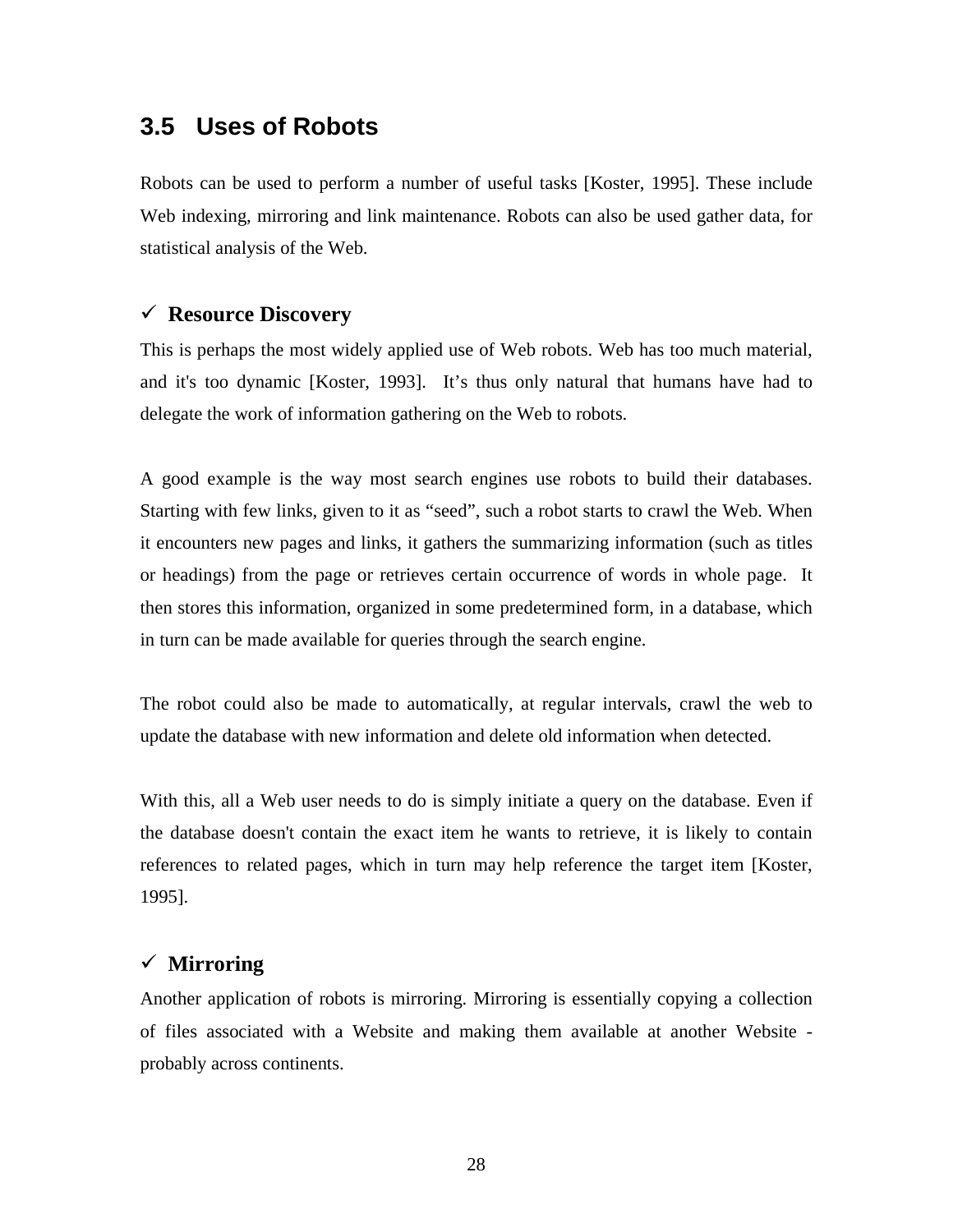## 3.5 Uses of Robots

Robots can be used to perform a number of useful tasks [Koster, 1995]. These include Web indexing, mirroring and link maintenance. Robots can also be used gather data, for statistical analysis of the Web.

- ✓ **Resource Discovery**

This is perhaps the most widely applied use of Web robots. Web has too much material, and it's too dynamic [Koster, 1993]. It’s thus only natural that humans have had to delegate the work of information gathering on the Web to robots.

A good example is the way most search engines use robots to build their databases. Starting with few links, given to it as “seed”, such a robot starts to crawl the Web. When it encounters new pages and links, it gathers the summarizing information (such as titles or headings) from the page or retrieves certain occurrence of words in whole page. It then stores this information, organized in some predetermined form, in a database, which in turn can be made available for queries through the search engine.

The robot could also be made to automatically, at regular intervals, crawl the web to update the database with new information and delete old information when detected.

With this, all a Web user needs to do is simply initiate a query on the database. Even if the database doesn't contain the exact item he wants to retrieve, it is likely to contain references to related pages, which in turn may help reference the target item [Koster, 1995].

- ✓ **Mirroring**

Another application of robots is mirroring. Mirroring is essentially copying a collection of files associated with a Website and making them available at another Website - probably across continents.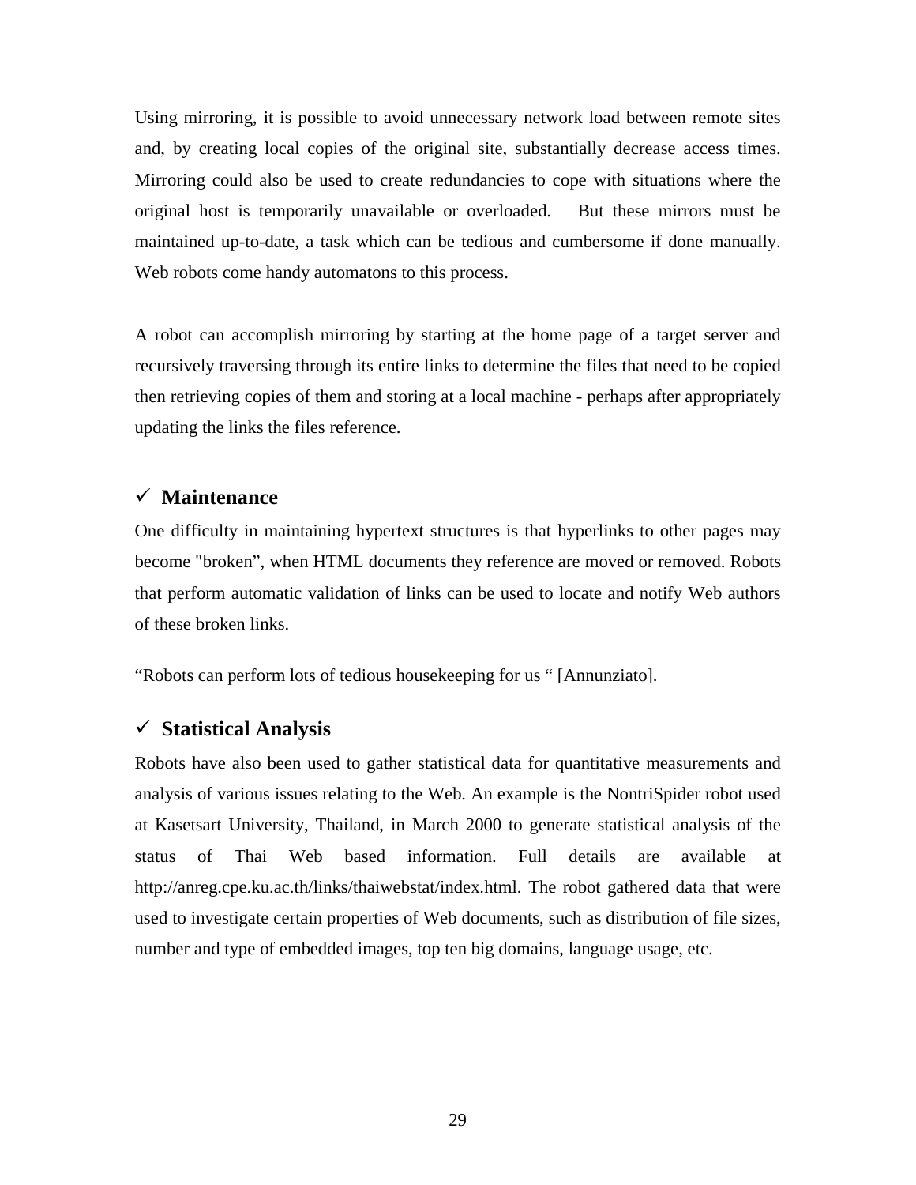Using mirroring, it is possible to avoid unnecessary network load between remote sites and, by creating local copies of the original site, substantially decrease access times. Mirroring could also be used to create redundancies to cope with situations where the original host is temporarily unavailable or overloaded. But these mirrors must be maintained up-to-date, a task which can be tedious and cumbersome if done manually. Web robots come handy automatons to this process.

A robot can accomplish mirroring by starting at the home page of a target server and recursively traversing through its entire links to determine the files that need to be copied then retrieving copies of them and storing at a local machine - perhaps after appropriately updating the links the files reference.

### ✓ Maintenance

One difficulty in maintaining hypertext structures is that hyperlinks to other pages may become "broken", when HTML documents they reference are moved or removed. Robots that perform automatic validation of links can be used to locate and notify Web authors of these broken links.

"Robots can perform lots of tedious housekeeping for us " [Annunziato].

### ✓ Statistical Analysis

Robots have also been used to gather statistical data for quantitative measurements and analysis of various issues relating to the Web. An example is the NontriSpider robot used at Kasetsart University, Thailand, in March 2000 to generate statistical analysis of the status of Thai Web based information. Full details are available at http://anreg.cpe.ku.ac.th/links/thaiwebstat/index.html. The robot gathered data that were used to investigate certain properties of Web documents, such as distribution of file sizes, number and type of embedded images, top ten big domains, language usage, etc.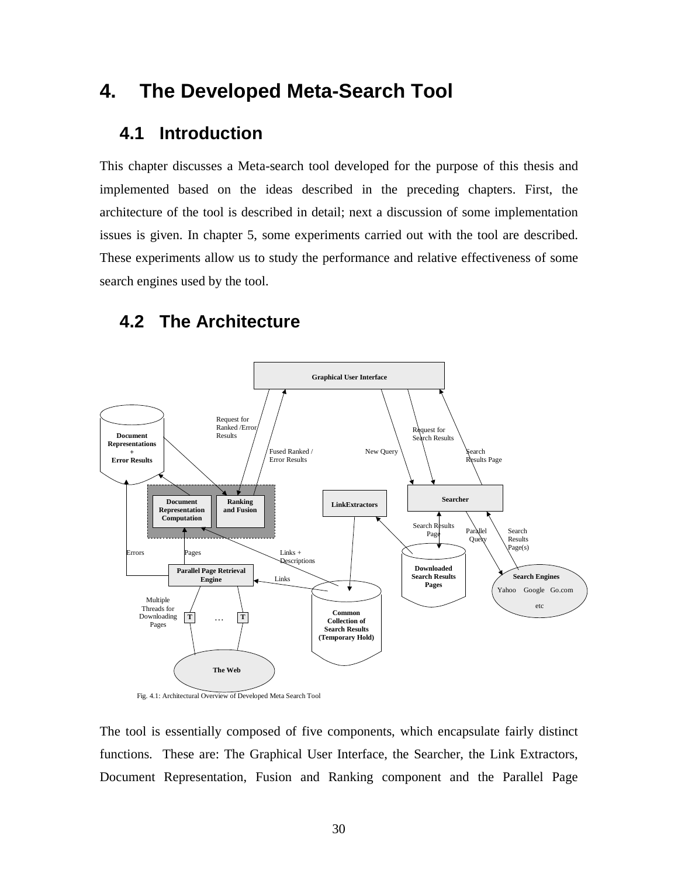# 4. The Developed Meta-Search Tool

## 4.1 Introduction

This chapter discusses a Meta-search tool developed for the purpose of this thesis and implemented based on the ideas described in the preceding chapters. First, the architecture of the tool is described in detail; next a discussion of some implementation issues is given. In chapter 5, some experiments carried out with the tool are described. These experiments allow us to study the performance and relative effectiveness of some search engines used by the tool.

## 4.2 The Architecture

Fig. 4.1: Architectural Overview of Developed Meta Search Tool

The tool is essentially composed of five components, which encapsulate fairly distinct functions. These are: The Graphical User Interface, the Searcher, the Link Extractors, Document Representation, Fusion and Ranking component and the Parallel Page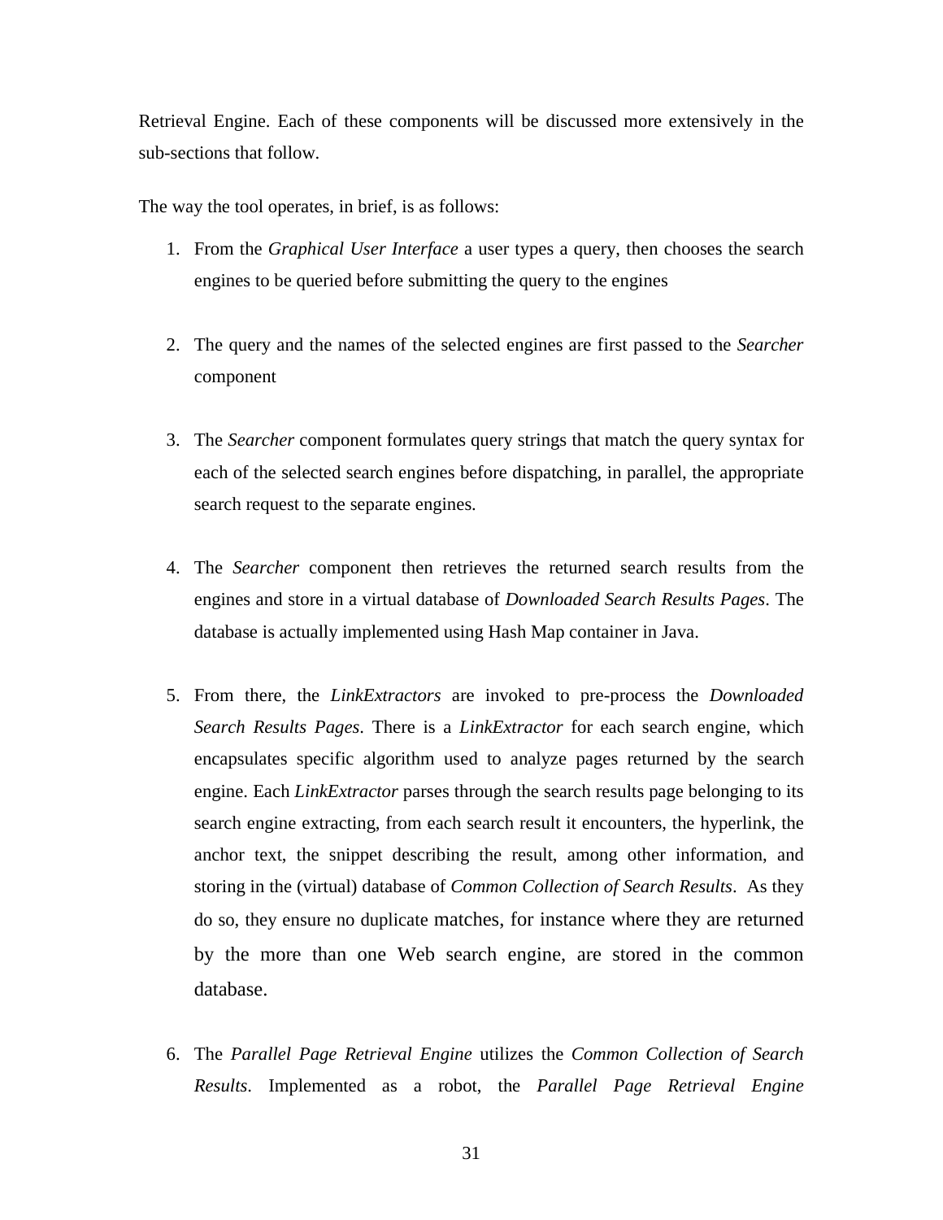Retrieval Engine. Each of these components will be discussed more extensively in the sub-sections that follow.

The way the tool operates, in brief, is as follows:

1. From the *Graphical User Interface* a user types a query, then chooses the search engines to be queried before submitting the query to the engines

2. The query and the names of the selected engines are first passed to the *Searcher* component

3. The *Searcher* component formulates query strings that match the query syntax for each of the selected search engines before dispatching, in parallel, the appropriate search request to the separate engines.

4. The *Searcher* component then retrieves the returned search results from the engines and store in a virtual database of *Downloaded Search Results Pages*. The database is actually implemented using Hash Map container in Java.

5. From there, the *LinkExtractors* are invoked to pre-process the *Downloaded Search Results Pages*. There is a *LinkExtractor* for each search engine, which encapsulates specific algorithm used to analyze pages returned by the search engine. Each *LinkExtractor* parses through the search results page belonging to its search engine extracting, from each search result it encounters, the hyperlink, the anchor text, the snippet describing the result, among other information, and storing in the (virtual) database of *Common Collection of Search Results*. As they do so, they ensure no duplicate matches, for instance where they are returned by the more than one Web search engine, are stored in the common database.

6. The *Parallel Page Retrieval Engine* utilizes the *Common Collection of Search Results*. Implemented as a robot, the *Parallel Page Retrieval Engine*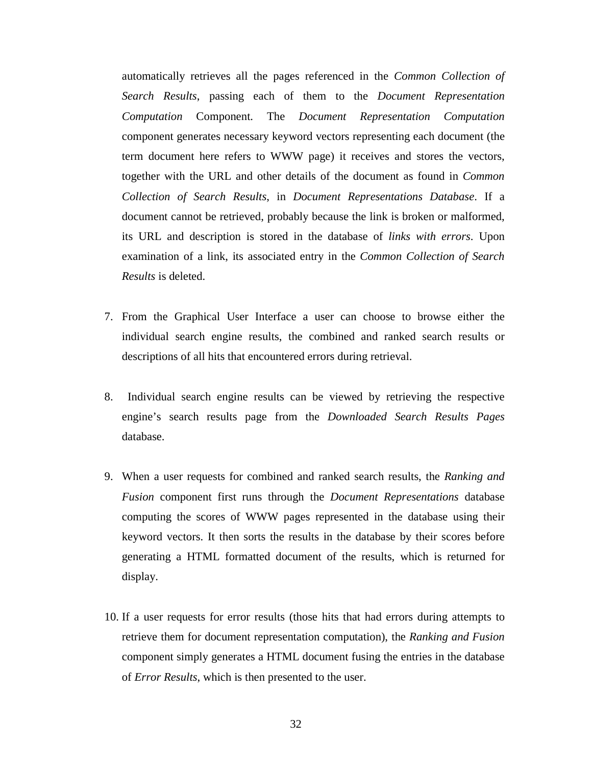automatically retrieves all the pages referenced in the *Common Collection of Search Results*, passing each of them to the *Document Representation Computation* Component. The *Document Representation Computation* component generates necessary keyword vectors representing each document (the term document here refers to WWW page) it receives and stores the vectors, together with the URL and other details of the document as found in *Common Collection of Search Results,* in *Document Representations Database*. If a document cannot be retrieved, probably because the link is broken or malformed, its URL and description is stored in the database of *links with errors*. Upon examination of a link, its associated entry in the *Common Collection of Search Results* is deleted.

7. From the Graphical User Interface a user can choose to browse either the individual search engine results, the combined and ranked search results or descriptions of all hits that encountered errors during retrieval.

8. Individual search engine results can be viewed by retrieving the respective engine's search results page from the *Downloaded Search Results Pages* database.

9. When a user requests for combined and ranked search results, the *Ranking and Fusion* component first runs through the *Document Representations* database computing the scores of WWW pages represented in the database using their keyword vectors. It then sorts the results in the database by their scores before generating a HTML formatted document of the results, which is returned for display.

10. If a user requests for error results (those hits that had errors during attempts to retrieve them for document representation computation), the *Ranking and Fusion* component simply generates a HTML document fusing the entries in the database of *Error Results*, which is then presented to the user.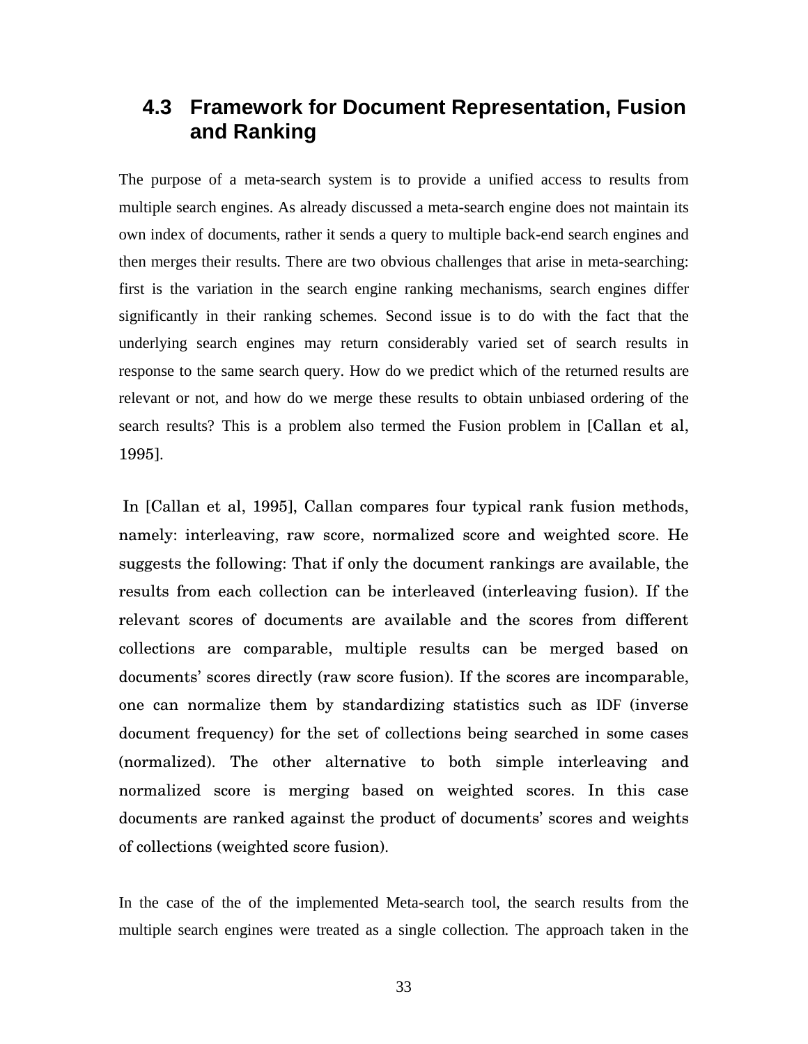## 4.3 Framework for Document Representation, Fusion and Ranking

The purpose of a meta-search system is to provide a unified access to results from multiple search engines. As already discussed a meta-search engine does not maintain its own index of documents, rather it sends a query to multiple back-end search engines and then merges their results. There are two obvious challenges that arise in meta-searching: first is the variation in the search engine ranking mechanisms, search engines differ significantly in their ranking schemes. Second issue is to do with the fact that the underlying search engines may return considerably varied set of search results in response to the same search query. How do we predict which of the returned results are relevant or not, and how do we merge these results to obtain unbiased ordering of the search results? This is a problem also termed the Fusion problem in [Callan et al, 1995].

In [Callan et al, 1995], Callan compares four typical rank fusion methods, namely: interleaving, raw score, normalized score and weighted score. He suggests the following: That if only the document rankings are available, the results from each collection can be interleaved (interleaving fusion). If the relevant scores of documents are available and the scores from different collections are comparable, multiple results can be merged based on documents' scores directly (raw score fusion). If the scores are incomparable, one can normalize them by standardizing statistics such as IDF (inverse document frequency) for the set of collections being searched in some cases (normalized). The other alternative to both simple interleaving and normalized score is merging based on weighted scores. In this case documents are ranked against the product of documents' scores and weights of collections (weighted score fusion).

In the case of the of the implemented Meta-search tool, the search results from the multiple search engines were treated as a single collection. The approach taken in the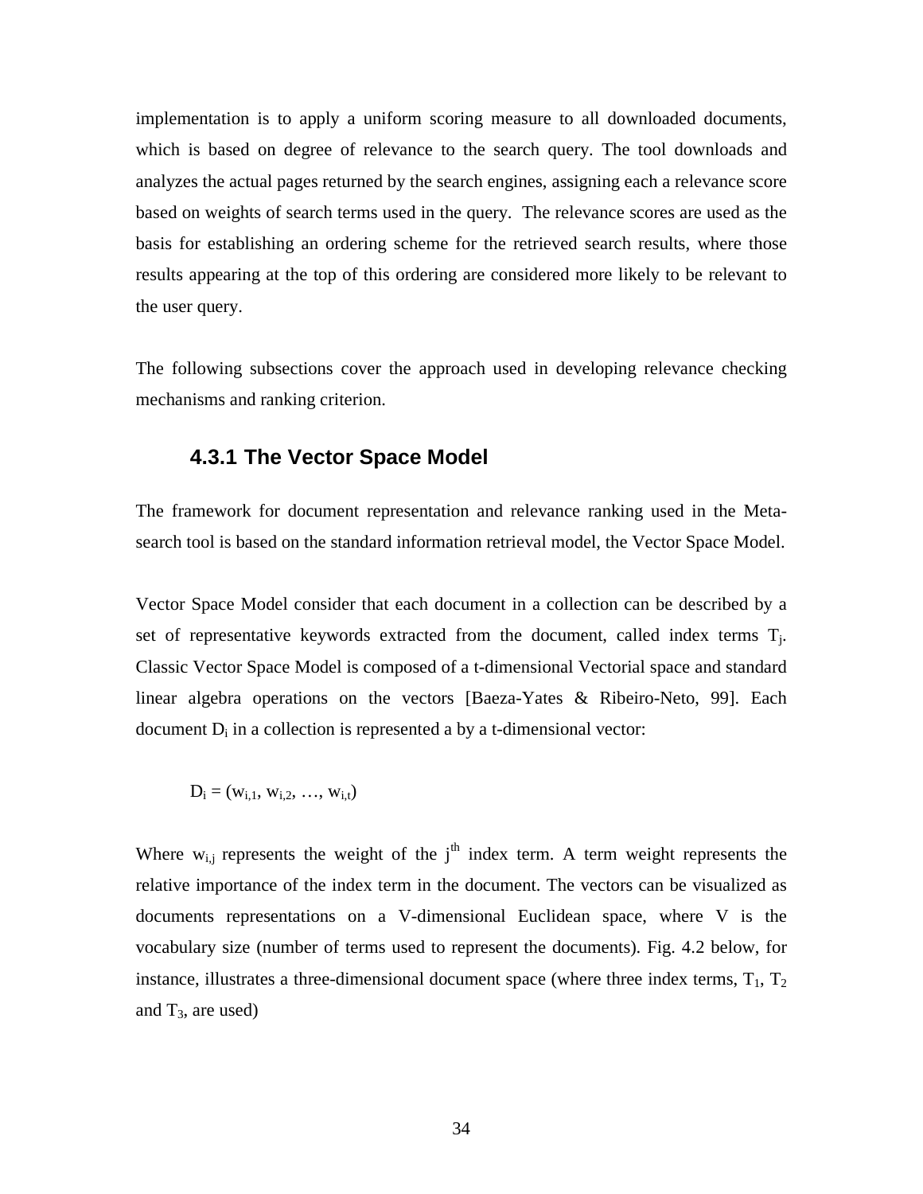implementation is to apply a uniform scoring measure to all downloaded documents, which is based on degree of relevance to the search query. The tool downloads and analyzes the actual pages returned by the search engines, assigning each a relevance score based on weights of search terms used in the query. The relevance scores are used as the basis for establishing an ordering scheme for the retrieved search results, where those results appearing at the top of this ordering are considered more likely to be relevant to the user query.

The following subsections cover the approach used in developing relevance checking mechanisms and ranking criterion.

### 4.3.1 The Vector Space Model

The framework for document representation and relevance ranking used in the Meta-search tool is based on the standard information retrieval model, the Vector Space Model.

Vector Space Model consider that each document in a collection can be described by a set of representative keywords extracted from the document, called index terms $T_j$. Classic Vector Space Model is composed of a t-dimensional Vectorial space and standard linear algebra operations on the vectors [Baeza-Yates & Ribeiro-Neto, 99]. Each document $D_i$ in a collection is represented a by a t-dimensional vector:

$$D_i = (w_{i,1}, w_{i,2}, \ldots, w_{i,t})$$

Where $w_{i,j}$ represents the weight of the $j^{th}$ index term. A term weight represents the relative importance of the index term in the document. The vectors can be visualized as documents representations on a V-dimensional Euclidean space, where V is the vocabulary size (number of terms used to represent the documents). Fig. 4.2 below, for instance, illustrates a three-dimensional document space (where three index terms, $T_1$, $T_2$ and $T_3$, are used)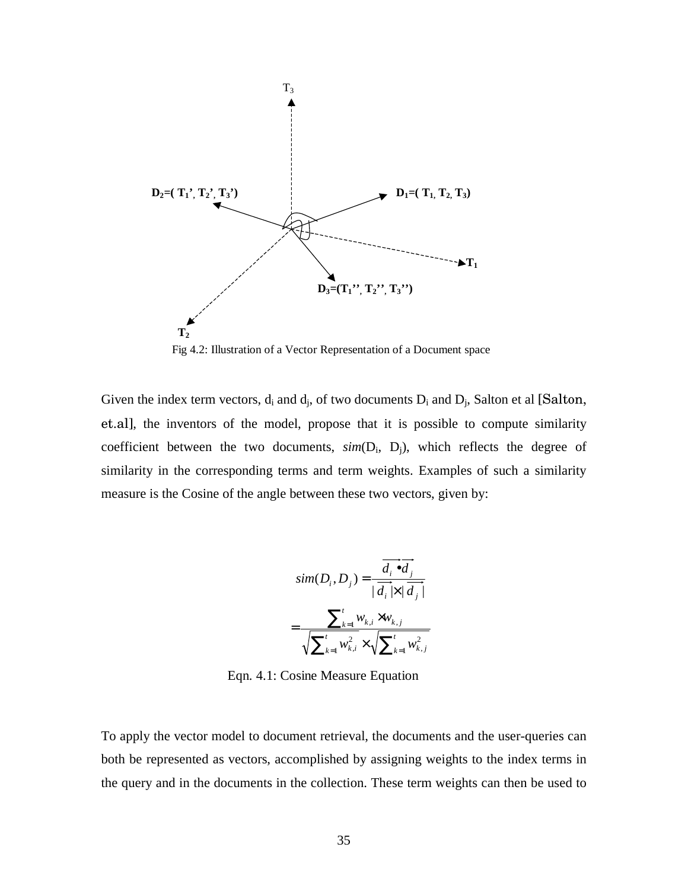Fig 4.2: Illustration of a Vector Representation of a Document space

Given the index term vectors, $d_i$ and $d_j$, of two documents $D_i$ and $D_j$, Salton et al [Salton, et.al], the inventors of the model, propose that it is possible to compute similarity coefficient between the two documents, *sim*($D_i$, $D_j$), which reflects the degree of similarity in the corresponding terms and term weights. Examples of such a similarity measure is the Cosine of the angle between these two vectors, given by:

$$sim(D_i, D_j) = \frac{\overrightarrow{d_i} \bullet \overrightarrow{d_j}}{|\overrightarrow{d_i}| \times |\overrightarrow{d_j}|}$$

$$= \frac{\sum_{k=1}^{t} w_{k,i} \times w_{k,j}}{\sqrt{\sum_{k=1}^{t} w_{k,i}^2} \times \sqrt{\sum_{k=1}^{t} w_{k,j}^2}}$$

Eqn. 4.1: Cosine Measure Equation

To apply the vector model to document retrieval, the documents and the user-queries can both be represented as vectors, accomplished by assigning weights to the index terms in the query and in the documents in the collection. These term weights can then be used to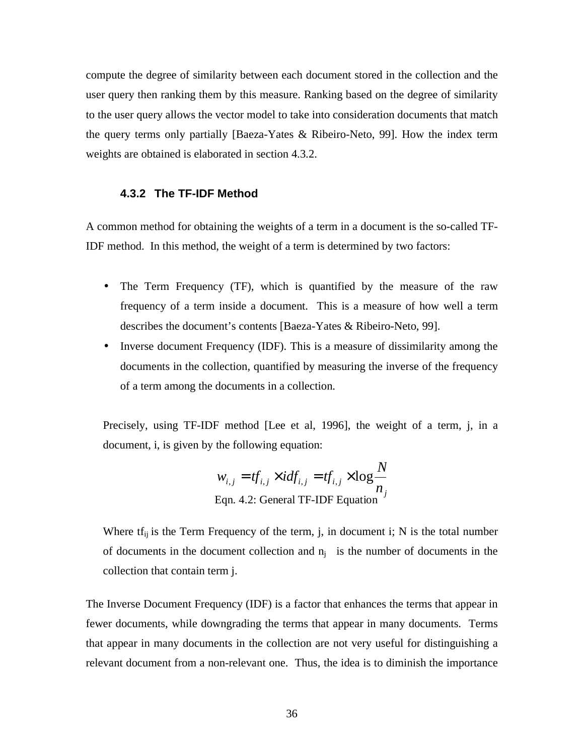compute the degree of similarity between each document stored in the collection and the user query then ranking them by this measure. Ranking based on the degree of similarity to the user query allows the vector model to take into consideration documents that match the query terms only partially [Baeza-Yates & Ribeiro-Neto, 99]. How the index term weights are obtained is elaborated in section 4.3.2.

### 4.3.2 The TF-IDF Method

A common method for obtaining the weights of a term in a document is the so-called TF-IDF method. In this method, the weight of a term is determined by two factors:

- The Term Frequency (TF), which is quantified by the measure of the raw frequency of a term inside a document. This is a measure of how well a term describes the document's contents [Baeza-Yates & Ribeiro-Neto, 99].
- Inverse document Frequency (IDF). This is a measure of dissimilarity among the documents in the collection, quantified by measuring the inverse of the frequency of a term among the documents in a collection.

Precisely, using TF-IDF method [Lee et al, 1996], the weight of a term, j, in a document, i, is given by the following equation:

$$w_{i,j} = tf_{i,j} \times idf_{i,j} = tf_{i,j} \times \log \frac{N}{n_j}$$

Eqn. 4.2: General TF-IDF Equation

Where $tf_{ij}$ is the Term Frequency of the term, j, in document i; N is the total number of documents in the document collection and $n_j$ is the number of documents in the collection that contain term j.

The Inverse Document Frequency (IDF) is a factor that enhances the terms that appear in fewer documents, while downgrading the terms that appear in many documents. Terms that appear in many documents in the collection are not very useful for distinguishing a relevant document from a non-relevant one. Thus, the idea is to diminish the importance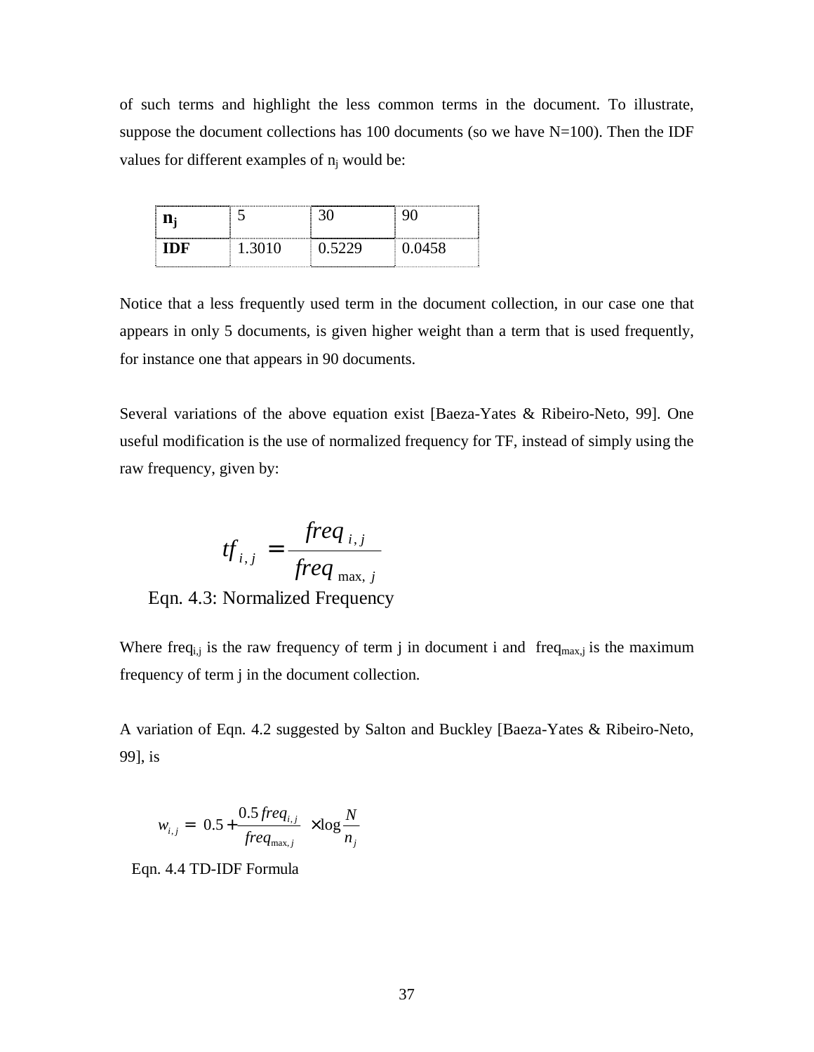of such terms and highlight the less common terms in the document. To illustrate, suppose the document collections has 100 documents (so we have N=100). Then the IDF values for different examples of $n_j$ would be:

| $n_j$ | 5 | 30 | 90 |
|---|---|---|---|
| **IDF** | 1.3010 | 0.5229 | 0.0458 |

Notice that a less frequently used term in the document collection, in our case one that appears in only 5 documents, is given higher weight than a term that is used frequently, for instance one that appears in 90 documents.

Several variations of the above equation exist [Baeza-Yates & Ribeiro-Neto, 99]. One useful modification is the use of normalized frequency for TF, instead of simply using the raw frequency, given by:

$$tf_{i,j} = \frac{freq_{i,j}}{freq_{\max,\ j}}$$

Eqn. 4.3: Normalized Frequency

Where $freq_{i,j}$ is the raw frequency of term j in document i and $freq_{max,j}$ is the maximum frequency of term j in the document collection.

A variation of Eqn. 4.2 suggested by Salton and Buckley [Baeza-Yates & Ribeiro-Neto, 99], is

$$w_{i,j} = 0.5 + \frac{0.5\, freq_{i,j}}{freq_{\max,j}} \times \log \frac{N}{n_j}$$

Eqn. 4.4 TD-IDF Formula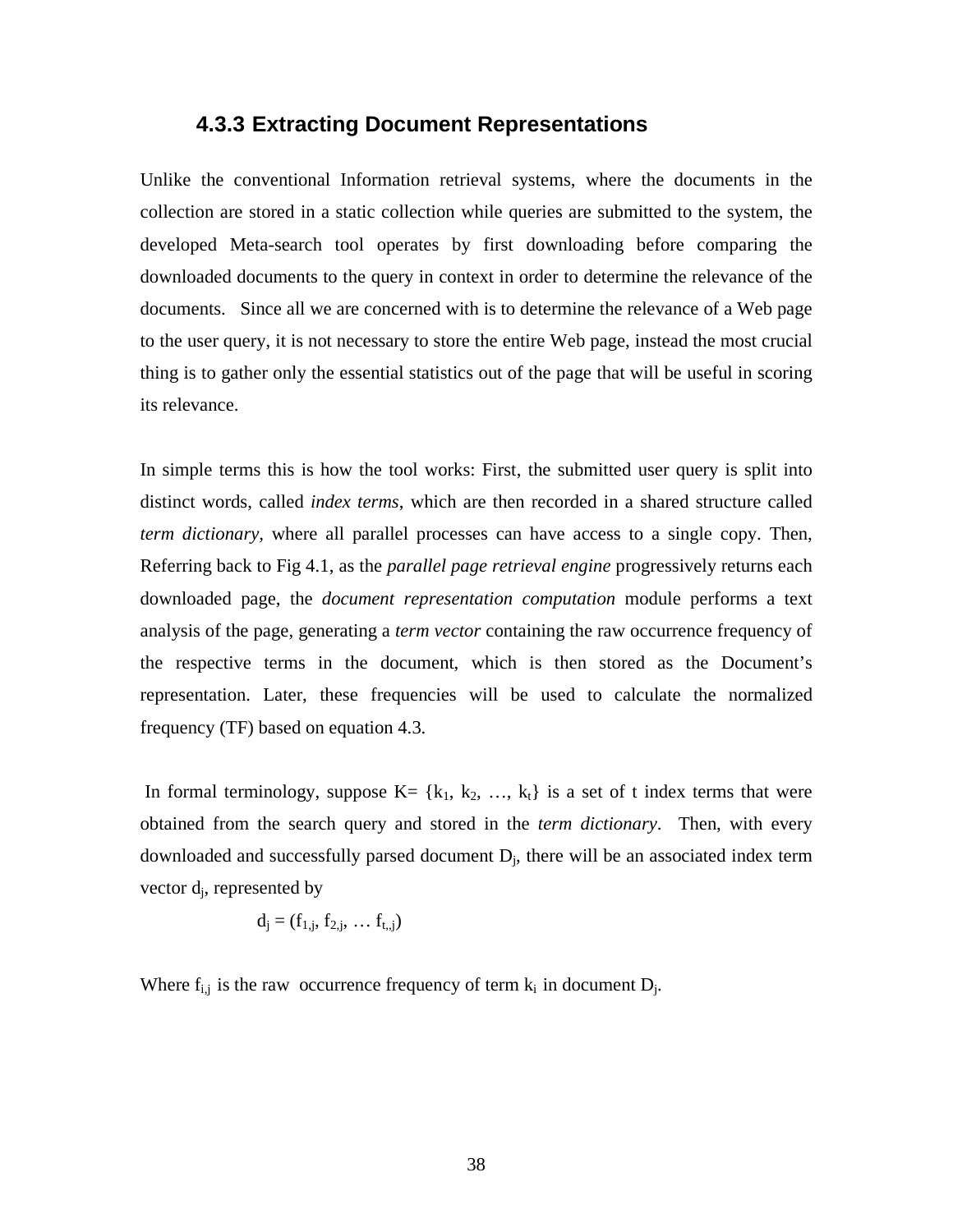### 4.3.3 Extracting Document Representations

Unlike the conventional Information retrieval systems, where the documents in the collection are stored in a static collection while queries are submitted to the system, the developed Meta-search tool operates by first downloading before comparing the downloaded documents to the query in context in order to determine the relevance of the documents. Since all we are concerned with is to determine the relevance of a Web page to the user query, it is not necessary to store the entire Web page, instead the most crucial thing is to gather only the essential statistics out of the page that will be useful in scoring its relevance.

In simple terms this is how the tool works: First, the submitted user query is split into distinct words, called *index terms*, which are then recorded in a shared structure called *term dictionary*, where all parallel processes can have access to a single copy. Then, Referring back to Fig 4.1, as the *parallel page retrieval engine* progressively returns each downloaded page, the *document representation computation* module performs a text analysis of the page, generating a *term vector* containing the raw occurrence frequency of the respective terms in the document, which is then stored as the Document's representation. Later, these frequencies will be used to calculate the normalized frequency (TF) based on equation 4.3.

In formal terminology, suppose $K= \{k_1, k_2, \ldots, k_t\}$ is a set of t index terms that were obtained from the search query and stored in the *term dictionary*. Then, with every downloaded and successfully parsed document $D_j$, there will be an associated index term vector $d_j$, represented by

$$d_j = (f_{1,j}, f_{2,j}, \ldots f_{t,j})$$

Where $f_{i,j}$ is the raw occurrence frequency of term $k_i$ in document $D_j$.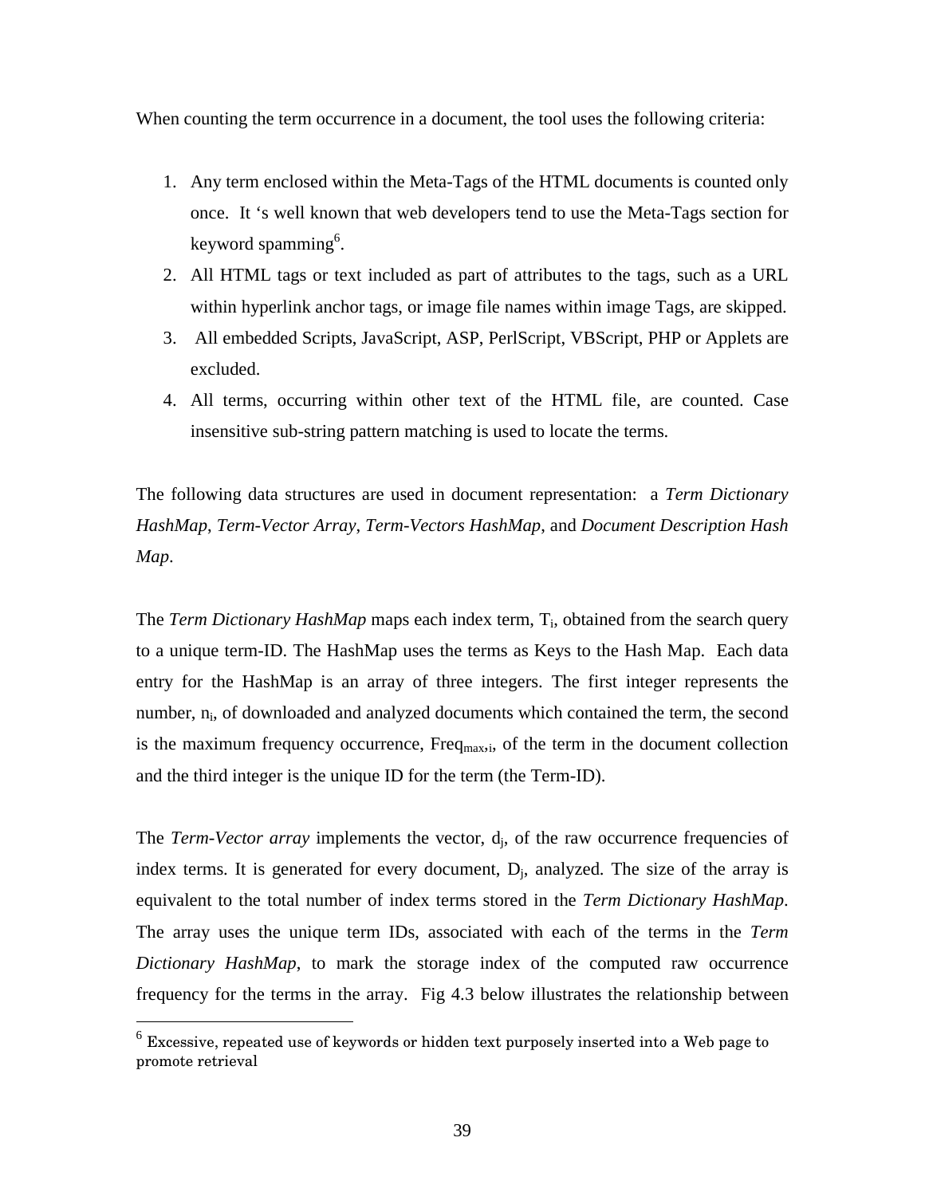When counting the term occurrence in a document, the tool uses the following criteria:

1. Any term enclosed within the Meta-Tags of the HTML documents is counted only once. It 's well known that web developers tend to use the Meta-Tags section for keyword spamming[6].
2. All HTML tags or text included as part of attributes to the tags, such as a URL within hyperlink anchor tags, or image file names within image Tags, are skipped.
3. All embedded Scripts, JavaScript, ASP, PerlScript, VBScript, PHP or Applets are excluded.
4. All terms, occurring within other text of the HTML file, are counted. Case insensitive sub-string pattern matching is used to locate the terms.

The following data structures are used in document representation: a *Term Dictionary HashMap*, *Term-Vector Array*, *Term-Vectors HashMap*, and *Document Description Hash Map*.

The *Term Dictionary HashMap* maps each index term, $T_i$, obtained from the search query to a unique term-ID. The HashMap uses the terms as Keys to the Hash Map. Each data entry for the HashMap is an array of three integers. The first integer represents the number, $n_i$, of downloaded and analyzed documents which contained the term, the second is the maximum frequency occurrence, $Freq_{max,i}$, of the term in the document collection and the third integer is the unique ID for the term (the Term-ID).

The *Term-Vector array* implements the vector, $d_j$, of the raw occurrence frequencies of index terms. It is generated for every document, $D_j$, analyzed. The size of the array is equivalent to the total number of index terms stored in the *Term Dictionary HashMap*. The array uses the unique term IDs, associated with each of the terms in the *Term Dictionary HashMap*, to mark the storage index of the computed raw occurrence frequency for the terms in the array. Fig 4.3 below illustrates the relationship between

[6] Excessive, repeated use of keywords or hidden text purposely inserted into a Web page to promote retrieval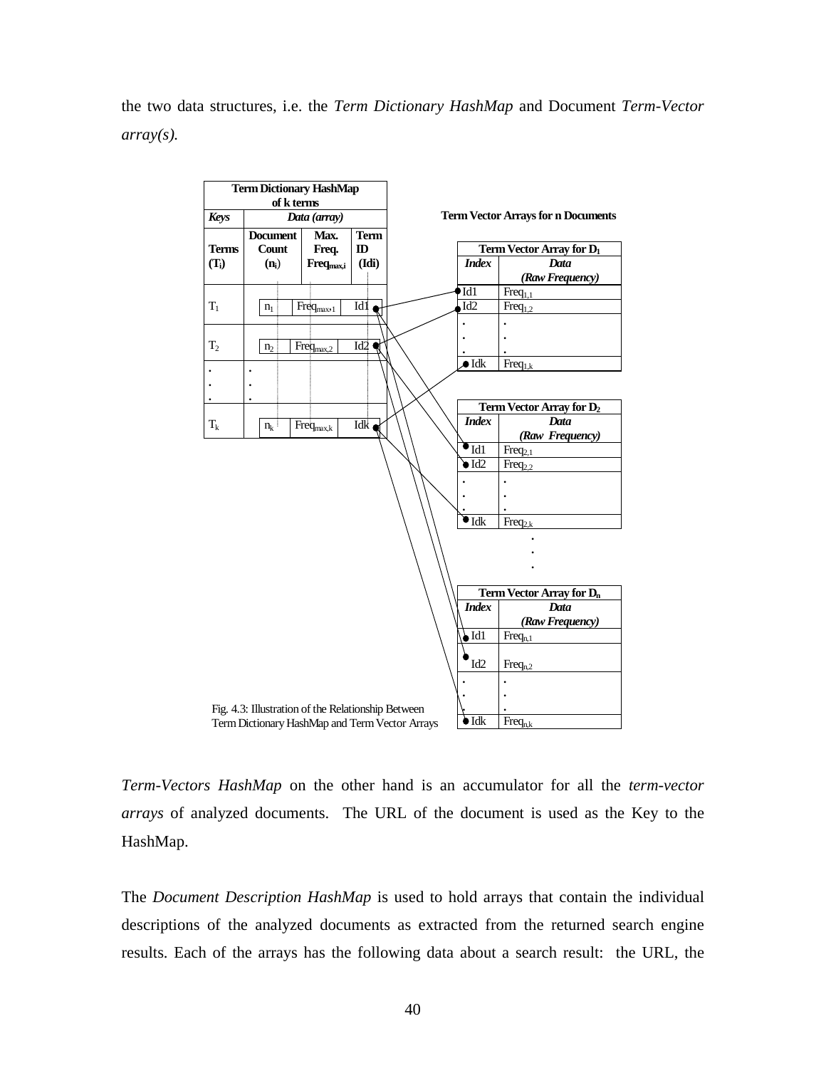the two data structures, i.e. the *Term Dictionary HashMap* and Document *Term-Vector array(s).*

**Term Dictionary HashMap of k terms**

| *Keys* | *Data (array)* | | |
|---|---|---|---|
| **Terms ($T_i$)** | **Document Count ($n_i$)** | **Max. Freq. $Freq_{max,i}$** | **Term ID (Idi)** |
| $T_1$ | $n_1$ | $Freq_{max,1}$ | Id1 |
| $T_2$ | $n_2$ | $Freq_{max,2}$ | Id2 |
| . . . | . . . | | |
| $T_k$ | $n_k$ | $Freq_{max,k}$ | Idk |

**Term Vector Arrays for n Documents**

**Term Vector Array for $D_1$**

| *Index* | *Data (Raw Frequency)* |
|---|---|
| Id1 | $Freq_{1,1}$ |
| Id2 | $Freq_{1,2}$ |
| . . . | . . . |
| Idk | $Freq_{1,k}$ |

**Term Vector Array for $D_2$**

| *Index* | *Data (Raw Frequency)* |
|---|---|
| Id1 | $Freq_{2,1}$ |
| Id2 | $Freq_{2,2}$ |
| . . . | . . . |
| Idk | $Freq_{2,k}$ |

. . .

**Term Vector Array for $D_n$**

| *Index* | *Data (Raw Frequency)* |
|---|---|
| Id1 | $Freq_{n,1}$ |
| Id2 | $Freq_{n,2}$ |
| . . . | . . . |
| Idk | $Freq_{n,k}$ |

Fig. 4.3: Illustration of the Relationship Between Term Dictionary HashMap and Term Vector Arrays

*Term-Vectors HashMap* on the other hand is an accumulator for all the *term-vector arrays* of analyzed documents. The URL of the document is used as the Key to the HashMap.

The *Document Description HashMap* is used to hold arrays that contain the individual descriptions of the analyzed documents as extracted from the returned search engine results. Each of the arrays has the following data about a search result: the URL, the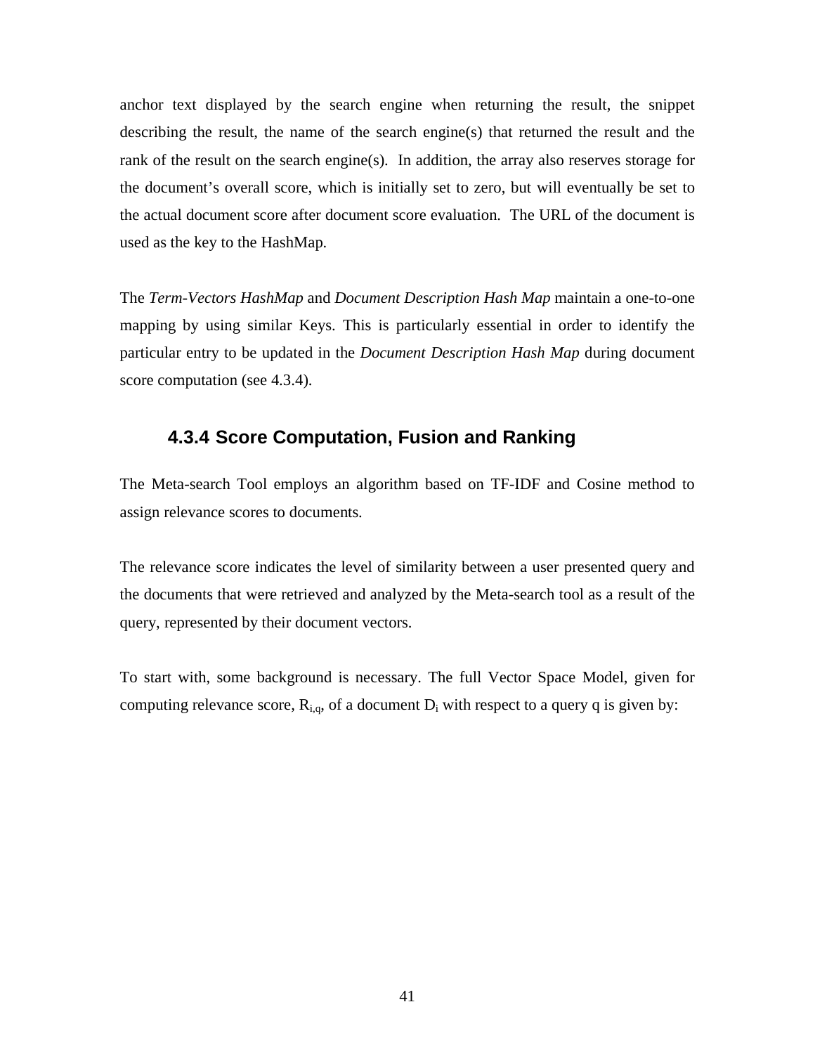anchor text displayed by the search engine when returning the result, the snippet describing the result, the name of the search engine(s) that returned the result and the rank of the result on the search engine(s). In addition, the array also reserves storage for the document's overall score, which is initially set to zero, but will eventually be set to the actual document score after document score evaluation. The URL of the document is used as the key to the HashMap.

The *Term-Vectors HashMap* and *Document Description Hash Map* maintain a one-to-one mapping by using similar Keys. This is particularly essential in order to identify the particular entry to be updated in the *Document Description Hash Map* during document score computation (see 4.3.4).

### 4.3.4 Score Computation, Fusion and Ranking

The Meta-search Tool employs an algorithm based on TF-IDF and Cosine method to assign relevance scores to documents.

The relevance score indicates the level of similarity between a user presented query and the documents that were retrieved and analyzed by the Meta-search tool as a result of the query, represented by their document vectors.

To start with, some background is necessary. The full Vector Space Model, given for computing relevance score, $R_{i,q}$, of a document $D_i$ with respect to a query q is given by: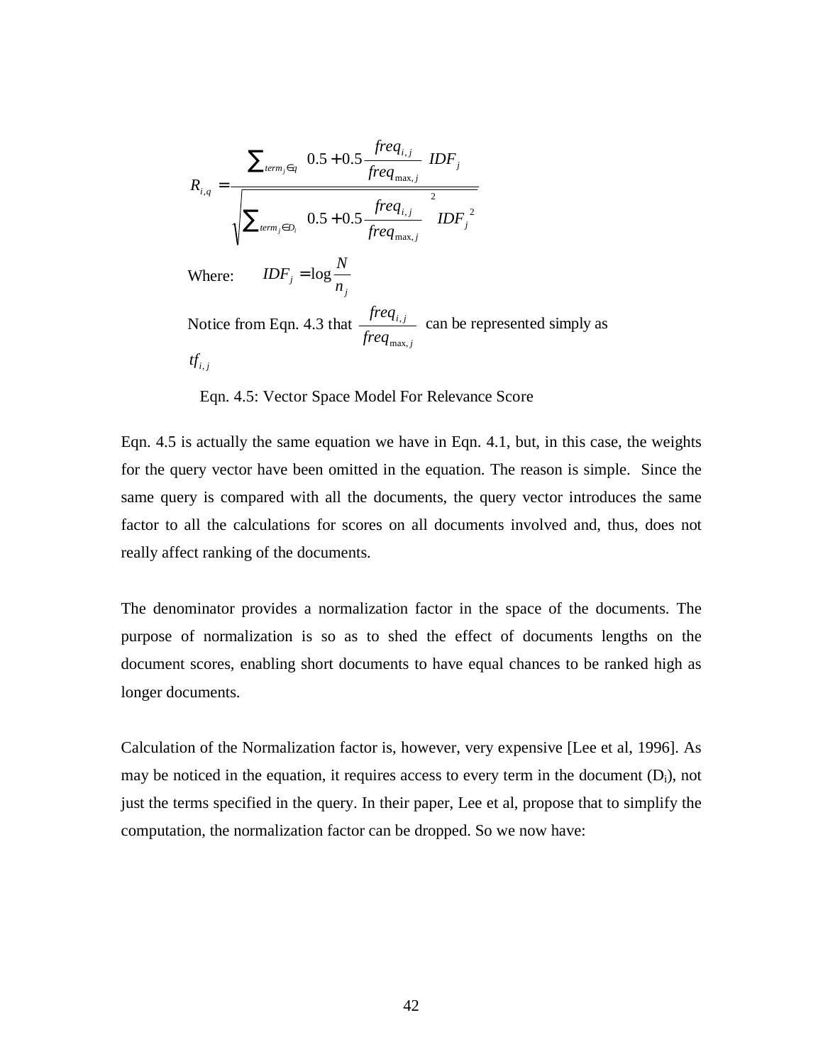$$R_{i,q} = \frac{\sum_{term_j \in q} \left(0.5 + 0.5 \frac{freq_{i,j}}{freq_{\max,j}}\right) IDF_j}{\sqrt{\sum_{term_j \in D_i} \left(0.5 + 0.5 \frac{freq_{i,j}}{freq_{\max,j}}\right)^2 IDF_j^{\ 2}}}$$

Where: $IDF_j = \log \frac{N}{n_j}$

Notice from Eqn. 4.3 that $\frac{freq_{i,j}}{freq_{\max,j}}$ can be represented simply as $tf_{i,j}$

Eqn. 4.5: Vector Space Model For Relevance Score

Eqn. 4.5 is actually the same equation we have in Eqn. 4.1, but, in this case, the weights for the query vector have been omitted in the equation. The reason is simple. Since the same query is compared with all the documents, the query vector introduces the same factor to all the calculations for scores on all documents involved and, thus, does not really affect ranking of the documents.

The denominator provides a normalization factor in the space of the documents. The purpose of normalization is so as to shed the effect of documents lengths on the document scores, enabling short documents to have equal chances to be ranked high as longer documents.

Calculation of the Normalization factor is, however, very expensive [Lee et al, 1996]. As may be noticed in the equation, it requires access to every term in the document ($D_i$), not just the terms specified in the query. In their paper, Lee et al, propose that to simplify the computation, the normalization factor can be dropped. So we now have: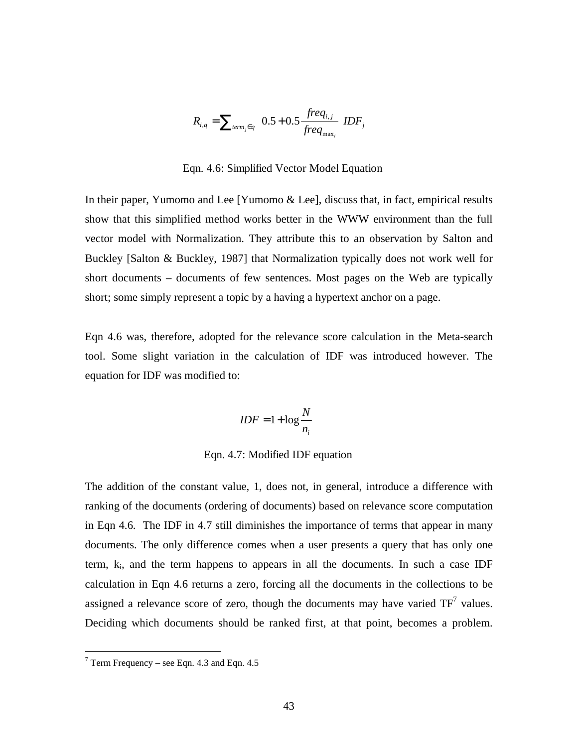$$R_{i,q} = \sum_{term_j \in q} \left( 0.5 + 0.5 \frac{freq_{i,j}}{freq_{\max_i}} \right) IDF_j$$

Eqn. 4.6: Simplified Vector Model Equation

In their paper, Yumomo and Lee [Yumomo & Lee], discuss that, in fact, empirical results show that this simplified method works better in the WWW environment than the full vector model with Normalization. They attribute this to an observation by Salton and Buckley [Salton & Buckley, 1987] that Normalization typically does not work well for short documents – documents of few sentences. Most pages on the Web are typically short; some simply represent a topic by a having a hypertext anchor on a page.

Eqn 4.6 was, therefore, adopted for the relevance score calculation in the Meta-search tool. Some slight variation in the calculation of IDF was introduced however. The equation for IDF was modified to:

$$IDF = 1 + \log \frac{N}{n_i}$$

Eqn. 4.7: Modified IDF equation

The addition of the constant value, 1, does not, in general, introduce a difference with ranking of the documents (ordering of documents) based on relevance score computation in Eqn 4.6. The IDF in 4.7 still diminishes the importance of terms that appear in many documents. The only difference comes when a user presents a query that has only one term, $k_i$, and the term happens to appears in all the documents. In such a case IDF calculation in Eqn 4.6 returns a zero, forcing all the documents in the collections to be assigned a relevance score of zero, though the documents may have varied TF[7] values. Deciding which documents should be ranked first, at that point, becomes a problem.

[7] Term Frequency – see Eqn. 4.3 and Eqn. 4.5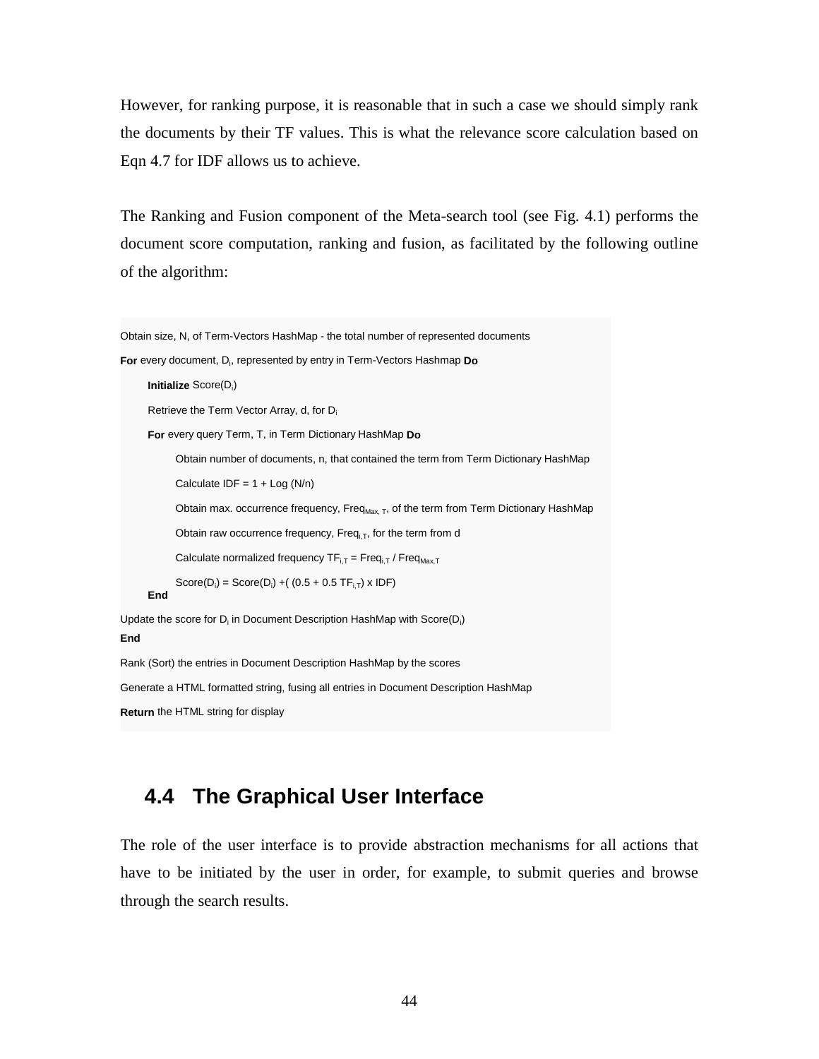However, for ranking purpose, it is reasonable that in such a case we should simply rank the documents by their TF values. This is what the relevance score calculation based on Eqn 4.7 for IDF allows us to achieve.

The Ranking and Fusion component of the Meta-search tool (see Fig. 4.1) performs the document score computation, ranking and fusion, as facilitated by the following outline of the algorithm:

Obtain size, N, of Term-Vectors HashMap - the total number of represented documents

**For** every document, $D_i$, represented by entry in Term-Vectors Hashmap **Do**

&nbsp;&nbsp;&nbsp;&nbsp;**Initialize** Score($D_i$)

&nbsp;&nbsp;&nbsp;&nbsp;Retrieve the Term Vector Array, d, for $D_i$

&nbsp;&nbsp;&nbsp;&nbsp;**For** every query Term, T, in Term Dictionary HashMap **Do**

&nbsp;&nbsp;&nbsp;&nbsp;&nbsp;&nbsp;&nbsp;&nbsp;Obtain number of documents, n, that contained the term from Term Dictionary HashMap

&nbsp;&nbsp;&nbsp;&nbsp;&nbsp;&nbsp;&nbsp;&nbsp;Calculate IDF = 1 + Log (N/n)

&nbsp;&nbsp;&nbsp;&nbsp;&nbsp;&nbsp;&nbsp;&nbsp;Obtain max. occurrence frequency, $Freq_{Max, T}$, of the term from Term Dictionary HashMap

&nbsp;&nbsp;&nbsp;&nbsp;&nbsp;&nbsp;&nbsp;&nbsp;Obtain raw occurrence frequency, $Freq_{i,T}$, for the term from d

&nbsp;&nbsp;&nbsp;&nbsp;&nbsp;&nbsp;&nbsp;&nbsp;Calculate normalized frequency $TF_{i,T} = Freq_{i,T} / Freq_{Max,T}$

&nbsp;&nbsp;&nbsp;&nbsp;&nbsp;&nbsp;&nbsp;&nbsp;$Score(D_i) = Score(D_i) + ((0.5 + 0.5\ TF_{i,T}) \times IDF)$

&nbsp;&nbsp;&nbsp;&nbsp;**End**

Update the score for $D_i$ in Document Description HashMap with Score($D_i$)

**End**

Rank (Sort) the entries in Document Description HashMap by the scores

Generate a HTML formatted string, fusing all entries in Document Description HashMap

**Return** the HTML string for display

## 4.4 The Graphical User Interface

The role of the user interface is to provide abstraction mechanisms for all actions that have to be initiated by the user in order, for example, to submit queries and browse through the search results.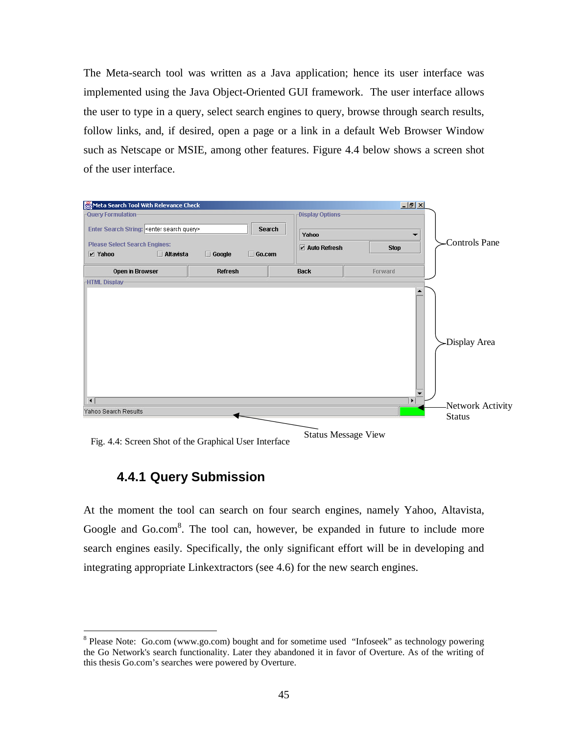The Meta-search tool was written as a Java application; hence its user interface was implemented using the Java Object-Oriented GUI framework. The user interface allows the user to type in a query, select search engines to query, browse through search results, follow links, and, if desired, open a page or a link in a default Web Browser Window such as Netscape or MSIE, among other features. Figure 4.4 below shows a screen shot of the user interface.

Fig. 4.4: Screen Shot of the Graphical User Interface

### 4.4.1 Query Submission

At the moment the tool can search on four search engines, namely Yahoo, Altavista, Google and Go.com[8]. The tool can, however, be expanded in future to include more search engines easily. Specifically, the only significant effort will be in developing and integrating appropriate Linkextractors (see 4.6) for the new search engines.

---

[8] Please Note: Go.com (www.go.com) bought and for sometime used "Infoseek" as technology powering the Go Network's search functionality. Later they abandoned it in favor of Overture. As of the writing of this thesis Go.com's searches were powered by Overture.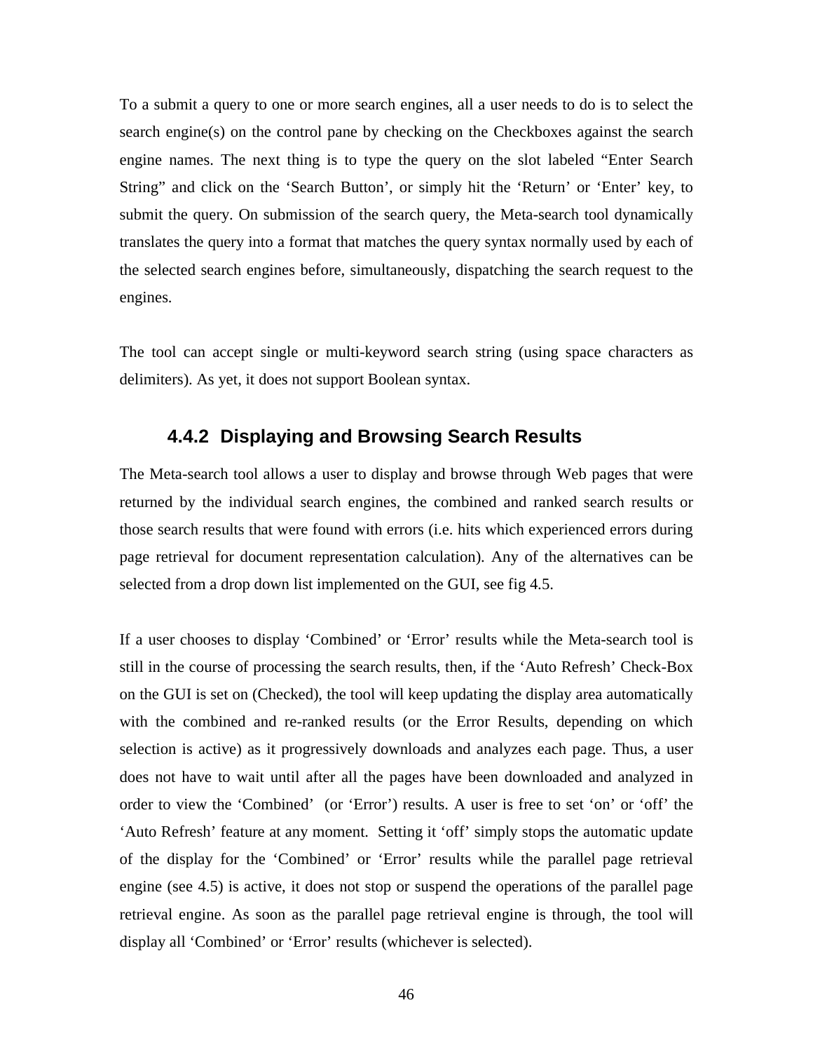To a submit a query to one or more search engines, all a user needs to do is to select the search engine(s) on the control pane by checking on the Checkboxes against the search engine names. The next thing is to type the query on the slot labeled “Enter Search String” and click on the ‘Search Button’, or simply hit the ‘Return’ or ‘Enter’ key, to submit the query. On submission of the search query, the Meta-search tool dynamically translates the query into a format that matches the query syntax normally used by each of the selected search engines before, simultaneously, dispatching the search request to the engines.

The tool can accept single or multi-keyword search string (using space characters as delimiters). As yet, it does not support Boolean syntax.

### 4.4.2 Displaying and Browsing Search Results

The Meta-search tool allows a user to display and browse through Web pages that were returned by the individual search engines, the combined and ranked search results or those search results that were found with errors (i.e. hits which experienced errors during page retrieval for document representation calculation). Any of the alternatives can be selected from a drop down list implemented on the GUI, see fig 4.5.

If a user chooses to display ‘Combined’ or ‘Error’ results while the Meta-search tool is still in the course of processing the search results, then, if the ‘Auto Refresh’ Check-Box on the GUI is set on (Checked), the tool will keep updating the display area automatically with the combined and re-ranked results (or the Error Results, depending on which selection is active) as it progressively downloads and analyzes each page. Thus, a user does not have to wait until after all the pages have been downloaded and analyzed in order to view the ‘Combined’ (or ‘Error’) results. A user is free to set ‘on’ or ‘off’ the ‘Auto Refresh’ feature at any moment. Setting it ‘off’ simply stops the automatic update of the display for the ‘Combined’ or ‘Error’ results while the parallel page retrieval engine (see 4.5) is active, it does not stop or suspend the operations of the parallel page retrieval engine. As soon as the parallel page retrieval engine is through, the tool will display all ‘Combined’ or ‘Error’ results (whichever is selected).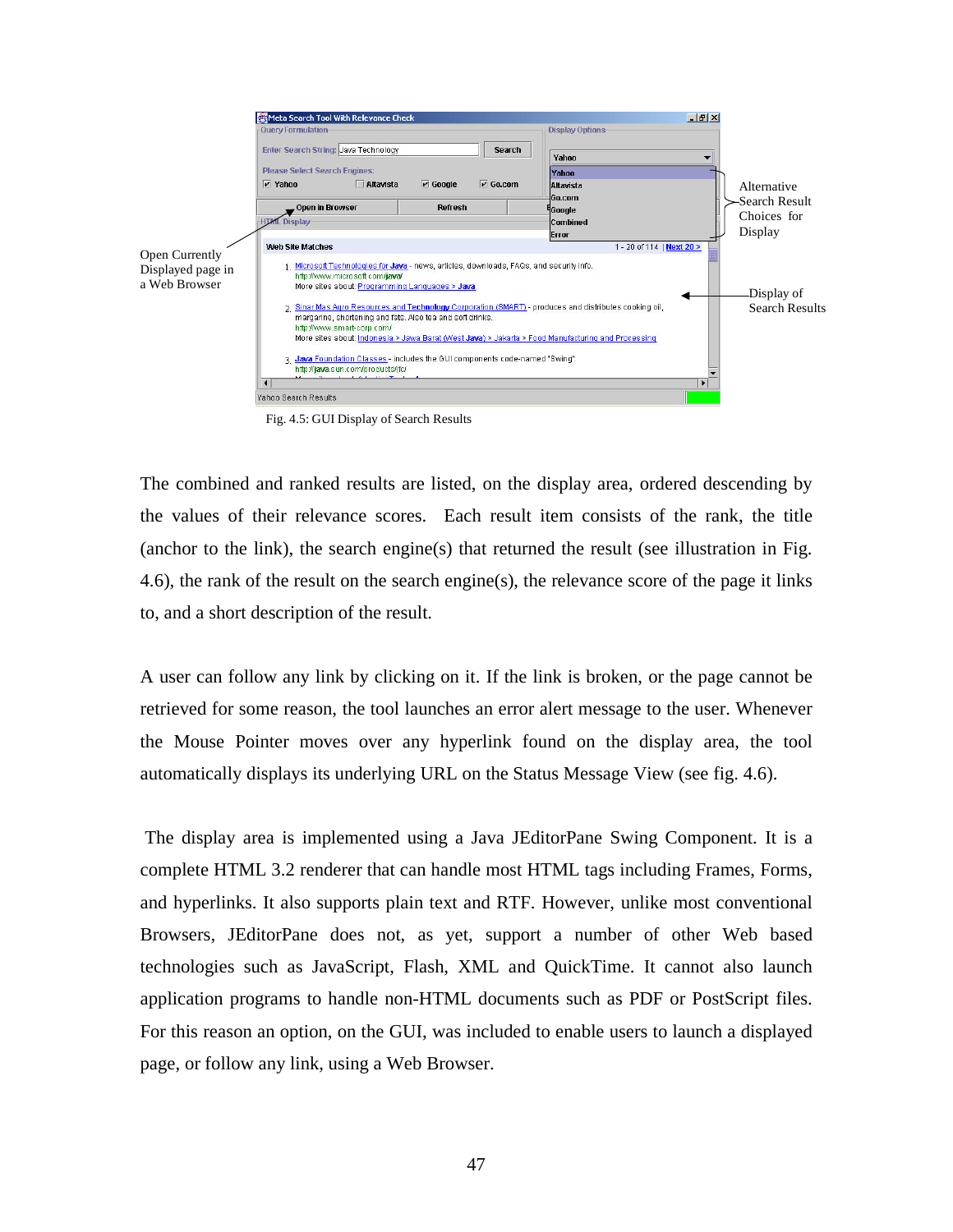Fig. 4.5: GUI Display of Search Results

The combined and ranked results are listed, on the display area, ordered descending by the values of their relevance scores. Each result item consists of the rank, the title (anchor to the link), the search engine(s) that returned the result (see illustration in Fig. 4.6), the rank of the result on the search engine(s), the relevance score of the page it links to, and a short description of the result.

A user can follow any link by clicking on it. If the link is broken, or the page cannot be retrieved for some reason, the tool launches an error alert message to the user. Whenever the Mouse Pointer moves over any hyperlink found on the display area, the tool automatically displays its underlying URL on the Status Message View (see fig. 4.6).

The display area is implemented using a Java JEditorPane Swing Component. It is a complete HTML 3.2 renderer that can handle most HTML tags including Frames, Forms, and hyperlinks. It also supports plain text and RTF. However, unlike most conventional Browsers, JEditorPane does not, as yet, support a number of other Web based technologies such as JavaScript, Flash, XML and QuickTime. It cannot also launch application programs to handle non-HTML documents such as PDF or PostScript files. For this reason an option, on the GUI, was included to enable users to launch a displayed page, or follow any link, using a Web Browser.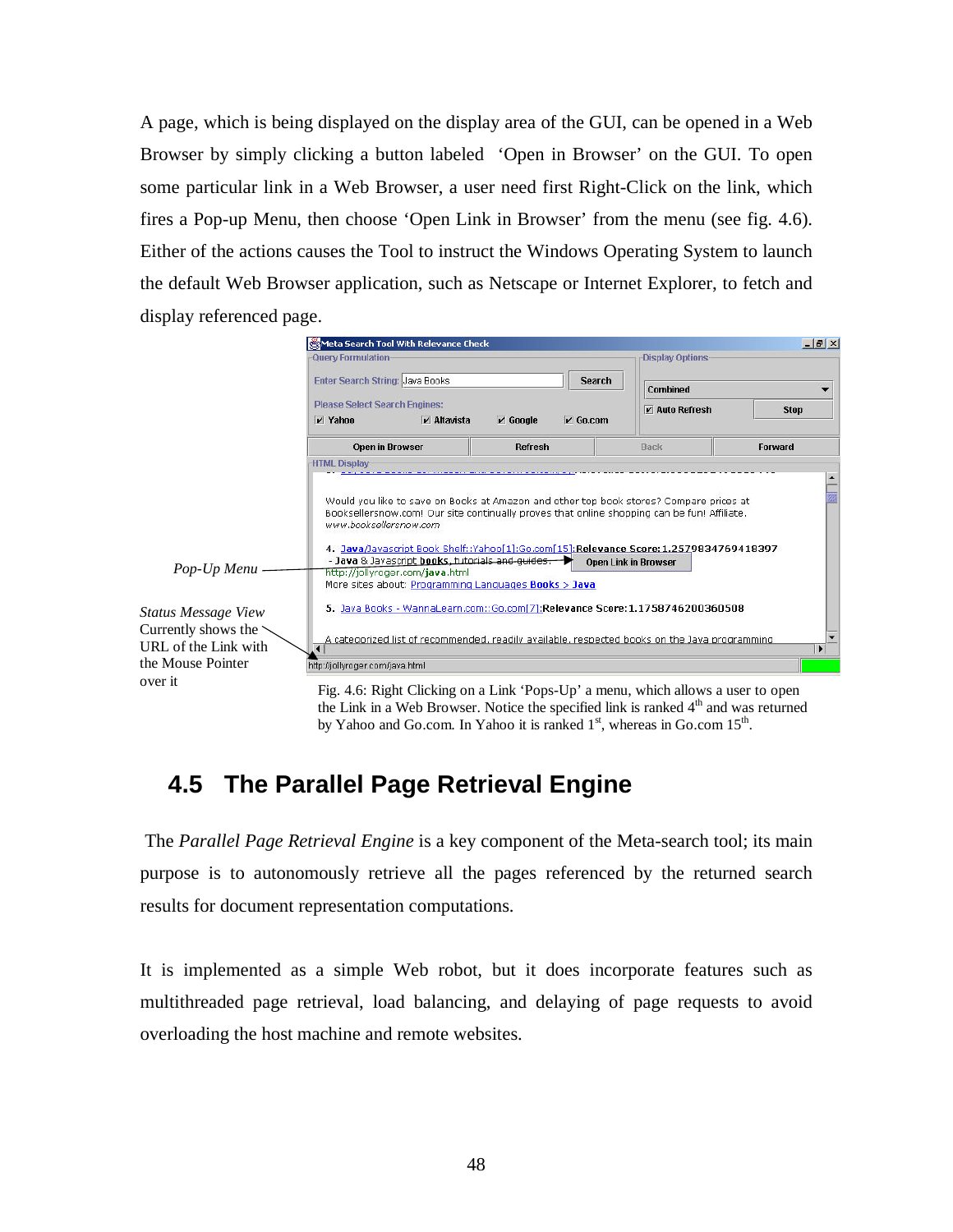A page, which is being displayed on the display area of the GUI, can be opened in a Web Browser by simply clicking a button labeled 'Open in Browser' on the GUI. To open some particular link in a Web Browser, a user need first Right-Click on the link, which fires a Pop-up Menu, then choose 'Open Link in Browser' from the menu (see fig. 4.6). Either of the actions causes the Tool to instruct the Windows Operating System to launch the default Web Browser application, such as Netscape or Internet Explorer, to fetch and display referenced page.

*Pop-Up Menu*

*Status Message View* Currently shows the URL of the Link with the Mouse Pointer over it

Fig. 4.6: Right Clicking on a Link 'Pops-Up' a menu, which allows a user to open the Link in a Web Browser. Notice the specified link is ranked 4th and was returned by Yahoo and Go.com. In Yahoo it is ranked 1st, whereas in Go.com 15th.

## 4.5 The Parallel Page Retrieval Engine

The *Parallel Page Retrieval Engine* is a key component of the Meta-search tool; its main purpose is to autonomously retrieve all the pages referenced by the returned search results for document representation computations.

It is implemented as a simple Web robot, but it does incorporate features such as multithreaded page retrieval, load balancing, and delaying of page requests to avoid overloading the host machine and remote websites.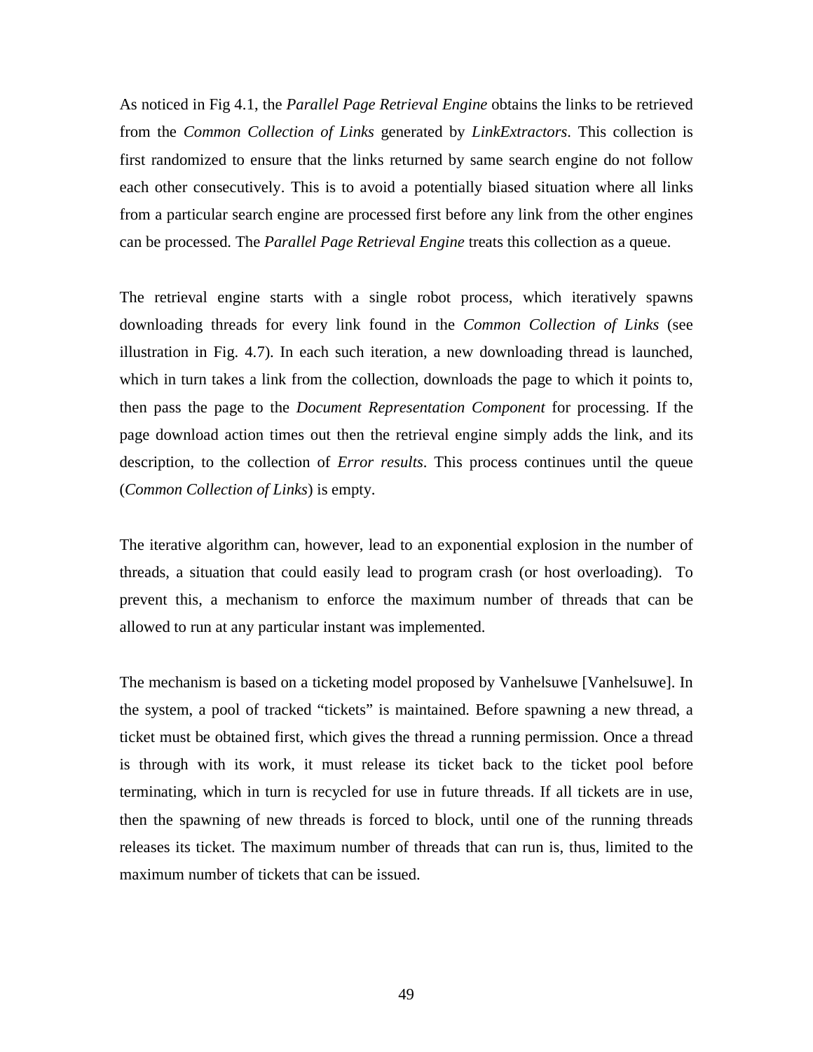As noticed in Fig 4.1, the *Parallel Page Retrieval Engine* obtains the links to be retrieved from the *Common Collection of Links* generated by *LinkExtractors*. This collection is first randomized to ensure that the links returned by same search engine do not follow each other consecutively. This is to avoid a potentially biased situation where all links from a particular search engine are processed first before any link from the other engines can be processed. The *Parallel Page Retrieval Engine* treats this collection as a queue.

The retrieval engine starts with a single robot process, which iteratively spawns downloading threads for every link found in the *Common Collection of Links* (see illustration in Fig. 4.7). In each such iteration, a new downloading thread is launched, which in turn takes a link from the collection, downloads the page to which it points to, then pass the page to the *Document Representation Component* for processing. If the page download action times out then the retrieval engine simply adds the link, and its description, to the collection of *Error results*. This process continues until the queue (*Common Collection of Links*) is empty.

The iterative algorithm can, however, lead to an exponential explosion in the number of threads, a situation that could easily lead to program crash (or host overloading). To prevent this, a mechanism to enforce the maximum number of threads that can be allowed to run at any particular instant was implemented.

The mechanism is based on a ticketing model proposed by Vanhelsuwe [Vanhelsuwe]. In the system, a pool of tracked "tickets" is maintained. Before spawning a new thread, a ticket must be obtained first, which gives the thread a running permission. Once a thread is through with its work, it must release its ticket back to the ticket pool before terminating, which in turn is recycled for use in future threads. If all tickets are in use, then the spawning of new threads is forced to block, until one of the running threads releases its ticket. The maximum number of threads that can run is, thus, limited to the maximum number of tickets that can be issued.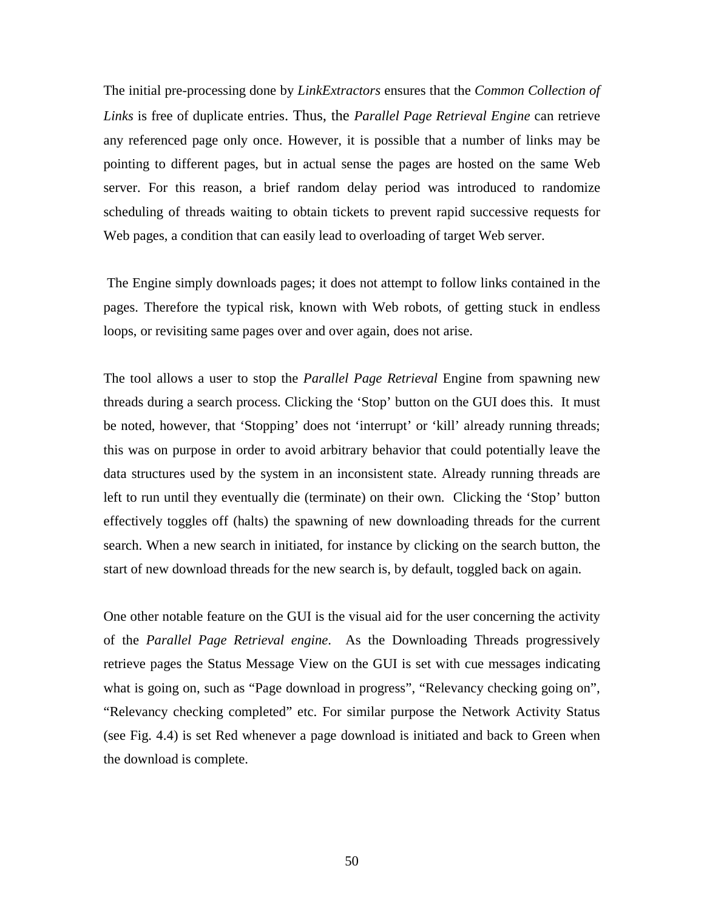The initial pre-processing done by *LinkExtractors* ensures that the *Common Collection of Links* is free of duplicate entries. Thus, the *Parallel Page Retrieval Engine* can retrieve any referenced page only once. However, it is possible that a number of links may be pointing to different pages, but in actual sense the pages are hosted on the same Web server. For this reason, a brief random delay period was introduced to randomize scheduling of threads waiting to obtain tickets to prevent rapid successive requests for Web pages, a condition that can easily lead to overloading of target Web server.

The Engine simply downloads pages; it does not attempt to follow links contained in the pages. Therefore the typical risk, known with Web robots, of getting stuck in endless loops, or revisiting same pages over and over again, does not arise.

The tool allows a user to stop the *Parallel Page Retrieval* Engine from spawning new threads during a search process. Clicking the 'Stop' button on the GUI does this. It must be noted, however, that 'Stopping' does not 'interrupt' or 'kill' already running threads; this was on purpose in order to avoid arbitrary behavior that could potentially leave the data structures used by the system in an inconsistent state. Already running threads are left to run until they eventually die (terminate) on their own. Clicking the 'Stop' button effectively toggles off (halts) the spawning of new downloading threads for the current search. When a new search in initiated, for instance by clicking on the search button, the start of new download threads for the new search is, by default, toggled back on again.

One other notable feature on the GUI is the visual aid for the user concerning the activity of the *Parallel Page Retrieval engine*. As the Downloading Threads progressively retrieve pages the Status Message View on the GUI is set with cue messages indicating what is going on, such as "Page download in progress", "Relevancy checking going on", "Relevancy checking completed" etc. For similar purpose the Network Activity Status (see Fig. 4.4) is set Red whenever a page download is initiated and back to Green when the download is complete.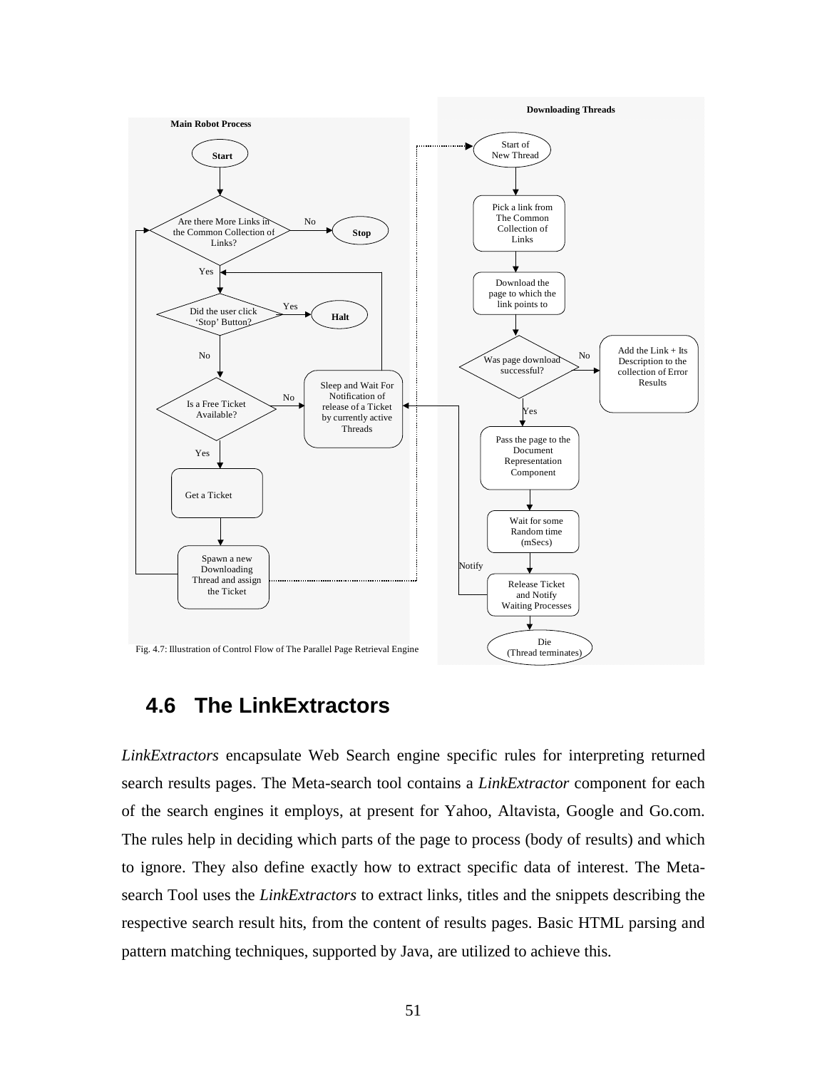Fig. 4.7: Illustration of Control Flow of The Parallel Page Retrieval Engine

## 4.6 The LinkExtractors

*LinkExtractors* encapsulate Web Search engine specific rules for interpreting returned search results pages. The Meta-search tool contains a *LinkExtractor* component for each of the search engines it employs, at present for Yahoo, Altavista, Google and Go.com. The rules help in deciding which parts of the page to process (body of results) and which to ignore. They also define exactly how to extract specific data of interest. The Meta-search Tool uses the *LinkExtractors* to extract links, titles and the snippets describing the respective search result hits, from the content of results pages. Basic HTML parsing and pattern matching techniques, supported by Java, are utilized to achieve this.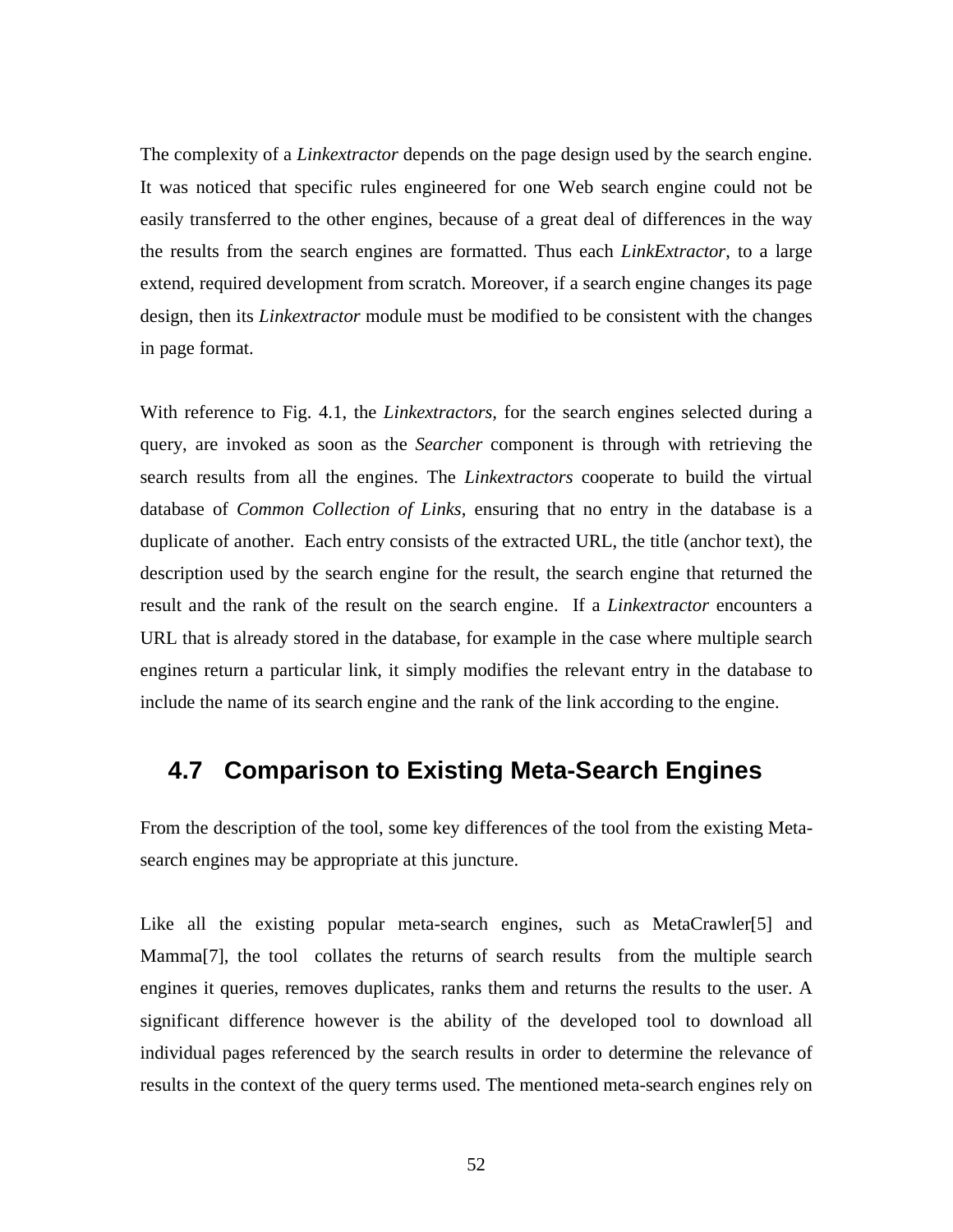The complexity of a *Linkextractor* depends on the page design used by the search engine. It was noticed that specific rules engineered for one Web search engine could not be easily transferred to the other engines, because of a great deal of differences in the way the results from the search engines are formatted. Thus each *LinkExtractor*, to a large extend, required development from scratch. Moreover, if a search engine changes its page design, then its *Linkextractor* module must be modified to be consistent with the changes in page format.

With reference to Fig. 4.1, the *Linkextractors,* for the search engines selected during a query, are invoked as soon as the *Searcher* component is through with retrieving the search results from all the engines. The *Linkextractors* cooperate to build the virtual database of *Common Collection of Links*, ensuring that no entry in the database is a duplicate of another. Each entry consists of the extracted URL, the title (anchor text), the description used by the search engine for the result, the search engine that returned the result and the rank of the result on the search engine. If a *Linkextractor* encounters a URL that is already stored in the database, for example in the case where multiple search engines return a particular link, it simply modifies the relevant entry in the database to include the name of its search engine and the rank of the link according to the engine.

## 4.7 Comparison to Existing Meta-Search Engines

From the description of the tool, some key differences of the tool from the existing Meta-search engines may be appropriate at this juncture.

Like all the existing popular meta-search engines, such as MetaCrawler[5] and Mamma[7], the tool collates the returns of search results from the multiple search engines it queries, removes duplicates, ranks them and returns the results to the user. A significant difference however is the ability of the developed tool to download all individual pages referenced by the search results in order to determine the relevance of results in the context of the query terms used. The mentioned meta-search engines rely on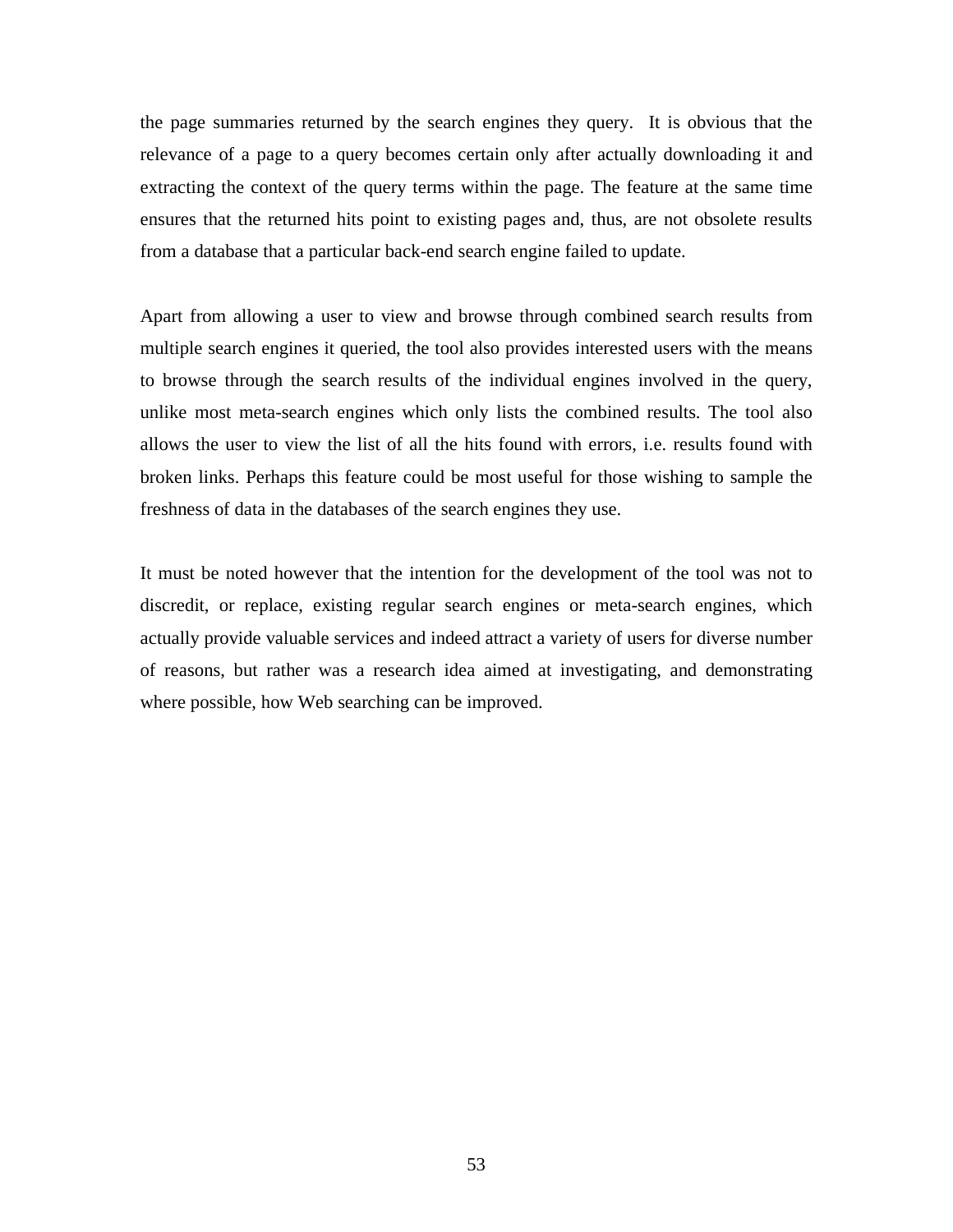the page summaries returned by the search engines they query.  It is obvious that the relevance of a page to a query becomes certain only after actually downloading it and extracting the context of the query terms within the page. The feature at the same time ensures that the returned hits point to existing pages and, thus, are not obsolete results from a database that a particular back-end search engine failed to update.

Apart from allowing a user to view and browse through combined search results from multiple search engines it queried, the tool also provides interested users with the means to browse through the search results of the individual engines involved in the query, unlike most meta-search engines which only lists the combined results. The tool also allows the user to view the list of all the hits found with errors, i.e. results found with broken links. Perhaps this feature could be most useful for those wishing to sample the freshness of data in the databases of the search engines they use.

It must be noted however that the intention for the development of the tool was not to discredit, or replace, existing regular search engines or meta-search engines, which actually provide valuable services and indeed attract a variety of users for diverse number of reasons, but rather was a research idea aimed at investigating, and demonstrating where possible, how Web searching can be improved.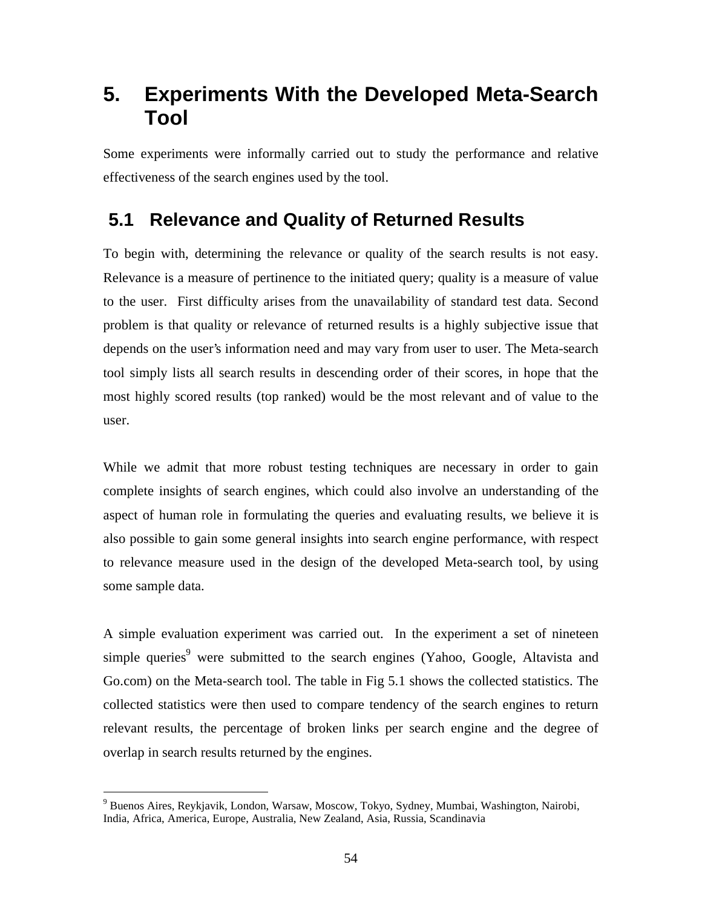# 5. Experiments With the Developed Meta-Search Tool

Some experiments were informally carried out to study the performance and relative effectiveness of the search engines used by the tool.

## 5.1 Relevance and Quality of Returned Results

To begin with, determining the relevance or quality of the search results is not easy. Relevance is a measure of pertinence to the initiated query; quality is a measure of value to the user. First difficulty arises from the unavailability of standard test data. Second problem is that quality or relevance of returned results is a highly subjective issue that depends on the user's information need and may vary from user to user. The Meta-search tool simply lists all search results in descending order of their scores, in hope that the most highly scored results (top ranked) would be the most relevant and of value to the user.

While we admit that more robust testing techniques are necessary in order to gain complete insights of search engines, which could also involve an understanding of the aspect of human role in formulating the queries and evaluating results, we believe it is also possible to gain some general insights into search engine performance, with respect to relevance measure used in the design of the developed Meta-search tool, by using some sample data.

A simple evaluation experiment was carried out. In the experiment a set of nineteen simple queries[9] were submitted to the search engines (Yahoo, Google, Altavista and Go.com) on the Meta-search tool. The table in Fig 5.1 shows the collected statistics. The collected statistics were then used to compare tendency of the search engines to return relevant results, the percentage of broken links per search engine and the degree of overlap in search results returned by the engines.

---

[9] Buenos Aires, Reykjavik, London, Warsaw, Moscow, Tokyo, Sydney, Mumbai, Washington, Nairobi, India, Africa, America, Europe, Australia, New Zealand, Asia, Russia, Scandinavia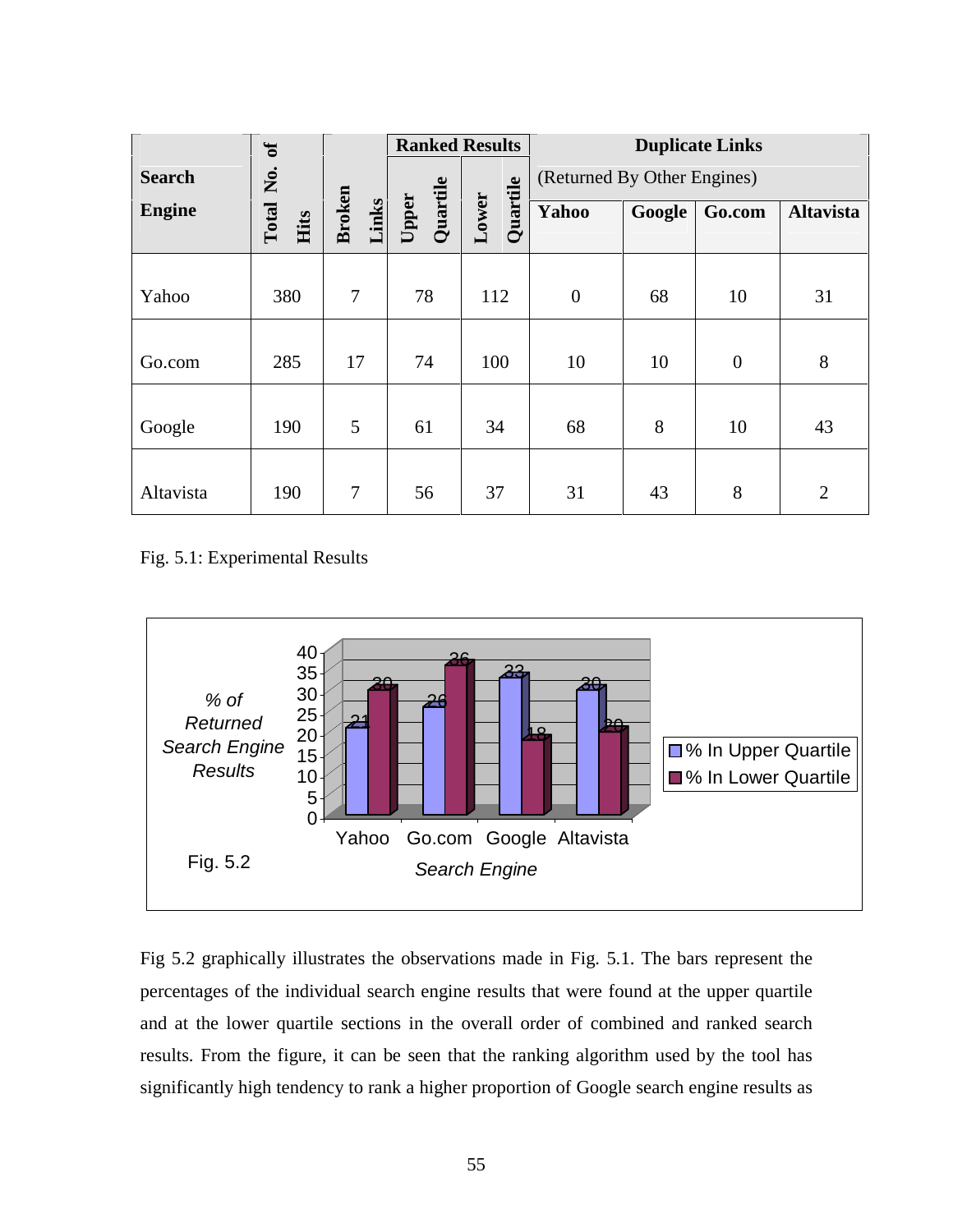| Search Engine | Total No. of Hits | Broken Links | **Ranked Results** | | **Duplicate Links** (Returned By Other Engines) | | | |
|---|---|---|---|---|---|---|---|---|
| | | | **Upper Quartile** | **Lower Quartile** | **Yahoo** | **Google** | **Go.com** | **Altavista** |
| Yahoo | 380 | 7 | 78 | 112 | 0 | 68 | 10 | 31 |
| Go.com | 285 | 17 | 74 | 100 | 10 | 10 | 0 | 8 |
| Google | 190 | 5 | 61 | 34 | 68 | 8 | 10 | 43 |
| Altavista | 190 | 7 | 56 | 37 | 31 | 43 | 8 | 2 |

Fig. 5.1: Experimental Results

Fig. 5.2

Fig 5.2 graphically illustrates the observations made in Fig. 5.1. The bars represent the percentages of the individual search engine results that were found at the upper quartile and at the lower quartile sections in the overall order of combined and ranked search results. From the figure, it can be seen that the ranking algorithm used by the tool has significantly high tendency to rank a higher proportion of Google search engine results as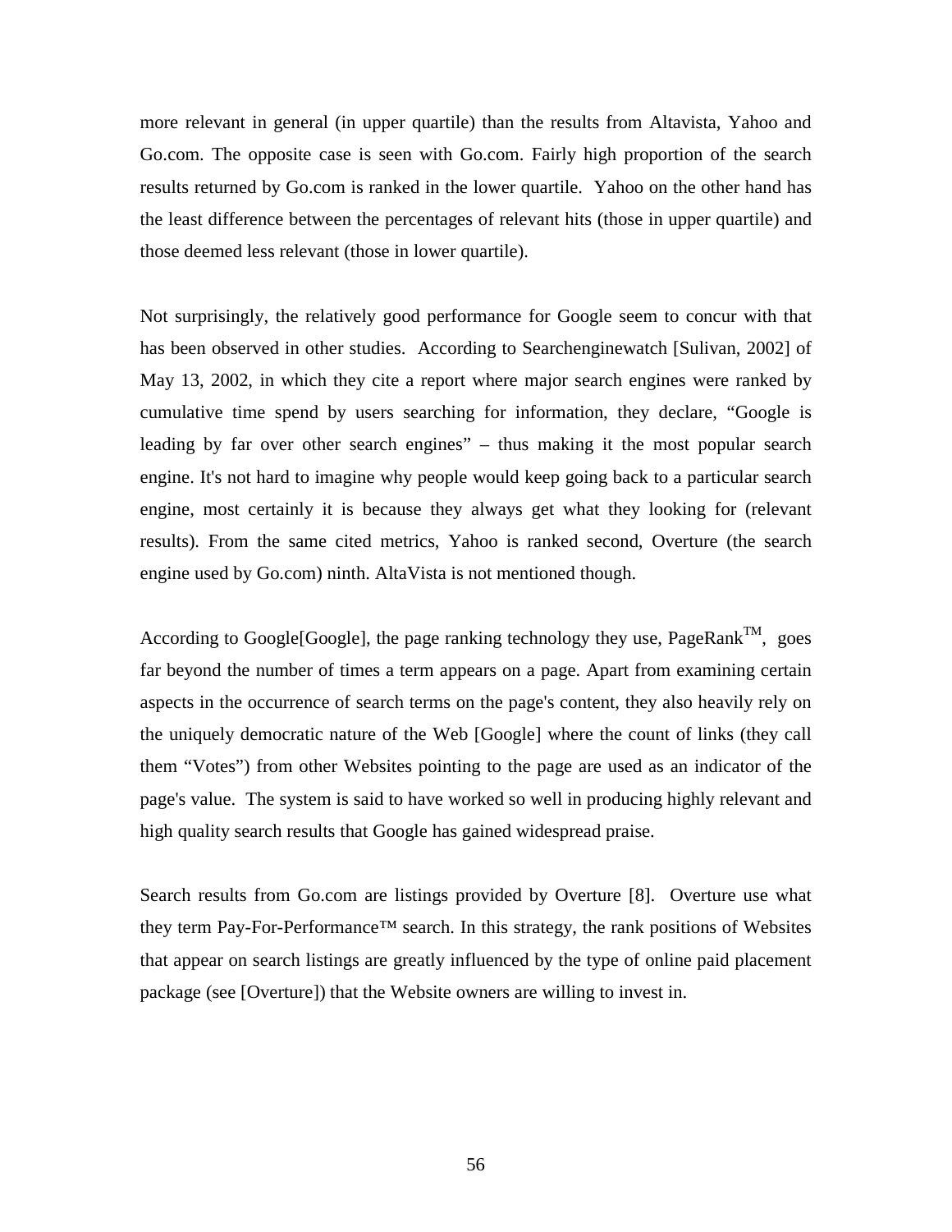more relevant in general (in upper quartile) than the results from Altavista, Yahoo and Go.com. The opposite case is seen with Go.com. Fairly high proportion of the search results returned by Go.com is ranked in the lower quartile. Yahoo on the other hand has the least difference between the percentages of relevant hits (those in upper quartile) and those deemed less relevant (those in lower quartile).

Not surprisingly, the relatively good performance for Google seem to concur with that has been observed in other studies. According to Searchenginewatch [Sulivan, 2002] of May 13, 2002, in which they cite a report where major search engines were ranked by cumulative time spend by users searching for information, they declare, "Google is leading by far over other search engines" – thus making it the most popular search engine. It's not hard to imagine why people would keep going back to a particular search engine, most certainly it is because they always get what they looking for (relevant results). From the same cited metrics, Yahoo is ranked second, Overture (the search engine used by Go.com) ninth. AltaVista is not mentioned though.

According to Google[Google], the page ranking technology they use, PageRank™, goes far beyond the number of times a term appears on a page. Apart from examining certain aspects in the occurrence of search terms on the page's content, they also heavily rely on the uniquely democratic nature of the Web [Google] where the count of links (they call them "Votes") from other Websites pointing to the page are used as an indicator of the page's value. The system is said to have worked so well in producing highly relevant and high quality search results that Google has gained widespread praise.

Search results from Go.com are listings provided by Overture [8]. Overture use what they term Pay-For-Performance™ search. In this strategy, the rank positions of Websites that appear on search listings are greatly influenced by the type of online paid placement package (see [Overture]) that the Website owners are willing to invest in.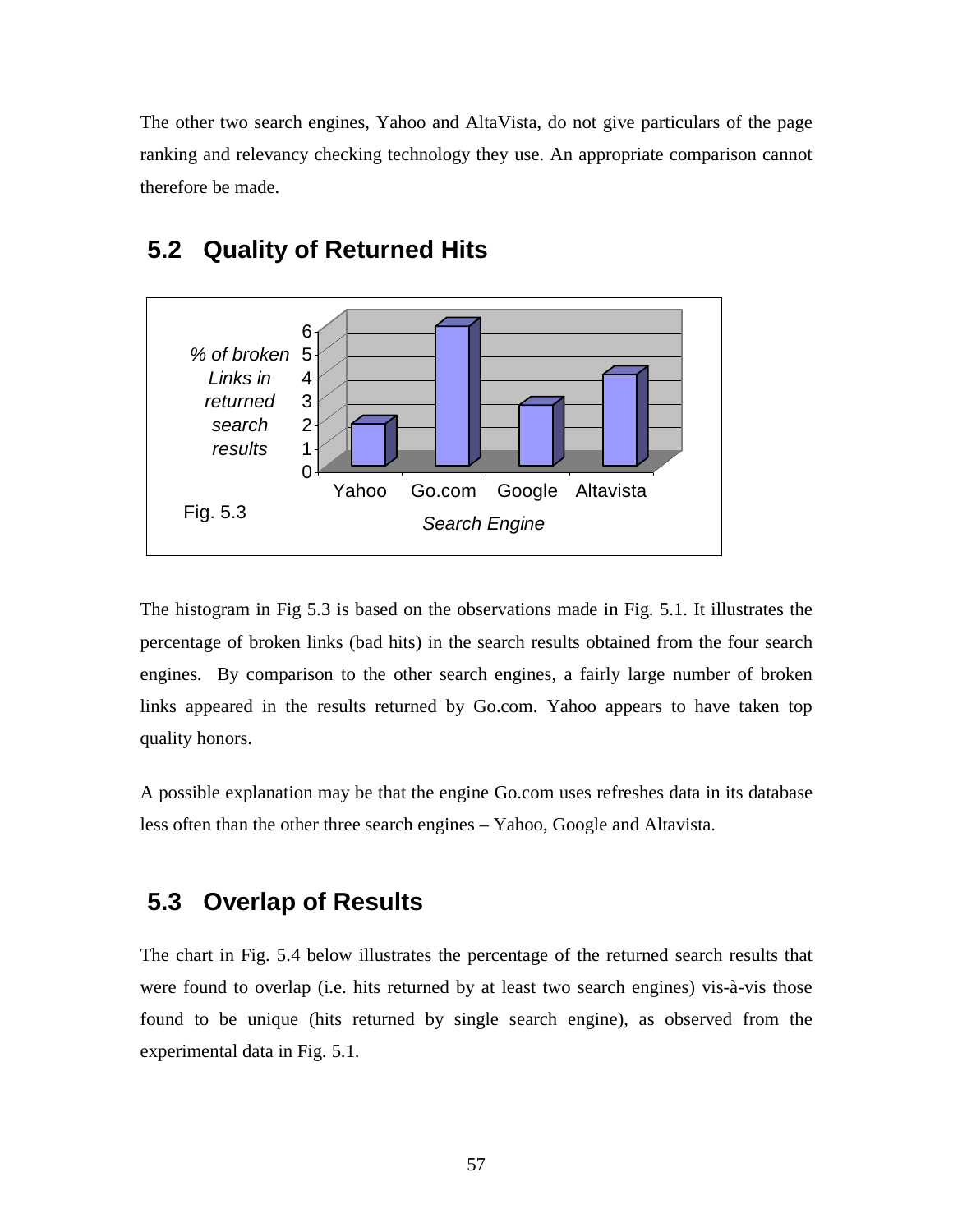The other two search engines, Yahoo and AltaVista, do not give particulars of the page ranking and relevancy checking technology they use. An appropriate comparison cannot therefore be made.

## 5.2 Quality of Returned Hits

Fig. 5.3

The histogram in Fig 5.3 is based on the observations made in Fig. 5.1. It illustrates the percentage of broken links (bad hits) in the search results obtained from the four search engines. By comparison to the other search engines, a fairly large number of broken links appeared in the results returned by Go.com. Yahoo appears to have taken top quality honors.

A possible explanation may be that the engine Go.com uses refreshes data in its database less often than the other three search engines – Yahoo, Google and Altavista.

## 5.3 Overlap of Results

The chart in Fig. 5.4 below illustrates the percentage of the returned search results that were found to overlap (i.e. hits returned by at least two search engines) vis-à-vis those found to be unique (hits returned by single search engine), as observed from the experimental data in Fig. 5.1.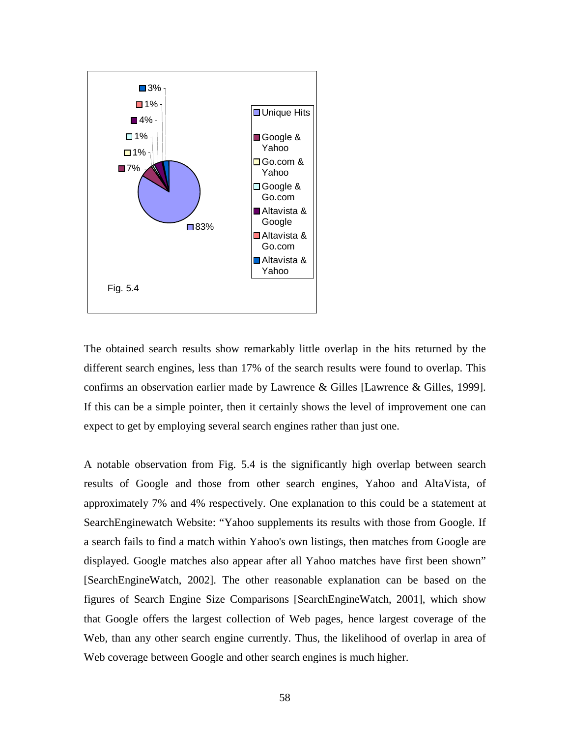Fig. 5.4

The obtained search results show remarkably little overlap in the hits returned by the different search engines, less than 17% of the search results were found to overlap. This confirms an observation earlier made by Lawrence & Gilles [Lawrence & Gilles, 1999]. If this can be a simple pointer, then it certainly shows the level of improvement one can expect to get by employing several search engines rather than just one.

A notable observation from Fig. 5.4 is the significantly high overlap between search results of Google and those from other search engines, Yahoo and AltaVista, of approximately 7% and 4% respectively. One explanation to this could be a statement at SearchEnginewatch Website: "Yahoo supplements its results with those from Google. If a search fails to find a match within Yahoo's own listings, then matches from Google are displayed. Google matches also appear after all Yahoo matches have first been shown" [SearchEngineWatch, 2002]. The other reasonable explanation can be based on the figures of Search Engine Size Comparisons [SearchEngineWatch, 2001], which show that Google offers the largest collection of Web pages, hence largest coverage of the Web, than any other search engine currently. Thus, the likelihood of overlap in area of Web coverage between Google and other search engines is much higher.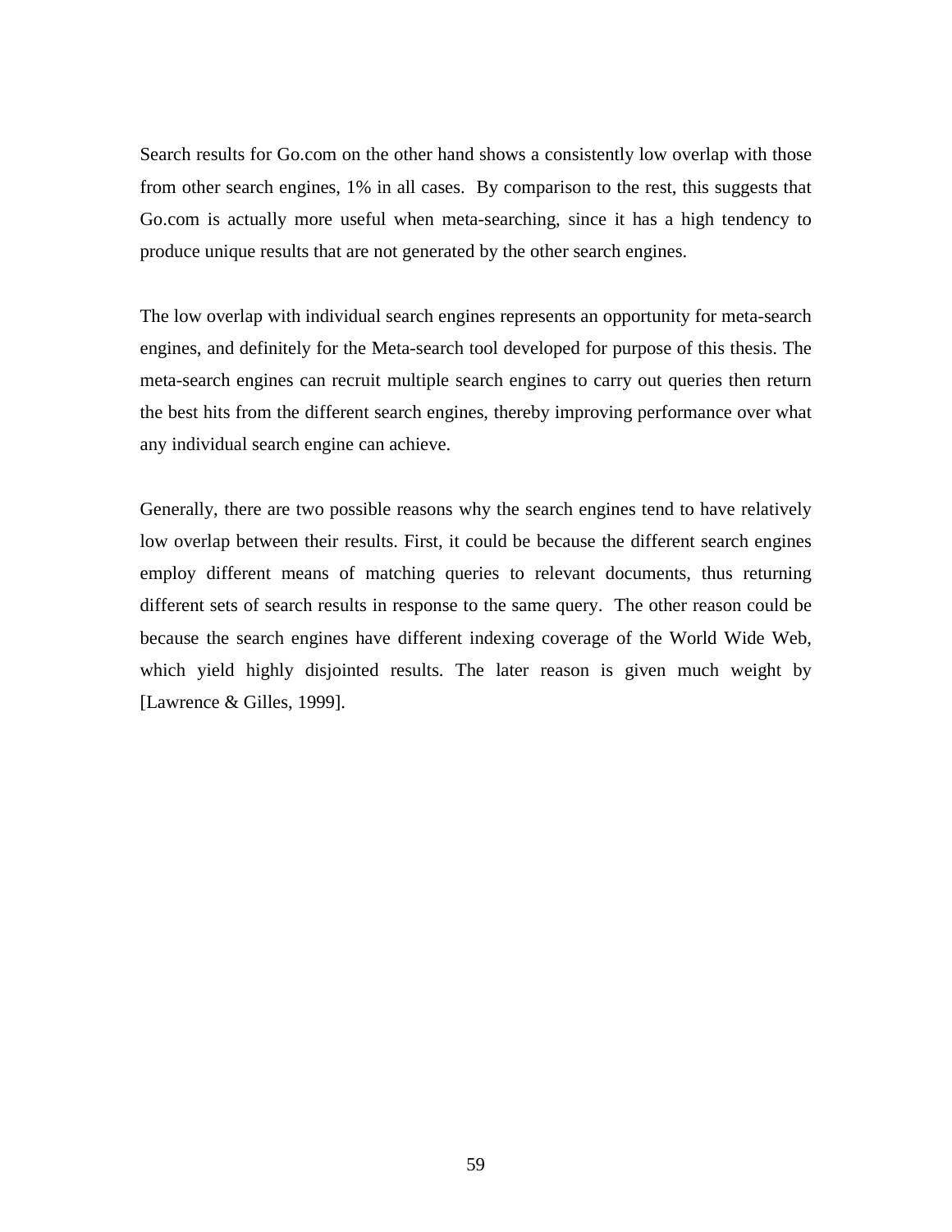Search results for Go.com on the other hand shows a consistently low overlap with those from other search engines, 1% in all cases. By comparison to the rest, this suggests that Go.com is actually more useful when meta-searching, since it has a high tendency to produce unique results that are not generated by the other search engines.

The low overlap with individual search engines represents an opportunity for meta-search engines, and definitely for the Meta-search tool developed for purpose of this thesis. The meta-search engines can recruit multiple search engines to carry out queries then return the best hits from the different search engines, thereby improving performance over what any individual search engine can achieve.

Generally, there are two possible reasons why the search engines tend to have relatively low overlap between their results. First, it could be because the different search engines employ different means of matching queries to relevant documents, thus returning different sets of search results in response to the same query. The other reason could be because the search engines have different indexing coverage of the World Wide Web, which yield highly disjointed results. The later reason is given much weight by [Lawrence & Gilles, 1999].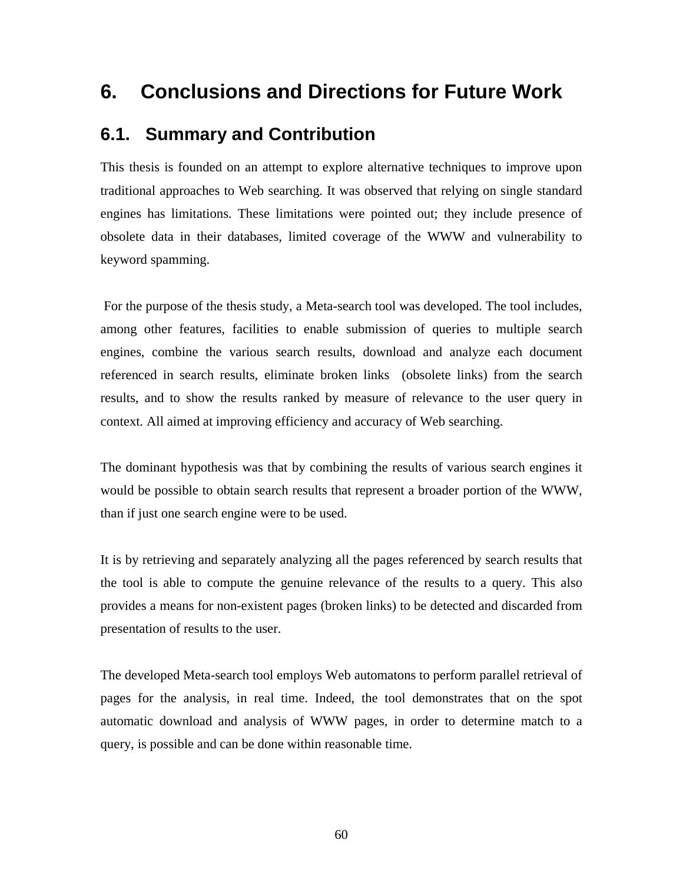# 6. Conclusions and Directions for Future Work

## 6.1. Summary and Contribution

This thesis is founded on an attempt to explore alternative techniques to improve upon traditional approaches to Web searching. It was observed that relying on single standard engines has limitations. These limitations were pointed out; they include presence of obsolete data in their databases, limited coverage of the WWW and vulnerability to keyword spamming.

For the purpose of the thesis study, a Meta-search tool was developed. The tool includes, among other features, facilities to enable submission of queries to multiple search engines, combine the various search results, download and analyze each document referenced in search results, eliminate broken links (obsolete links) from the search results, and to show the results ranked by measure of relevance to the user query in context. All aimed at improving efficiency and accuracy of Web searching.

The dominant hypothesis was that by combining the results of various search engines it would be possible to obtain search results that represent a broader portion of the WWW, than if just one search engine were to be used.

It is by retrieving and separately analyzing all the pages referenced by search results that the tool is able to compute the genuine relevance of the results to a query. This also provides a means for non-existent pages (broken links) to be detected and discarded from presentation of results to the user.

The developed Meta-search tool employs Web automatons to perform parallel retrieval of pages for the analysis, in real time. Indeed, the tool demonstrates that on the spot automatic download and analysis of WWW pages, in order to determine match to a query, is possible and can be done within reasonable time.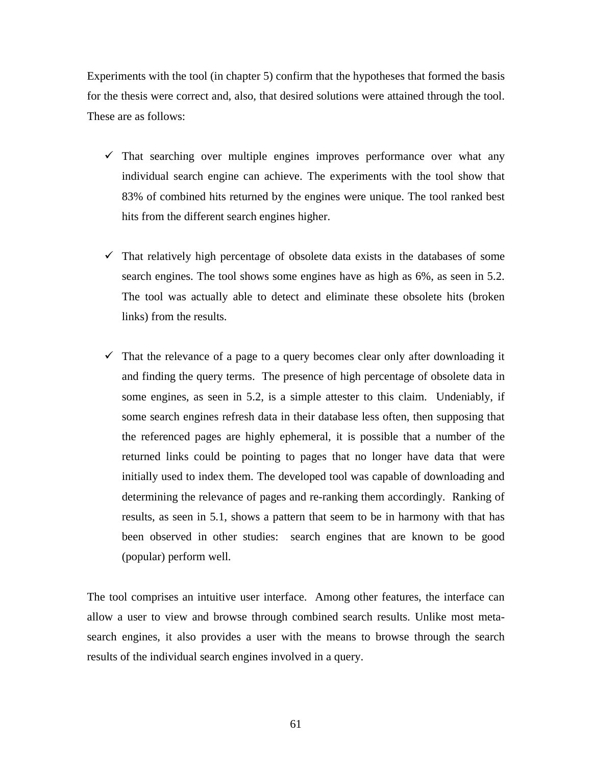Experiments with the tool (in chapter 5) confirm that the hypotheses that formed the basis for the thesis were correct and, also, that desired solutions were attained through the tool. These are as follows:

- ✓ That searching over multiple engines improves performance over what any individual search engine can achieve. The experiments with the tool show that 83% of combined hits returned by the engines were unique. The tool ranked best hits from the different search engines higher.

- ✓ That relatively high percentage of obsolete data exists in the databases of some search engines. The tool shows some engines have as high as 6%, as seen in 5.2. The tool was actually able to detect and eliminate these obsolete hits (broken links) from the results.

- ✓ That the relevance of a page to a query becomes clear only after downloading it and finding the query terms. The presence of high percentage of obsolete data in some engines, as seen in 5.2, is a simple attester to this claim. Undeniably, if some search engines refresh data in their database less often, then supposing that the referenced pages are highly ephemeral, it is possible that a number of the returned links could be pointing to pages that no longer have data that were initially used to index them. The developed tool was capable of downloading and determining the relevance of pages and re-ranking them accordingly. Ranking of results, as seen in 5.1, shows a pattern that seem to be in harmony with that has been observed in other studies: search engines that are known to be good (popular) perform well.

The tool comprises an intuitive user interface. Among other features, the interface can allow a user to view and browse through combined search results. Unlike most meta-search engines, it also provides a user with the means to browse through the search results of the individual search engines involved in a query.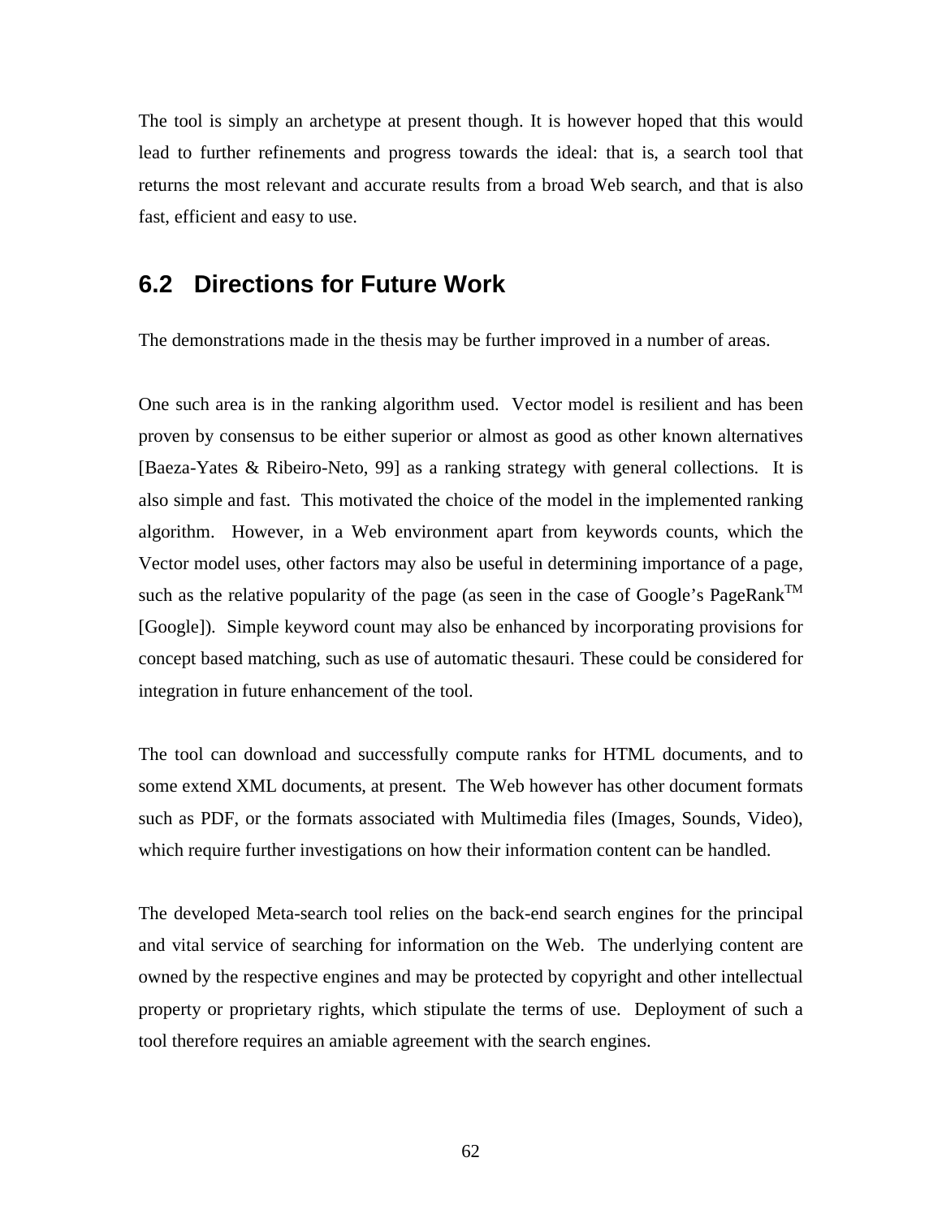The tool is simply an archetype at present though. It is however hoped that this would lead to further refinements and progress towards the ideal: that is, a search tool that returns the most relevant and accurate results from a broad Web search, and that is also fast, efficient and easy to use.

## 6.2 Directions for Future Work

The demonstrations made in the thesis may be further improved in a number of areas.

One such area is in the ranking algorithm used. Vector model is resilient and has been proven by consensus to be either superior or almost as good as other known alternatives [Baeza-Yates & Ribeiro-Neto, 99] as a ranking strategy with general collections. It is also simple and fast. This motivated the choice of the model in the implemented ranking algorithm. However, in a Web environment apart from keywords counts, which the Vector model uses, other factors may also be useful in determining importance of a page, such as the relative popularity of the page (as seen in the case of Google's PageRank™ [Google]). Simple keyword count may also be enhanced by incorporating provisions for concept based matching, such as use of automatic thesauri. These could be considered for integration in future enhancement of the tool.

The tool can download and successfully compute ranks for HTML documents, and to some extend XML documents, at present. The Web however has other document formats such as PDF, or the formats associated with Multimedia files (Images, Sounds, Video), which require further investigations on how their information content can be handled.

The developed Meta-search tool relies on the back-end search engines for the principal and vital service of searching for information on the Web. The underlying content are owned by the respective engines and may be protected by copyright and other intellectual property or proprietary rights, which stipulate the terms of use. Deployment of such a tool therefore requires an amiable agreement with the search engines.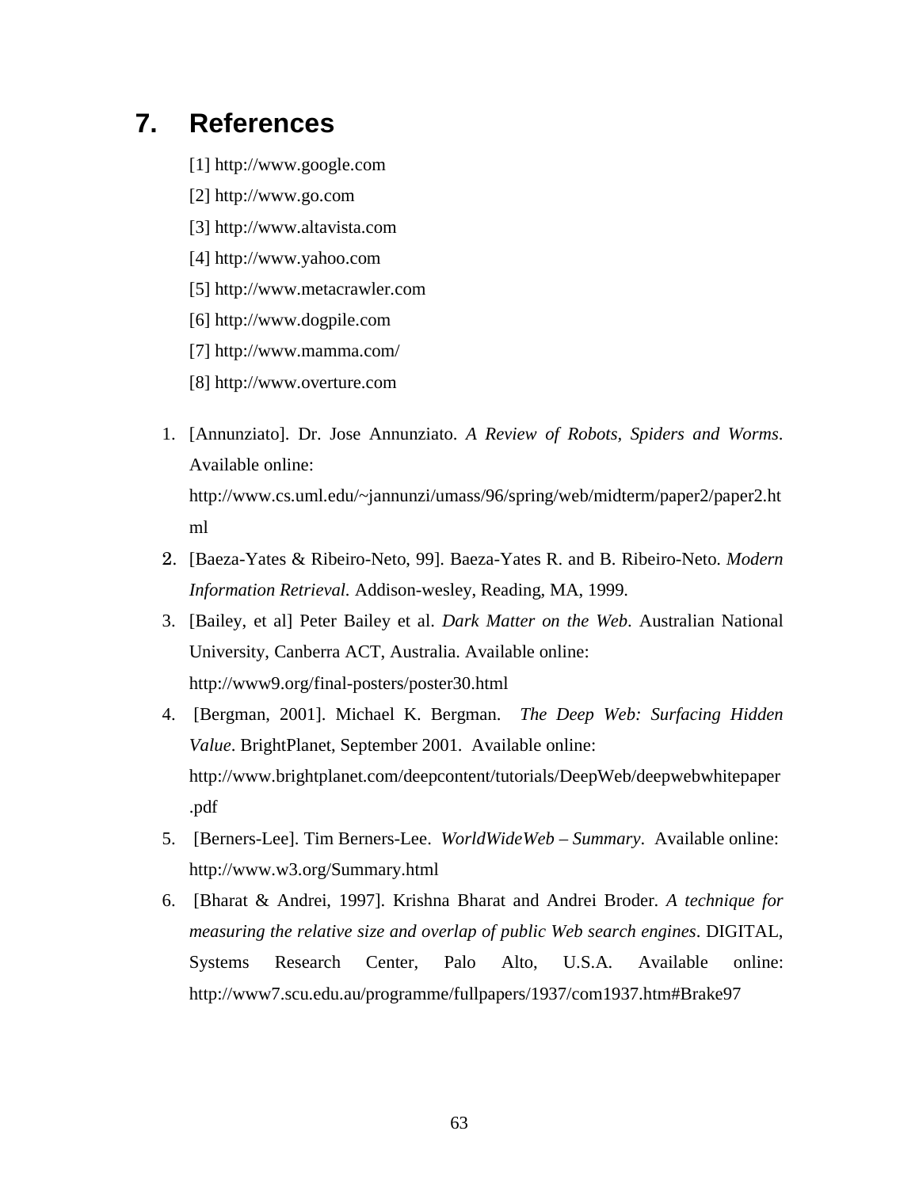# 7. References

[1] http://www.google.com

[2] http://www.go.com

[3] http://www.altavista.com

[4] http://www.yahoo.com

[5] http://www.metacrawler.com

[6] http://www.dogpile.com

[7] http://www.mamma.com/

[8] http://www.overture.com

1. [Annunziato]. Dr. Jose Annunziato. *A Review of Robots, Spiders and Worms*. Available online: http://www.cs.uml.edu/~jannunzi/umass/96/spring/web/midterm/paper2/paper2.html
2. [Baeza-Yates & Ribeiro-Neto, 99]. Baeza-Yates R. and B. Ribeiro-Neto. *Modern Information Retrieval.* Addison-wesley, Reading, MA, 1999.
3. [Bailey, et al] Peter Bailey et al. *Dark Matter on the Web*. Australian National University, Canberra ACT, Australia. Available online: http://www9.org/final-posters/poster30.html
4. [Bergman, 2001]. Michael K. Bergman. *The Deep Web: Surfacing Hidden Value*. BrightPlanet, September 2001. Available online: http://www.brightplanet.com/deepcontent/tutorials/DeepWeb/deepwebwhitepaper.pdf
5. [Berners-Lee]. Tim Berners-Lee. *WorldWideWeb – Summary*. Available online: http://www.w3.org/Summary.html
6. [Bharat & Andrei, 1997]. Krishna Bharat and Andrei Broder. *A technique for measuring the relative size and overlap of public Web search engines*. DIGITAL, Systems Research Center, Palo Alto, U.S.A. Available online: http://www7.scu.edu.au/programme/fullpapers/1937/com1937.htm#Brake97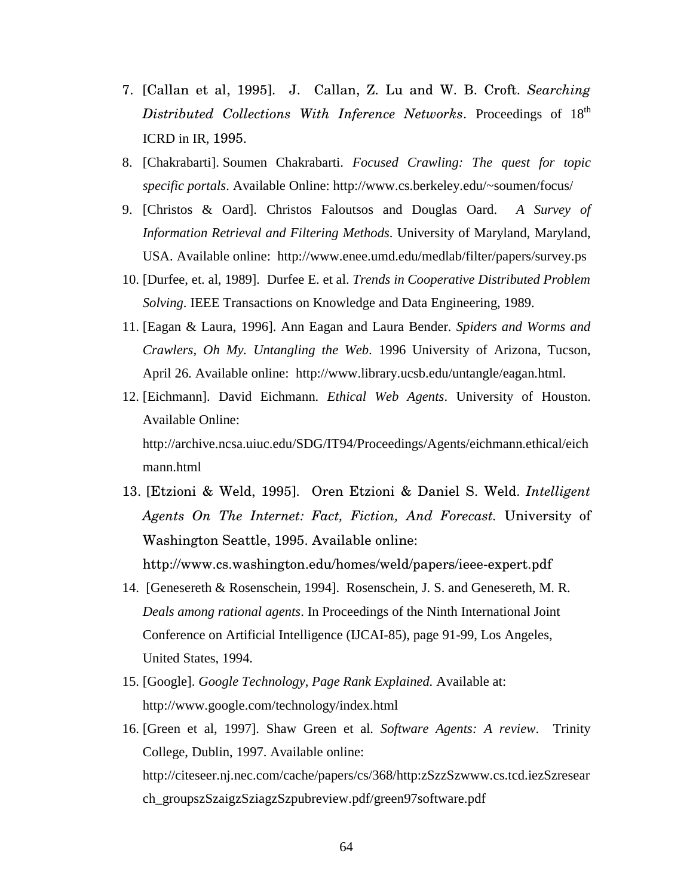7. [Callan et al, 1995]. J. Callan, Z. Lu and W. B. Croft. *Searching Distributed Collections With Inference Networks*. Proceedings of 18th ICRD in IR, 1995.
8. [Chakrabarti]. Soumen Chakrabarti. *Focused Crawling: The quest for topic specific portals*. Available Online: http://www.cs.berkeley.edu/~soumen/focus/
9. [Christos & Oard]. Christos Faloutsos and Douglas Oard. *A Survey of Information Retrieval and Filtering Methods*. University of Maryland, Maryland, USA. Available online: http://www.enee.umd.edu/medlab/filter/papers/survey.ps
10. [Durfee, et. al, 1989]. Durfee E. et al. *Trends in Cooperative Distributed Problem Solving*. IEEE Transactions on Knowledge and Data Engineering, 1989.
11. [Eagan & Laura, 1996]. Ann Eagan and Laura Bender. *Spiders and Worms and Crawlers, Oh My. Untangling the Web*. 1996 University of Arizona, Tucson, April 26. Available online: http://www.library.ucsb.edu/untangle/eagan.html.
12. [Eichmann]. David Eichmann. *Ethical Web Agents*. University of Houston. Available Online: http://archive.ncsa.uiuc.edu/SDG/IT94/Proceedings/Agents/eichmann.ethical/eichmann.html
13. [Etzioni & Weld, 1995]. Oren Etzioni & Daniel S. Weld. *Intelligent Agents On The Internet: Fact, Fiction, And Forecast*. University of Washington Seattle, 1995. Available online: http://www.cs.washington.edu/homes/weld/papers/ieee-expert.pdf
14. [Genesereth & Rosenschein, 1994]. Rosenschein, J. S. and Genesereth, M. R. *Deals among rational agents*. In Proceedings of the Ninth International Joint Conference on Artificial Intelligence (IJCAI-85), page 91-99, Los Angeles, United States, 1994.
15. [Google]. *Google Technology, Page Rank Explained.* Available at: http://www.google.com/technology/index.html
16. [Green et al, 1997]. Shaw Green et al. *Software Agents: A review*. Trinity College, Dublin, 1997. Available online: http://citeseer.nj.nec.com/cache/papers/cs/368/http:zSzzSzwww.cs.tcd.iezSzresearch_groupszSzaigzSziagzSzpubreview.pdf/green97software.pdf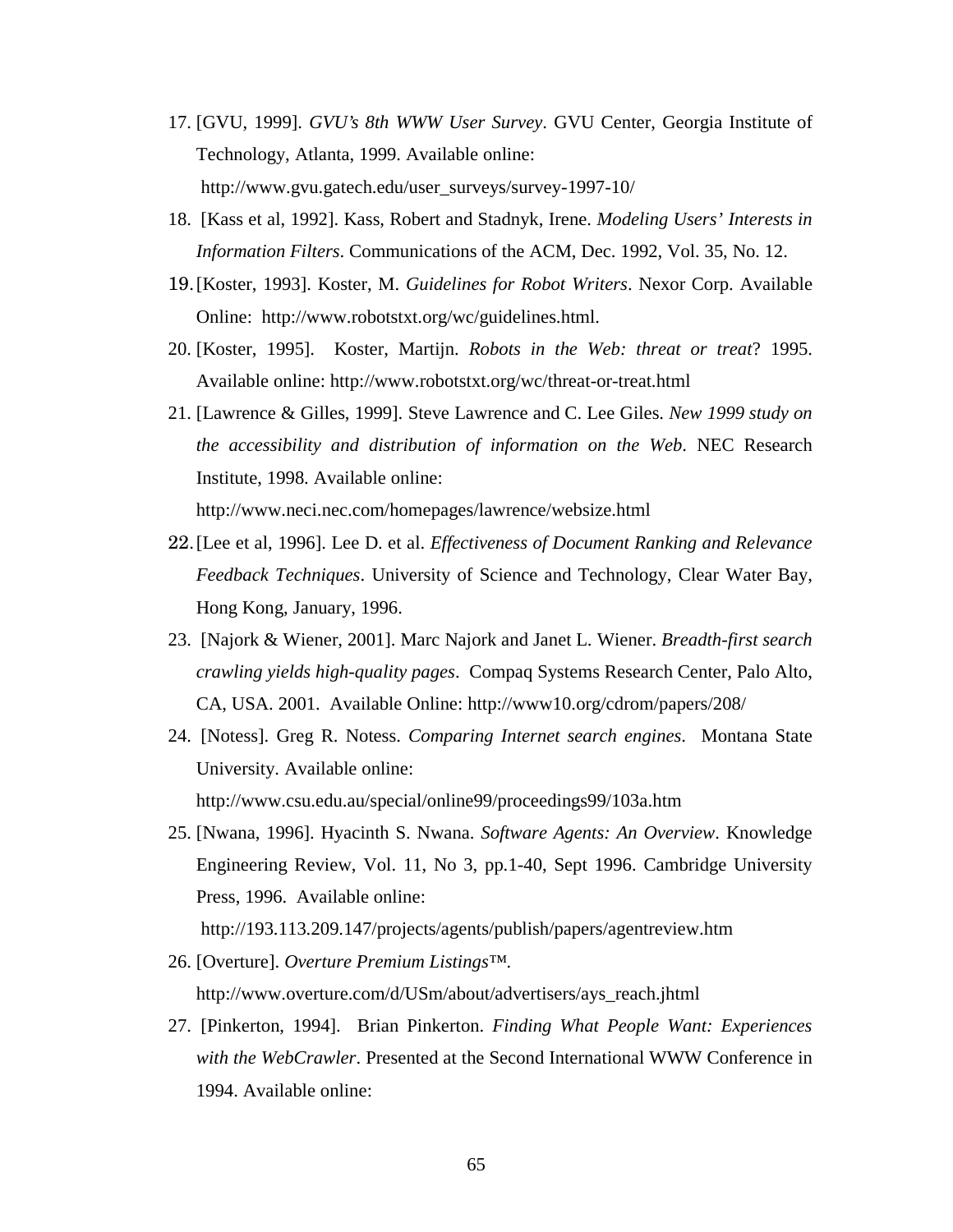17. [GVU, 1999]. *GVU's 8th WWW User Survey*. GVU Center, Georgia Institute of Technology, Atlanta, 1999. Available online:
    http://www.gvu.gatech.edu/user_surveys/survey-1997-10/
18. [Kass et al, 1992]. Kass, Robert and Stadnyk, Irene. *Modeling Users' Interests in Information Filters*. Communications of the ACM, Dec. 1992, Vol. 35, No. 12.
19. [Koster, 1993]. Koster, M. *Guidelines for Robot Writers*. Nexor Corp. Available Online: http://www.robotstxt.org/wc/guidelines.html.
20. [Koster, 1995]. Koster, Martijn. *Robots in the Web: threat or treat*? 1995. Available online: http://www.robotstxt.org/wc/threat-or-treat.html
21. [Lawrence & Gilles, 1999]. Steve Lawrence and C. Lee Giles. *New 1999 study on the accessibility and distribution of information on the Web*. NEC Research Institute, 1998. Available online:
    http://www.neci.nec.com/homepages/lawrence/websize.html
22. [Lee et al, 1996]. Lee D. et al. *Effectiveness of Document Ranking and Relevance Feedback Techniques*. University of Science and Technology, Clear Water Bay, Hong Kong, January, 1996.
23. [Najork & Wiener, 2001]. Marc Najork and Janet L. Wiener. *Breadth-first search crawling yields high-quality pages*. Compaq Systems Research Center, Palo Alto, CA, USA. 2001. Available Online: http://www10.org/cdrom/papers/208/
24. [Notess]. Greg R. Notess. *Comparing Internet search engines*. Montana State University. Available online:
    http://www.csu.edu.au/special/online99/proceedings99/103a.htm
25. [Nwana, 1996]. Hyacinth S. Nwana. *Software Agents: An Overview*. Knowledge Engineering Review, Vol. 11, No 3, pp.1-40, Sept 1996. Cambridge University Press, 1996. Available online:
    http://193.113.209.147/projects/agents/publish/papers/agentreview.htm
26. [Overture]. *Overture Premium Listings™*.
    http://www.overture.com/d/USm/about/advertisers/ays_reach.jhtml
27. [Pinkerton, 1994]. Brian Pinkerton. *Finding What People Want: Experiences with the WebCrawler*. Presented at the Second International WWW Conference in 1994. Available online: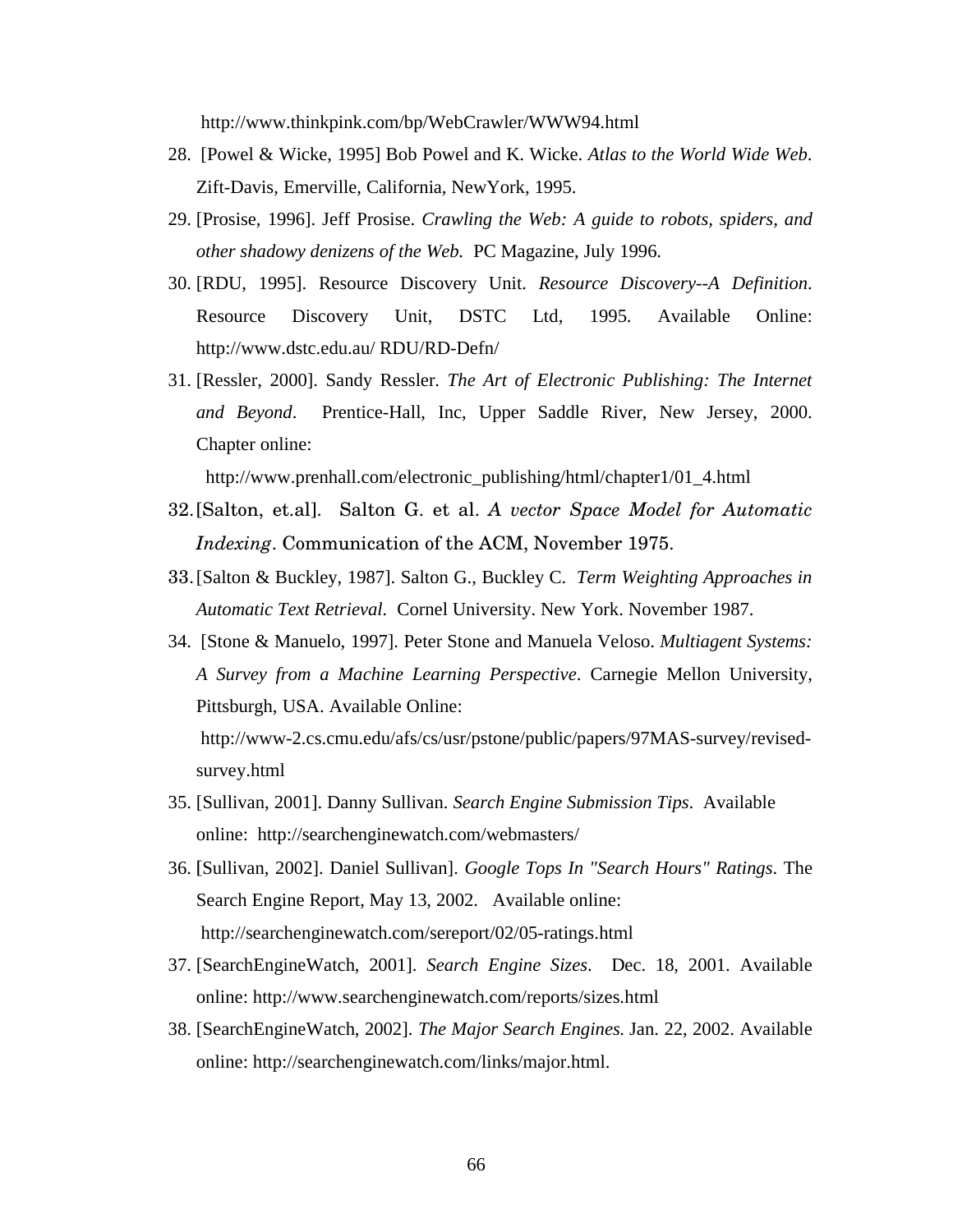http://www.thinkpink.com/bp/WebCrawler/WWW94.html

28. [Powel & Wicke, 1995] Bob Powel and K. Wicke. *Atlas to the World Wide Web*. Zift-Davis, Emerville, California, NewYork, 1995.

29. [Prosise, 1996]. Jeff Prosise. *Crawling the Web: A guide to robots, spiders, and other shadowy denizens of the Web.* PC Magazine, July 1996.

30. [RDU, 1995]. Resource Discovery Unit. *Resource Discovery--A Definition*. Resource Discovery Unit, DSTC Ltd, 1995. Available Online: http://www.dstc.edu.au/ RDU/RD-Defn/

31. [Ressler, 2000]. Sandy Ressler. *The Art of Electronic Publishing: The Internet and Beyond*. Prentice-Hall, Inc, Upper Saddle River, New Jersey, 2000. Chapter online:

   http://www.prenhall.com/electronic_publishing/html/chapter1/01_4.html

32. [Salton, et.al]. Salton G. et al. *A vector Space Model for Automatic Indexing*. Communication of the ACM, November 1975.

33. [Salton & Buckley, 1987]. Salton G., Buckley C. *Term Weighting Approaches in Automatic Text Retrieval*. Cornel University. New York. November 1987.

34. [Stone & Manuelo, 1997]. Peter Stone and Manuela Veloso. *Multiagent Systems: A Survey from a Machine Learning Perspective*. Carnegie Mellon University, Pittsburgh, USA. Available Online:

   http://www-2.cs.cmu.edu/afs/cs/usr/pstone/public/papers/97MAS-survey/revised-survey.html

35. [Sullivan, 2001]. Danny Sullivan. *Search Engine Submission Tips*. Available online: http://searchenginewatch.com/webmasters/

36. [Sullivan, 2002]. Daniel Sullivan]. *Google Tops In "Search Hours" Ratings*. The Search Engine Report, May 13, 2002. Available online:

   http://searchenginewatch.com/sereport/02/05-ratings.html

37. [SearchEngineWatch, 2001]. *Search Engine Sizes*. Dec. 18, 2001. Available online: http://www.searchenginewatch.com/reports/sizes.html

38. [SearchEngineWatch, 2002]. *The Major Search Engines.* Jan. 22, 2002. Available online: http://searchenginewatch.com/links/major.html.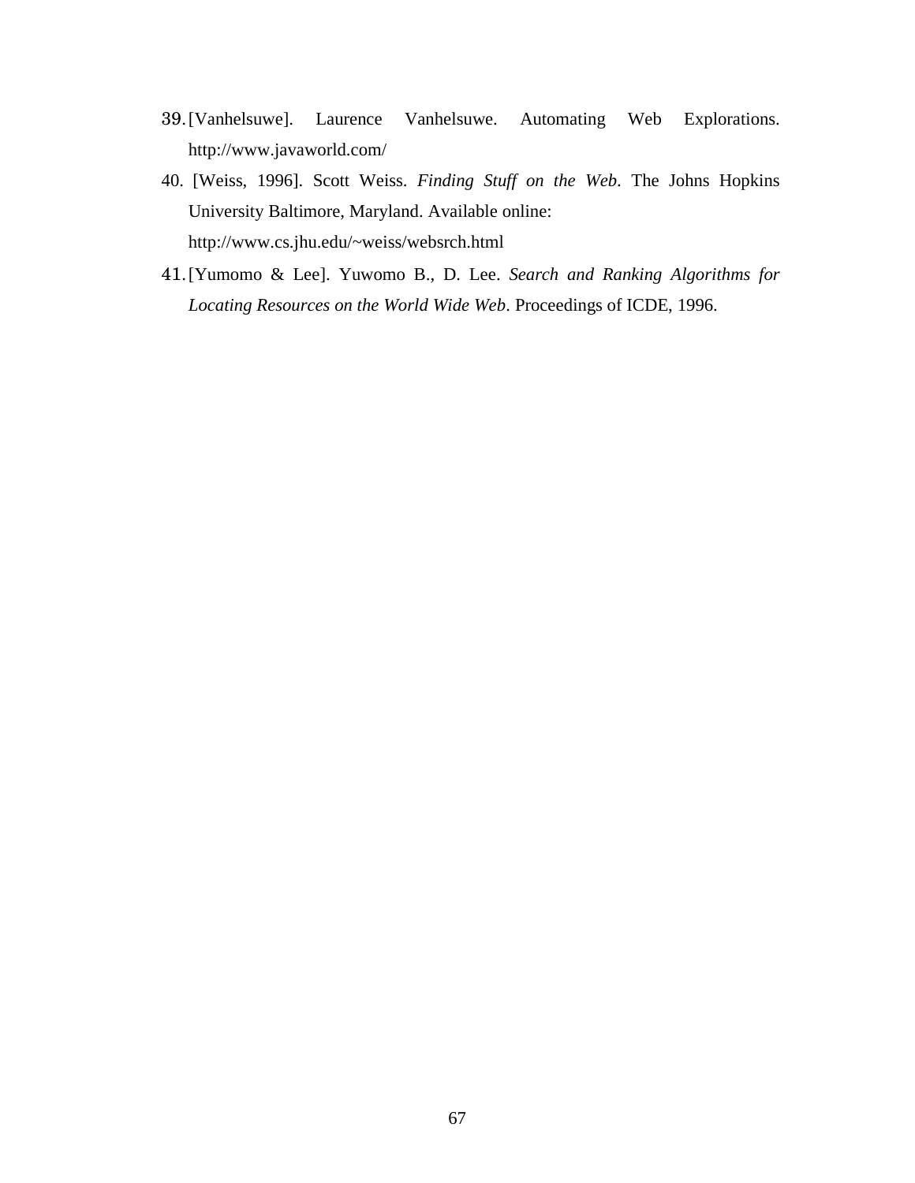39. [Vanhelsuwe]. Laurence Vanhelsuwe. Automating Web Explorations. http://www.javaworld.com/
40. [Weiss, 1996]. Scott Weiss. *Finding Stuff on the Web*. The Johns Hopkins University Baltimore, Maryland. Available online: http://www.cs.jhu.edu/~weiss/websrch.html
41. [Yumomo & Lee]. Yuwomo B., D. Lee. *Search and Ranking Algorithms for Locating Resources on the World Wide Web*. Proceedings of ICDE, 1996.